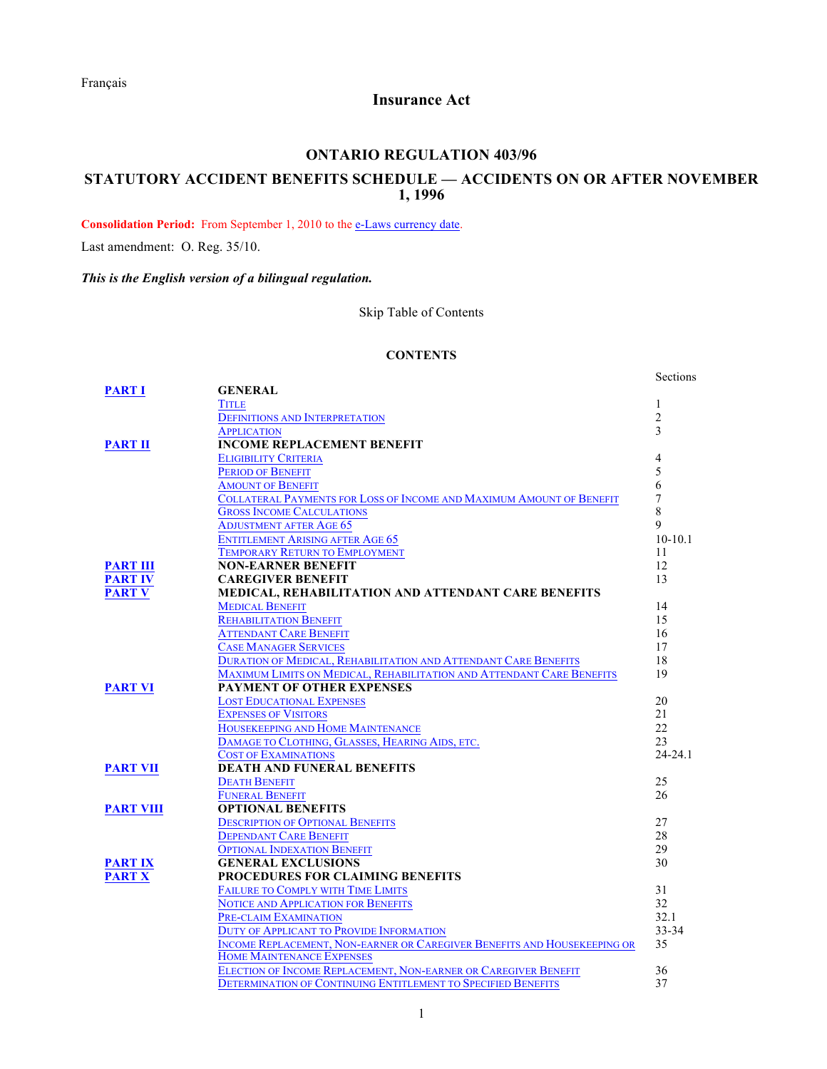Français

# Insurance Act

## ONTARIO REGULATION 403/96

## STATUTORY ACCIDENT BENEFITS SCHEDULE — ACCIDENTS ON OR AFTER NOVEMBER 1, 1996

**Consolidation Period:** From September 1, 2010 to the e-Laws currency date.

Last amendment: O. Reg. 35/10.

***This is the English version of a bilingual regulation.***

Skip Table of Contents

### CONTENTS

| | | Sections |
|---|---|---|
| **PART I** | **GENERAL** | |
| | Title | 1 |
| | Definitions and Interpretation | 2 |
| | Application | 3 |
| **PART II** | **INCOME REPLACEMENT BENEFIT** | |
| | Eligibility Criteria | 4 |
| | Period of Benefit | 5 |
| | Amount of Benefit | 6 |
| | Collateral Payments for Loss of Income and Maximum Amount of Benefit | 7 |
| | Gross Income Calculations | 8 |
| | Adjustment after Age 65 | 9 |
| | Entitlement Arising after Age 65 | 10-10.1 |
| | Temporary Return to Employment | 11 |
| **PART III** | **NON-EARNER BENEFIT** | 12 |
| **PART IV** | **CAREGIVER BENEFIT** | 13 |
| **PART V** | **MEDICAL, REHABILITATION AND ATTENDANT CARE BENEFITS** | |
| | Medical Benefit | 14 |
| | Rehabilitation Benefit | 15 |
| | Attendant Care Benefit | 16 |
| | Case Manager Services | 17 |
| | Duration of Medical, Rehabilitation and Attendant Care Benefits | 18 |
| | Maximum Limits on Medical, Rehabilitation and Attendant Care Benefits | 19 |
| **PART VI** | **PAYMENT OF OTHER EXPENSES** | |
| | Lost Educational Expenses | 20 |
| | Expenses of Visitors | 21 |
| | Housekeeping and Home Maintenance | 22 |
| | Damage to Clothing, Glasses, Hearing Aids, etc. | 23 |
| | Cost of Examinations | 24-24.1 |
| **PART VII** | **DEATH AND FUNERAL BENEFITS** | |
| | Death Benefit | 25 |
| | Funeral Benefit | 26 |
| **PART VIII** | **OPTIONAL BENEFITS** | |
| | Description of Optional Benefits | 27 |
| | Dependant Care Benefit | 28 |
| | Optional Indexation Benefit | 29 |
| **PART IX** | **GENERAL EXCLUSIONS** | 30 |
| **PART X** | **PROCEDURES FOR CLAIMING BENEFITS** | |
| | Failure to Comply with Time Limits | 31 |
| | Notice and Application for Benefits | 32 |
| | Pre-claim Examination | 32.1 |
| | Duty of Applicant to Provide Information | 33-34 |
| | Income Replacement, Non-earner or Caregiver Benefits and Housekeeping or Home Maintenance Expenses | 35 |
| | Election of Income Replacement, Non-earner or Caregiver Benefit | 36 |
| | Determination of Continuing Entitlement to Specified Benefits | 37 |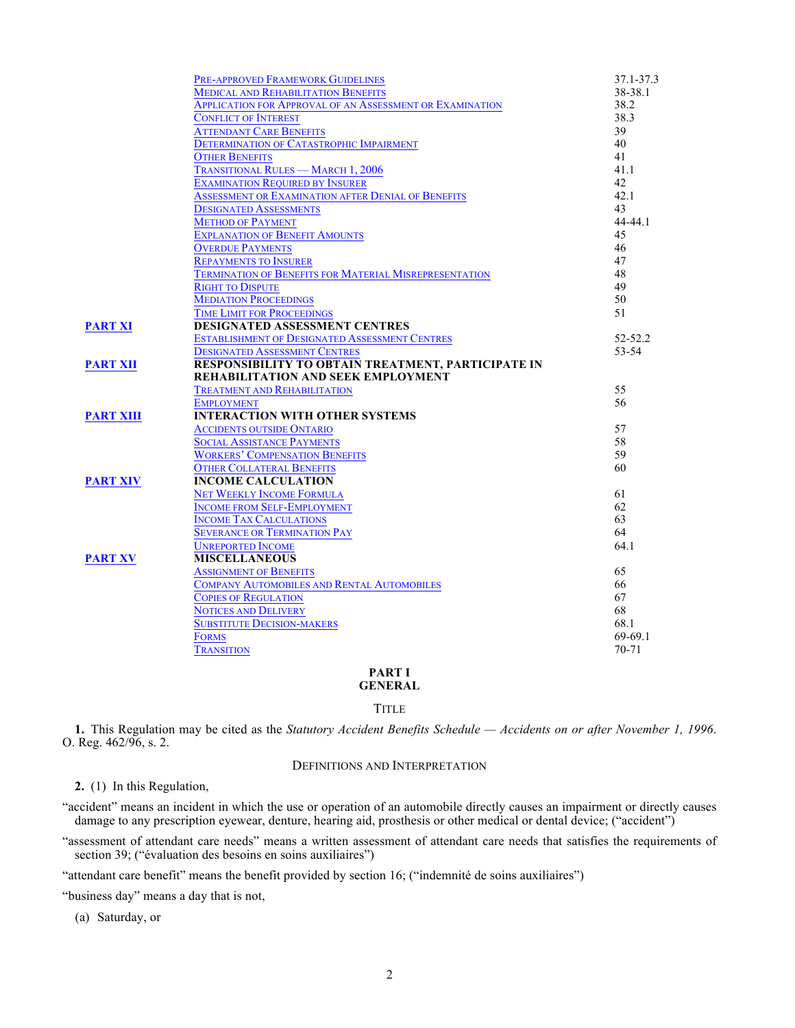| | | |
|---|---|---|
| | Pre-approved Framework Guidelines | 37.1-37.3 |
| | Medical and Rehabilitation Benefits | 38-38.1 |
| | Application for Approval of an Assessment or Examination | 38.2 |
| | Conflict of Interest | 38.3 |
| | Attendant Care Benefits | 39 |
| | Determination of Catastrophic Impairment | 40 |
| | Other Benefits | 41 |
| | Transitional Rules — March 1, 2006 | 41.1 |
| | Examination Required by Insurer | 42 |
| | Assessment or Examination after Denial of Benefits | 42.1 |
| | Designated Assessments | 43 |
| | Method of Payment | 44-44.1 |
| | Explanation of Benefit Amounts | 45 |
| | Overdue Payments | 46 |
| | Repayments to Insurer | 47 |
| | Termination of Benefits for Material Misrepresentation | 48 |
| | Right to Dispute | 49 |
| | Mediation Proceedings | 50 |
| | Time Limit for Proceedings | 51 |
| **PART XI** | **DESIGNATED ASSESSMENT CENTRES** | |
| | Establishment of Designated Assessment Centres | 52-52.2 |
| | Designated Assessment Centres | 53-54 |
| **PART XII** | **RESPONSIBILITY TO OBTAIN TREATMENT, PARTICIPATE IN REHABILITATION AND SEEK EMPLOYMENT** | |
| | Treatment and Rehabilitation | 55 |
| | Employment | 56 |
| **PART XIII** | **INTERACTION WITH OTHER SYSTEMS** | |
| | Accidents outside Ontario | 57 |
| | Social Assistance Payments | 58 |
| | Workers' Compensation Benefits | 59 |
| | Other Collateral Benefits | 60 |
| **PART XIV** | **INCOME CALCULATION** | |
| | Net Weekly Income Formula | 61 |
| | Income from Self-Employment | 62 |
| | Income Tax Calculations | 63 |
| | Severance or Termination Pay | 64 |
| | Unreported Income | 64.1 |
| **PART XV** | **MISCELLANEOUS** | |
| | Assignment of Benefits | 65 |
| | Company Automobiles and Rental Automobiles | 66 |
| | Copies of Regulation | 67 |
| | Notices and Delivery | 68 |
| | Substitute Decision-makers | 68.1 |
| | Forms | 69-69.1 |
| | Transition | 70-71 |

# PART I
# GENERAL

## TITLE

**1.** This Regulation may be cited as the *Statutory Accident Benefits Schedule — Accidents on or after November 1, 1996*. O. Reg. 462/96, s. 2.

## DEFINITIONS AND INTERPRETATION

**2.** (1) In this Regulation,

"accident" means an incident in which the use or operation of an automobile directly causes an impairment or directly causes damage to any prescription eyewear, denture, hearing aid, prosthesis or other medical or dental device; ("accident")

"assessment of attendant care needs" means a written assessment of attendant care needs that satisfies the requirements of section 39; ("évaluation des besoins en soins auxiliaires")

"attendant care benefit" means the benefit provided by section 16; ("indemnité de soins auxiliaires")

"business day" means a day that is not,

(a) Saturday, or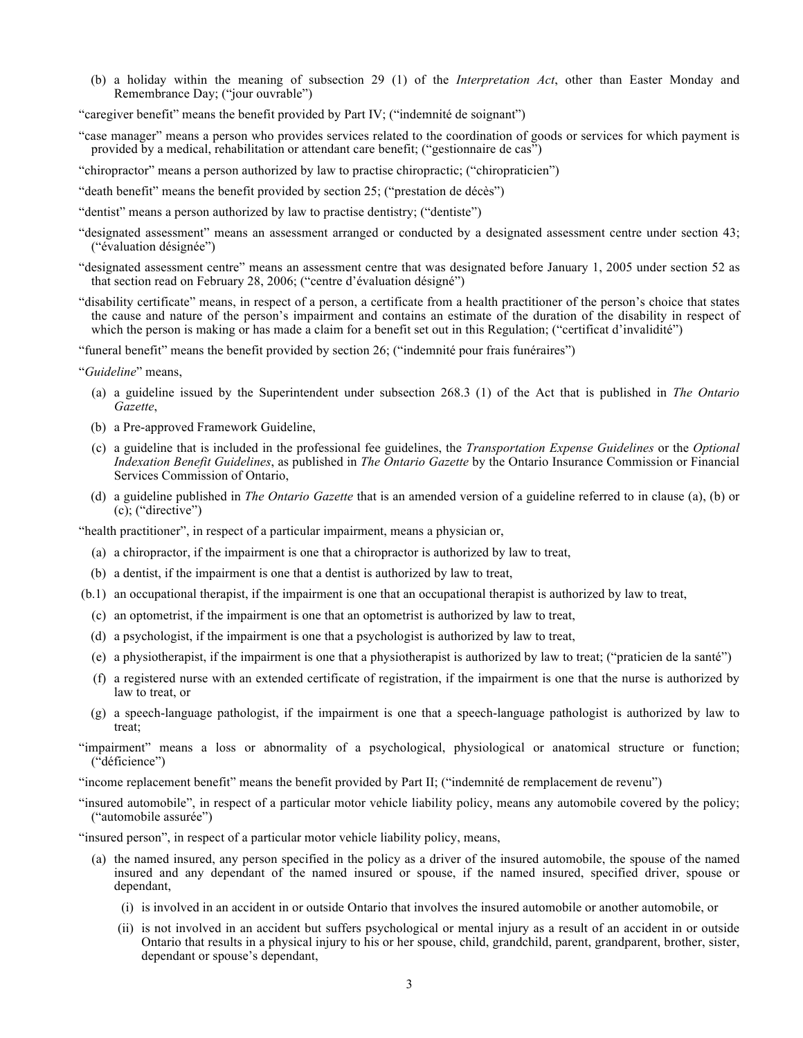(b) a holiday within the meaning of subsection 29 (1) of the *Interpretation Act*, other than Easter Monday and Remembrance Day; ("jour ouvrable")

"caregiver benefit" means the benefit provided by Part IV; ("indemnité de soignant")

"case manager" means a person who provides services related to the coordination of goods or services for which payment is provided by a medical, rehabilitation or attendant care benefit; ("gestionnaire de cas")

"chiropractor" means a person authorized by law to practise chiropractic; ("chiropraticien")

"death benefit" means the benefit provided by section 25; ("prestation de décès")

"dentist" means a person authorized by law to practise dentistry; ("dentiste")

"designated assessment" means an assessment arranged or conducted by a designated assessment centre under section 43; ("évaluation désignée")

"designated assessment centre" means an assessment centre that was designated before January 1, 2005 under section 52 as that section read on February 28, 2006; ("centre d'évaluation désigné")

"disability certificate" means, in respect of a person, a certificate from a health practitioner of the person's choice that states the cause and nature of the person's impairment and contains an estimate of the duration of the disability in respect of which the person is making or has made a claim for a benefit set out in this Regulation; ("certificat d'invalidité")

"funeral benefit" means the benefit provided by section 26; ("indemnité pour frais funéraires")

"*Guideline*" means,

(a) a guideline issued by the Superintendent under subsection 268.3 (1) of the Act that is published in *The Ontario Gazette*,

(b) a Pre-approved Framework Guideline,

(c) a guideline that is included in the professional fee guidelines, the *Transportation Expense Guidelines* or the *Optional Indexation Benefit Guidelines*, as published in *The Ontario Gazette* by the Ontario Insurance Commission or Financial Services Commission of Ontario,

(d) a guideline published in *The Ontario Gazette* that is an amended version of a guideline referred to in clause (a), (b) or (c); ("directive")

"health practitioner", in respect of a particular impairment, means a physician or,

(a) a chiropractor, if the impairment is one that a chiropractor is authorized by law to treat,

(b) a dentist, if the impairment is one that a dentist is authorized by law to treat,

(b.1) an occupational therapist, if the impairment is one that an occupational therapist is authorized by law to treat,

(c) an optometrist, if the impairment is one that an optometrist is authorized by law to treat,

(d) a psychologist, if the impairment is one that a psychologist is authorized by law to treat,

(e) a physiotherapist, if the impairment is one that a physiotherapist is authorized by law to treat; ("praticien de la santé")

(f) a registered nurse with an extended certificate of registration, if the impairment is one that the nurse is authorized by law to treat, or

(g) a speech-language pathologist, if the impairment is one that a speech-language pathologist is authorized by law to treat;

"impairment" means a loss or abnormality of a psychological, physiological or anatomical structure or function; ("déficience")

"income replacement benefit" means the benefit provided by Part II; ("indemnité de remplacement de revenu")

"insured automobile", in respect of a particular motor vehicle liability policy, means any automobile covered by the policy; ("automobile assurée")

"insured person", in respect of a particular motor vehicle liability policy, means,

(a) the named insured, any person specified in the policy as a driver of the insured automobile, the spouse of the named insured and any dependant of the named insured or spouse, if the named insured, specified driver, spouse or dependant,

(i) is involved in an accident in or outside Ontario that involves the insured automobile or another automobile, or

(ii) is not involved in an accident but suffers psychological or mental injury as a result of an accident in or outside Ontario that results in a physical injury to his or her spouse, child, grandchild, parent, grandparent, brother, sister, dependant or spouse's dependant,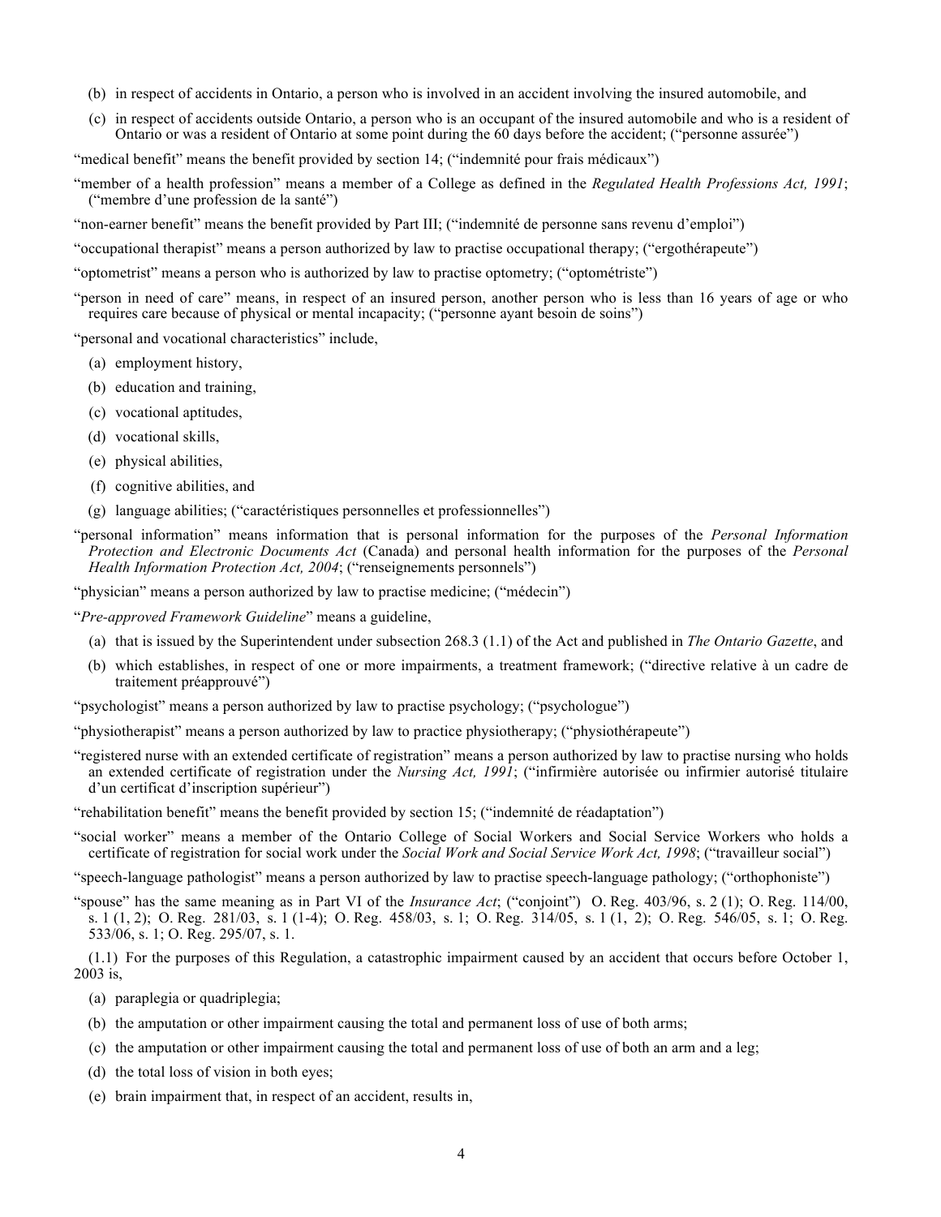(b) in respect of accidents in Ontario, a person who is involved in an accident involving the insured automobile, and

(c) in respect of accidents outside Ontario, a person who is an occupant of the insured automobile and who is a resident of Ontario or was a resident of Ontario at some point during the 60 days before the accident; ("personne assurée")

"medical benefit" means the benefit provided by section 14; ("indemnité pour frais médicaux")

"member of a health profession" means a member of a College as defined in the *Regulated Health Professions Act, 1991*; ("membre d'une profession de la santé")

"non-earner benefit" means the benefit provided by Part III; ("indemnité de personne sans revenu d'emploi")

"occupational therapist" means a person authorized by law to practise occupational therapy; ("ergothérapeute")

"optometrist" means a person who is authorized by law to practise optometry; ("optométriste")

"person in need of care" means, in respect of an insured person, another person who is less than 16 years of age or who requires care because of physical or mental incapacity; ("personne ayant besoin de soins")

"personal and vocational characteristics" include,

(a) employment history,

(b) education and training,

(c) vocational aptitudes,

(d) vocational skills,

(e) physical abilities,

(f) cognitive abilities, and

(g) language abilities; ("caractéristiques personnelles et professionnelles")

"personal information" means information that is personal information for the purposes of the *Personal Information Protection and Electronic Documents Act* (Canada) and personal health information for the purposes of the *Personal Health Information Protection Act, 2004*; ("renseignements personnels")

"physician" means a person authorized by law to practise medicine; ("médecin")

"*Pre-approved Framework Guideline*" means a guideline,

(a) that is issued by the Superintendent under subsection 268.3 (1.1) of the Act and published in *The Ontario Gazette*, and

(b) which establishes, in respect of one or more impairments, a treatment framework; ("directive relative à un cadre de traitement préapprouvé")

"psychologist" means a person authorized by law to practise psychology; ("psychologue")

"physiotherapist" means a person authorized by law to practice physiotherapy; ("physiothérapeute")

"registered nurse with an extended certificate of registration" means a person authorized by law to practise nursing who holds an extended certificate of registration under the *Nursing Act, 1991*; ("infirmière autorisée ou infirmier autorisé titulaire d'un certificat d'inscription supérieur")

"rehabilitation benefit" means the benefit provided by section 15; ("indemnité de réadaptation")

"social worker" means a member of the Ontario College of Social Workers and Social Service Workers who holds a certificate of registration for social work under the *Social Work and Social Service Work Act, 1998*; ("travailleur social")

"speech-language pathologist" means a person authorized by law to practise speech-language pathology; ("orthophoniste")

"spouse" has the same meaning as in Part VI of the *Insurance Act*; ("conjoint") O. Reg. 403/96, s. 2 (1); O. Reg. 114/00, s. 1 (1, 2); O. Reg. 281/03, s. 1 (1-4); O. Reg. 458/03, s. 1; O. Reg. 314/05, s. 1 (1, 2); O. Reg. 546/05, s. 1; O. Reg. 533/06, s. 1; O. Reg. 295/07, s. 1.

(1.1) For the purposes of this Regulation, a catastrophic impairment caused by an accident that occurs before October 1, 2003 is,

(a) paraplegia or quadriplegia;

(b) the amputation or other impairment causing the total and permanent loss of use of both arms;

(c) the amputation or other impairment causing the total and permanent loss of use of both an arm and a leg;

(d) the total loss of vision in both eyes;

(e) brain impairment that, in respect of an accident, results in,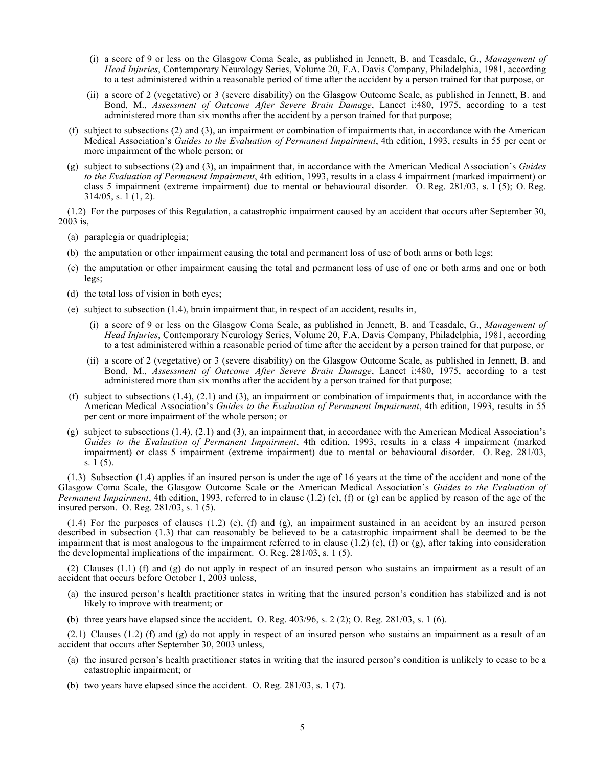(i) a score of 9 or less on the Glasgow Coma Scale, as published in Jennett, B. and Teasdale, G., *Management of Head Injuries*, Contemporary Neurology Series, Volume 20, F.A. Davis Company, Philadelphia, 1981, according to a test administered within a reasonable period of time after the accident by a person trained for that purpose, or

(ii) a score of 2 (vegetative) or 3 (severe disability) on the Glasgow Outcome Scale, as published in Jennett, B. and Bond, M., *Assessment of Outcome After Severe Brain Damage*, Lancet i:480, 1975, according to a test administered more than six months after the accident by a person trained for that purpose;

(f) subject to subsections (2) and (3), an impairment or combination of impairments that, in accordance with the American Medical Association's *Guides to the Evaluation of Permanent Impairment*, 4th edition, 1993, results in 55 per cent or more impairment of the whole person; or

(g) subject to subsections (2) and (3), an impairment that, in accordance with the American Medical Association's *Guides to the Evaluation of Permanent Impairment*, 4th edition, 1993, results in a class 4 impairment (marked impairment) or class 5 impairment (extreme impairment) due to mental or behavioural disorder. O. Reg. 281/03, s. 1 (5); O. Reg. 314/05, s. 1 (1, 2).

(1.2) For the purposes of this Regulation, a catastrophic impairment caused by an accident that occurs after September 30, 2003 is,

(a) paraplegia or quadriplegia;

(b) the amputation or other impairment causing the total and permanent loss of use of both arms or both legs;

(c) the amputation or other impairment causing the total and permanent loss of use of one or both arms and one or both legs;

(d) the total loss of vision in both eyes;

(e) subject to subsection (1.4), brain impairment that, in respect of an accident, results in,

(i) a score of 9 or less on the Glasgow Coma Scale, as published in Jennett, B. and Teasdale, G., *Management of Head Injuries*, Contemporary Neurology Series, Volume 20, F.A. Davis Company, Philadelphia, 1981, according to a test administered within a reasonable period of time after the accident by a person trained for that purpose, or

(ii) a score of 2 (vegetative) or 3 (severe disability) on the Glasgow Outcome Scale, as published in Jennett, B. and Bond, M., *Assessment of Outcome After Severe Brain Damage*, Lancet i:480, 1975, according to a test administered more than six months after the accident by a person trained for that purpose;

(f) subject to subsections (1.4), (2.1) and (3), an impairment or combination of impairments that, in accordance with the American Medical Association's *Guides to the Evaluation of Permanent Impairment*, 4th edition, 1993, results in 55 per cent or more impairment of the whole person; or

(g) subject to subsections (1.4), (2.1) and (3), an impairment that, in accordance with the American Medical Association's *Guides to the Evaluation of Permanent Impairment*, 4th edition, 1993, results in a class 4 impairment (marked impairment) or class 5 impairment (extreme impairment) due to mental or behavioural disorder. O. Reg. 281/03, s. 1 (5).

(1.3) Subsection (1.4) applies if an insured person is under the age of 16 years at the time of the accident and none of the Glasgow Coma Scale, the Glasgow Outcome Scale or the American Medical Association's *Guides to the Evaluation of Permanent Impairment*, 4th edition, 1993, referred to in clause (1.2) (e), (f) or (g) can be applied by reason of the age of the insured person. O. Reg. 281/03, s. 1 (5).

(1.4) For the purposes of clauses (1.2) (e), (f) and (g), an impairment sustained in an accident by an insured person described in subsection (1.3) that can reasonably be believed to be a catastrophic impairment shall be deemed to be the impairment that is most analogous to the impairment referred to in clause (1.2) (e), (f) or (g), after taking into consideration the developmental implications of the impairment. O. Reg. 281/03, s. 1 (5).

(2) Clauses (1.1) (f) and (g) do not apply in respect of an insured person who sustains an impairment as a result of an accident that occurs before October 1, 2003 unless,

(a) the insured person's health practitioner states in writing that the insured person's condition has stabilized and is not likely to improve with treatment; or

(b) three years have elapsed since the accident. O. Reg. 403/96, s. 2 (2); O. Reg. 281/03, s. 1 (6).

(2.1) Clauses (1.2) (f) and (g) do not apply in respect of an insured person who sustains an impairment as a result of an accident that occurs after September 30, 2003 unless,

(a) the insured person's health practitioner states in writing that the insured person's condition is unlikely to cease to be a catastrophic impairment; or

(b) two years have elapsed since the accident. O. Reg. 281/03, s. 1 (7).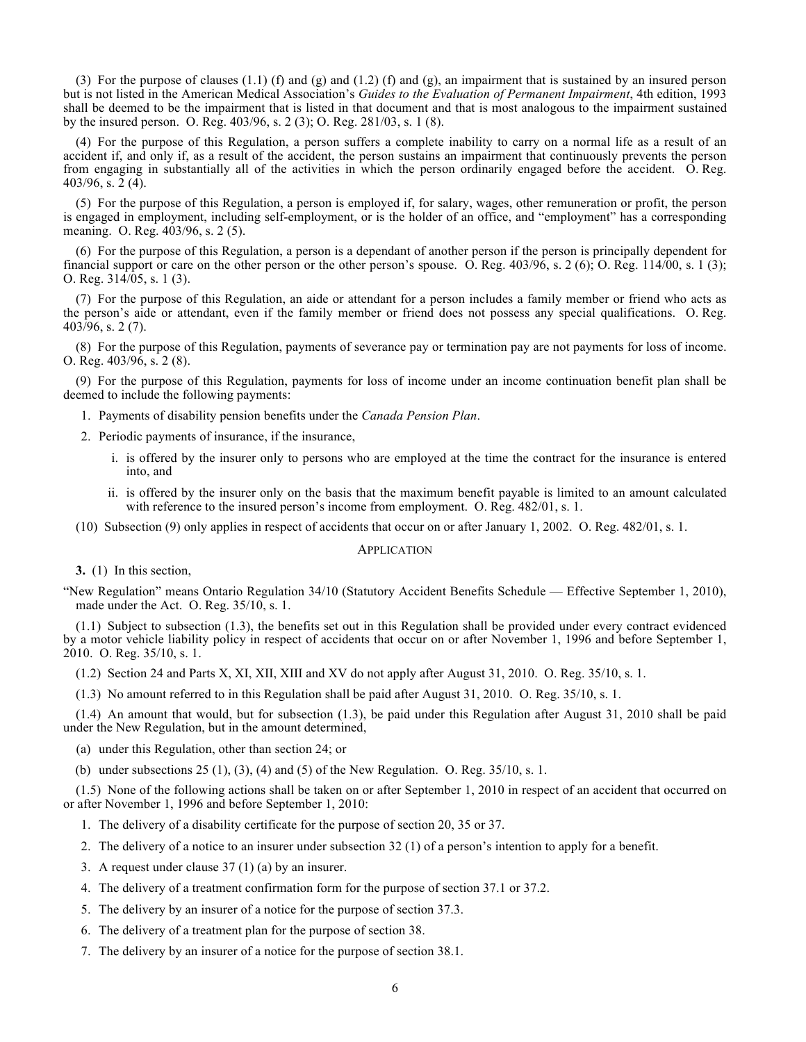(3) For the purpose of clauses (1.1) (f) and (g) and (1.2) (f) and (g), an impairment that is sustained by an insured person but is not listed in the American Medical Association's *Guides to the Evaluation of Permanent Impairment*, 4th edition, 1993 shall be deemed to be the impairment that is listed in that document and that is most analogous to the impairment sustained by the insured person. O. Reg. 403/96, s. 2 (3); O. Reg. 281/03, s. 1 (8).

(4) For the purpose of this Regulation, a person suffers a complete inability to carry on a normal life as a result of an accident if, and only if, as a result of the accident, the person sustains an impairment that continuously prevents the person from engaging in substantially all of the activities in which the person ordinarily engaged before the accident. O. Reg. 403/96, s. 2 (4).

(5) For the purpose of this Regulation, a person is employed if, for salary, wages, other remuneration or profit, the person is engaged in employment, including self-employment, or is the holder of an office, and "employment" has a corresponding meaning. O. Reg. 403/96, s. 2 (5).

(6) For the purpose of this Regulation, a person is a dependant of another person if the person is principally dependent for financial support or care on the other person or the other person's spouse. O. Reg. 403/96, s. 2 (6); O. Reg. 114/00, s. 1 (3); O. Reg. 314/05, s. 1 (3).

(7) For the purpose of this Regulation, an aide or attendant for a person includes a family member or friend who acts as the person's aide or attendant, even if the family member or friend does not possess any special qualifications. O. Reg. 403/96, s. 2 (7).

(8) For the purpose of this Regulation, payments of severance pay or termination pay are not payments for loss of income. O. Reg. 403/96, s. 2 (8).

(9) For the purpose of this Regulation, payments for loss of income under an income continuation benefit plan shall be deemed to include the following payments:

1. Payments of disability pension benefits under the *Canada Pension Plan*.
2. Periodic payments of insurance, if the insurance,
   i. is offered by the insurer only to persons who are employed at the time the contract for the insurance is entered into, and
   ii. is offered by the insurer only on the basis that the maximum benefit payable is limited to an amount calculated with reference to the insured person's income from employment. O. Reg. 482/01, s. 1.

(10) Subsection (9) only applies in respect of accidents that occur on or after January 1, 2002. O. Reg. 482/01, s. 1.

## APPLICATION

**3.** (1) In this section,

"New Regulation" means Ontario Regulation 34/10 (Statutory Accident Benefits Schedule — Effective September 1, 2010), made under the Act. O. Reg. 35/10, s. 1.

(1.1) Subject to subsection (1.3), the benefits set out in this Regulation shall be provided under every contract evidenced by a motor vehicle liability policy in respect of accidents that occur on or after November 1, 1996 and before September 1, 2010. O. Reg. 35/10, s. 1.

(1.2) Section 24 and Parts X, XI, XII, XIII and XV do not apply after August 31, 2010. O. Reg. 35/10, s. 1.

(1.3) No amount referred to in this Regulation shall be paid after August 31, 2010. O. Reg. 35/10, s. 1.

(1.4) An amount that would, but for subsection (1.3), be paid under this Regulation after August 31, 2010 shall be paid under the New Regulation, but in the amount determined,

(a) under this Regulation, other than section 24; or

(b) under subsections 25 (1), (3), (4) and (5) of the New Regulation. O. Reg. 35/10, s. 1.

(1.5) None of the following actions shall be taken on or after September 1, 2010 in respect of an accident that occurred on or after November 1, 1996 and before September 1, 2010:

1. The delivery of a disability certificate for the purpose of section 20, 35 or 37.
2. The delivery of a notice to an insurer under subsection 32 (1) of a person's intention to apply for a benefit.
3. A request under clause 37 (1) (a) by an insurer.
4. The delivery of a treatment confirmation form for the purpose of section 37.1 or 37.2.
5. The delivery by an insurer of a notice for the purpose of section 37.3.
6. The delivery of a treatment plan for the purpose of section 38.
7. The delivery by an insurer of a notice for the purpose of section 38.1.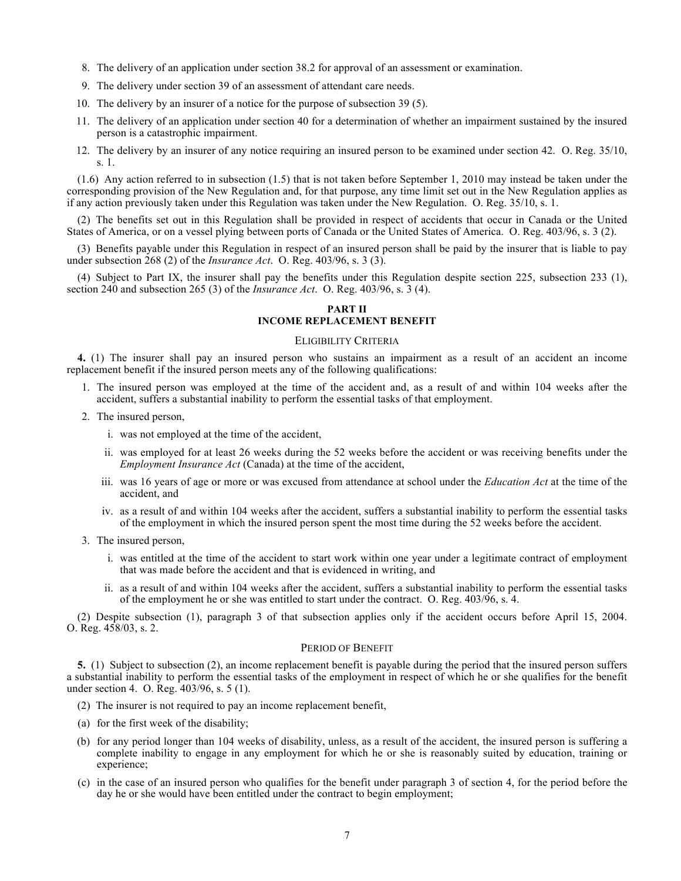8. The delivery of an application under section 38.2 for approval of an assessment or examination.
9. The delivery under section 39 of an assessment of attendant care needs.
10. The delivery by an insurer of a notice for the purpose of subsection 39 (5).
11. The delivery of an application under section 40 for a determination of whether an impairment sustained by the insured person is a catastrophic impairment.
12. The delivery by an insurer of any notice requiring an insured person to be examined under section 42. O. Reg. 35/10, s. 1.

(1.6) Any action referred to in subsection (1.5) that is not taken before September 1, 2010 may instead be taken under the corresponding provision of the New Regulation and, for that purpose, any time limit set out in the New Regulation applies as if any action previously taken under this Regulation was taken under the New Regulation. O. Reg. 35/10, s. 1.

(2) The benefits set out in this Regulation shall be provided in respect of accidents that occur in Canada or the United States of America, or on a vessel plying between ports of Canada or the United States of America. O. Reg. 403/96, s. 3 (2).

(3) Benefits payable under this Regulation in respect of an insured person shall be paid by the insurer that is liable to pay under subsection 268 (2) of the *Insurance Act*. O. Reg. 403/96, s. 3 (3).

(4) Subject to Part IX, the insurer shall pay the benefits under this Regulation despite section 225, subsection 233 (1), section 240 and subsection 265 (3) of the *Insurance Act*. O. Reg. 403/96, s. 3 (4).

## PART II
## INCOME REPLACEMENT BENEFIT

### ELIGIBILITY CRITERIA

**4.** (1) The insurer shall pay an insured person who sustains an impairment as a result of an accident an income replacement benefit if the insured person meets any of the following qualifications:

1. The insured person was employed at the time of the accident and, as a result of and within 104 weeks after the accident, suffers a substantial inability to perform the essential tasks of that employment.
2. The insured person,
   - i. was not employed at the time of the accident,
   - ii. was employed for at least 26 weeks during the 52 weeks before the accident or was receiving benefits under the *Employment Insurance Act* (Canada) at the time of the accident,
   - iii. was 16 years of age or more or was excused from attendance at school under the *Education Act* at the time of the accident, and
   - iv. as a result of and within 104 weeks after the accident, suffers a substantial inability to perform the essential tasks of the employment in which the insured person spent the most time during the 52 weeks before the accident.
3. The insured person,
   - i. was entitled at the time of the accident to start work within one year under a legitimate contract of employment that was made before the accident and that is evidenced in writing, and
   - ii. as a result of and within 104 weeks after the accident, suffers a substantial inability to perform the essential tasks of the employment he or she was entitled to start under the contract. O. Reg. 403/96, s. 4.

(2) Despite subsection (1), paragraph 3 of that subsection applies only if the accident occurs before April 15, 2004. O. Reg. 458/03, s. 2.

### PERIOD OF BENEFIT

**5.** (1) Subject to subsection (2), an income replacement benefit is payable during the period that the insured person suffers a substantial inability to perform the essential tasks of the employment in respect of which he or she qualifies for the benefit under section 4. O. Reg. 403/96, s. 5 (1).

(2) The insurer is not required to pay an income replacement benefit,

(a) for the first week of the disability;

(b) for any period longer than 104 weeks of disability, unless, as a result of the accident, the insured person is suffering a complete inability to engage in any employment for which he or she is reasonably suited by education, training or experience;

(c) in the case of an insured person who qualifies for the benefit under paragraph 3 of section 4, for the period before the day he or she would have been entitled under the contract to begin employment;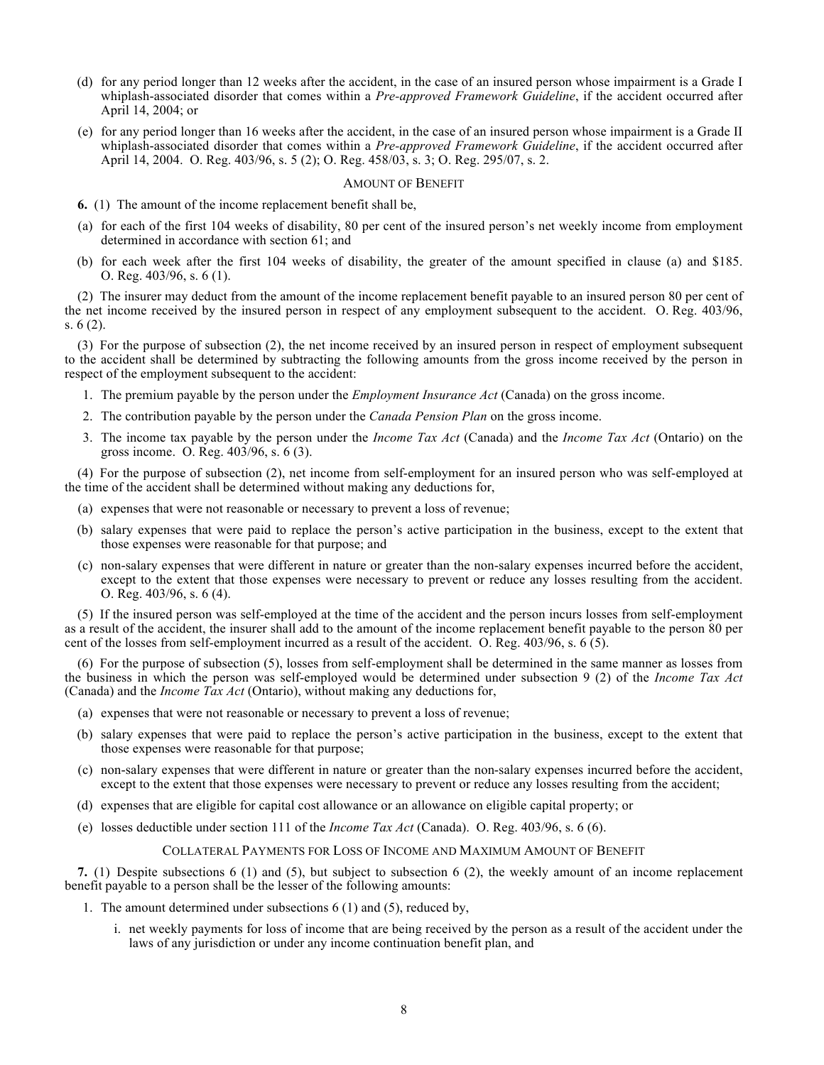(d) for any period longer than 12 weeks after the accident, in the case of an insured person whose impairment is a Grade I whiplash-associated disorder that comes within a *Pre-approved Framework Guideline*, if the accident occurred after April 14, 2004; or

(e) for any period longer than 16 weeks after the accident, in the case of an insured person whose impairment is a Grade II whiplash-associated disorder that comes within a *Pre-approved Framework Guideline*, if the accident occurred after April 14, 2004. O. Reg. 403/96, s. 5 (2); O. Reg. 458/03, s. 3; O. Reg. 295/07, s. 2.

### AMOUNT OF BENEFIT

**6.** (1) The amount of the income replacement benefit shall be,

(a) for each of the first 104 weeks of disability, 80 per cent of the insured person's net weekly income from employment determined in accordance with section 61; and

(b) for each week after the first 104 weeks of disability, the greater of the amount specified in clause (a) and $185. O. Reg. 403/96, s. 6 (1).

(2) The insurer may deduct from the amount of the income replacement benefit payable to an insured person 80 per cent of the net income received by the insured person in respect of any employment subsequent to the accident. O. Reg. 403/96, s. 6 (2).

(3) For the purpose of subsection (2), the net income received by an insured person in respect of employment subsequent to the accident shall be determined by subtracting the following amounts from the gross income received by the person in respect of the employment subsequent to the accident:

1. The premium payable by the person under the *Employment Insurance Act* (Canada) on the gross income.
2. The contribution payable by the person under the *Canada Pension Plan* on the gross income.
3. The income tax payable by the person under the *Income Tax Act* (Canada) and the *Income Tax Act* (Ontario) on the gross income. O. Reg. 403/96, s. 6 (3).

(4) For the purpose of subsection (2), net income from self-employment for an insured person who was self-employed at the time of the accident shall be determined without making any deductions for,

(a) expenses that were not reasonable or necessary to prevent a loss of revenue;

(b) salary expenses that were paid to replace the person's active participation in the business, except to the extent that those expenses were reasonable for that purpose; and

(c) non-salary expenses that were different in nature or greater than the non-salary expenses incurred before the accident, except to the extent that those expenses were necessary to prevent or reduce any losses resulting from the accident. O. Reg. 403/96, s. 6 (4).

(5) If the insured person was self-employed at the time of the accident and the person incurs losses from self-employment as a result of the accident, the insurer shall add to the amount of the income replacement benefit payable to the person 80 per cent of the losses from self-employment incurred as a result of the accident. O. Reg. 403/96, s. 6 (5).

(6) For the purpose of subsection (5), losses from self-employment shall be determined in the same manner as losses from the business in which the person was self-employed would be determined under subsection 9 (2) of the *Income Tax Act* (Canada) and the *Income Tax Act* (Ontario), without making any deductions for,

(a) expenses that were not reasonable or necessary to prevent a loss of revenue;

(b) salary expenses that were paid to replace the person's active participation in the business, except to the extent that those expenses were reasonable for that purpose;

(c) non-salary expenses that were different in nature or greater than the non-salary expenses incurred before the accident, except to the extent that those expenses were necessary to prevent or reduce any losses resulting from the accident;

(d) expenses that are eligible for capital cost allowance or an allowance on eligible capital property; or

(e) losses deductible under section 111 of the *Income Tax Act* (Canada). O. Reg. 403/96, s. 6 (6).

### COLLATERAL PAYMENTS FOR LOSS OF INCOME AND MAXIMUM AMOUNT OF BENEFIT

**7.** (1) Despite subsections 6 (1) and (5), but subject to subsection 6 (2), the weekly amount of an income replacement benefit payable to a person shall be the lesser of the following amounts:

1. The amount determined under subsections 6 (1) and (5), reduced by,
   i. net weekly payments for loss of income that are being received by the person as a result of the accident under the laws of any jurisdiction or under any income continuation benefit plan, and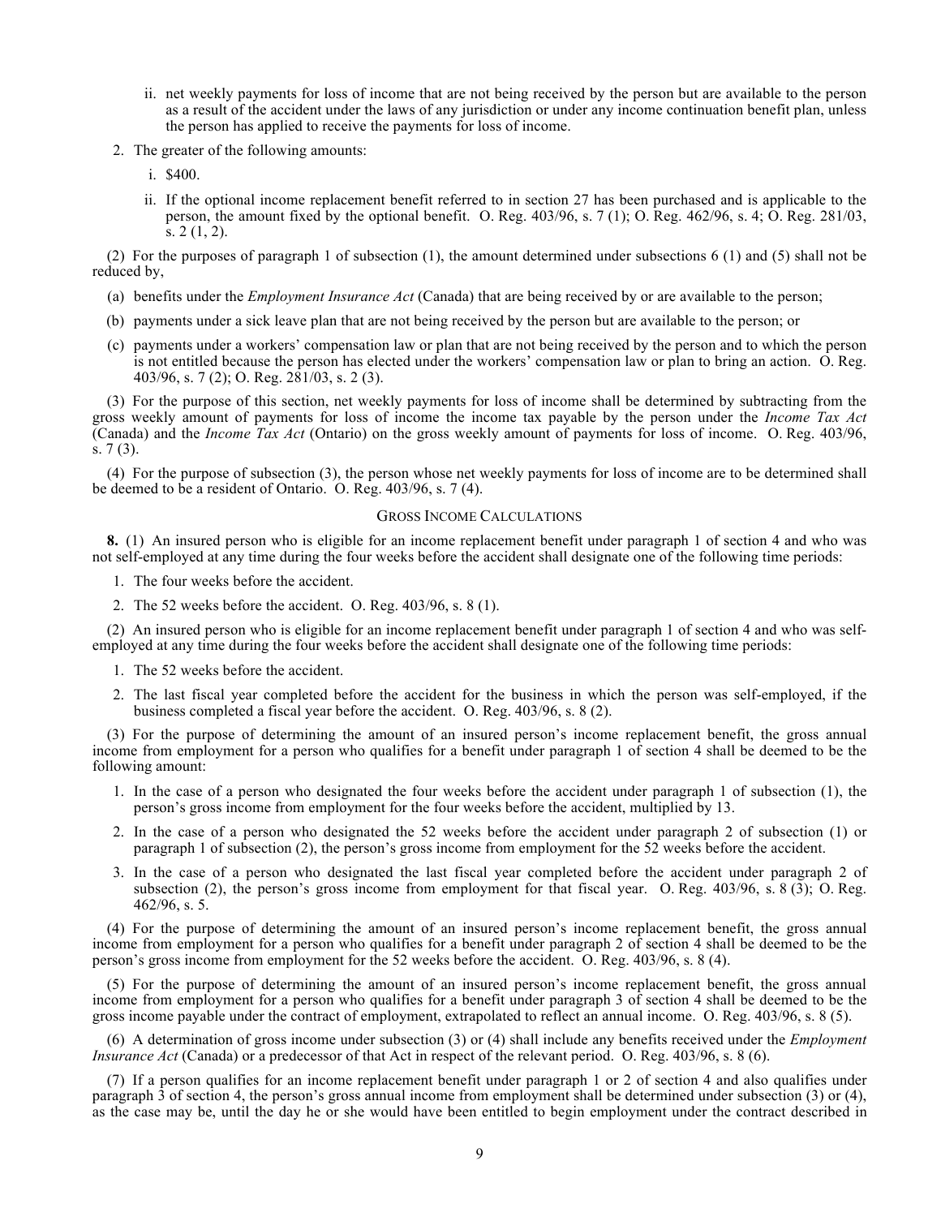ii. net weekly payments for loss of income that are not being received by the person but are available to the person as a result of the accident under the laws of any jurisdiction or under any income continuation benefit plan, unless the person has applied to receive the payments for loss of income.

2. The greater of the following amounts:

   i. $400.

   ii. If the optional income replacement benefit referred to in section 27 has been purchased and is applicable to the person, the amount fixed by the optional benefit. O. Reg. 403/96, s. 7 (1); O. Reg. 462/96, s. 4; O. Reg. 281/03, s. 2 (1, 2).

(2) For the purposes of paragraph 1 of subsection (1), the amount determined under subsections 6 (1) and (5) shall not be reduced by,

(a) benefits under the *Employment Insurance Act* (Canada) that are being received by or are available to the person;

(b) payments under a sick leave plan that are not being received by the person but are available to the person; or

(c) payments under a workers' compensation law or plan that are not being received by the person and to which the person is not entitled because the person has elected under the workers' compensation law or plan to bring an action. O. Reg. 403/96, s. 7 (2); O. Reg. 281/03, s. 2 (3).

(3) For the purpose of this section, net weekly payments for loss of income shall be determined by subtracting from the gross weekly amount of payments for loss of income the income tax payable by the person under the *Income Tax Act* (Canada) and the *Income Tax Act* (Ontario) on the gross weekly amount of payments for loss of income. O. Reg. 403/96, s. 7 (3).

(4) For the purpose of subsection (3), the person whose net weekly payments for loss of income are to be determined shall be deemed to be a resident of Ontario. O. Reg. 403/96, s. 7 (4).

### Gross Income Calculations

**8.** (1) An insured person who is eligible for an income replacement benefit under paragraph 1 of section 4 and who was not self-employed at any time during the four weeks before the accident shall designate one of the following time periods:

1. The four weeks before the accident.
2. The 52 weeks before the accident. O. Reg. 403/96, s. 8 (1).

(2) An insured person who is eligible for an income replacement benefit under paragraph 1 of section 4 and who was self-employed at any time during the four weeks before the accident shall designate one of the following time periods:

1. The 52 weeks before the accident.
2. The last fiscal year completed before the accident for the business in which the person was self-employed, if the business completed a fiscal year before the accident. O. Reg. 403/96, s. 8 (2).

(3) For the purpose of determining the amount of an insured person's income replacement benefit, the gross annual income from employment for a person who qualifies for a benefit under paragraph 1 of section 4 shall be deemed to be the following amount:

1. In the case of a person who designated the four weeks before the accident under paragraph 1 of subsection (1), the person's gross income from employment for the four weeks before the accident, multiplied by 13.
2. In the case of a person who designated the 52 weeks before the accident under paragraph 2 of subsection (1) or paragraph 1 of subsection (2), the person's gross income from employment for the 52 weeks before the accident.
3. In the case of a person who designated the last fiscal year completed before the accident under paragraph 2 of subsection (2), the person's gross income from employment for that fiscal year. O. Reg. 403/96, s. 8 (3); O. Reg. 462/96, s. 5.

(4) For the purpose of determining the amount of an insured person's income replacement benefit, the gross annual income from employment for a person who qualifies for a benefit under paragraph 2 of section 4 shall be deemed to be the person's gross income from employment for the 52 weeks before the accident. O. Reg. 403/96, s. 8 (4).

(5) For the purpose of determining the amount of an insured person's income replacement benefit, the gross annual income from employment for a person who qualifies for a benefit under paragraph 3 of section 4 shall be deemed to be the gross income payable under the contract of employment, extrapolated to reflect an annual income. O. Reg. 403/96, s. 8 (5).

(6) A determination of gross income under subsection (3) or (4) shall include any benefits received under the *Employment Insurance Act* (Canada) or a predecessor of that Act in respect of the relevant period. O. Reg. 403/96, s. 8 (6).

(7) If a person qualifies for an income replacement benefit under paragraph 1 or 2 of section 4 and also qualifies under paragraph 3 of section 4, the person's gross annual income from employment shall be determined under subsection (3) or (4), as the case may be, until the day he or she would have been entitled to begin employment under the contract described in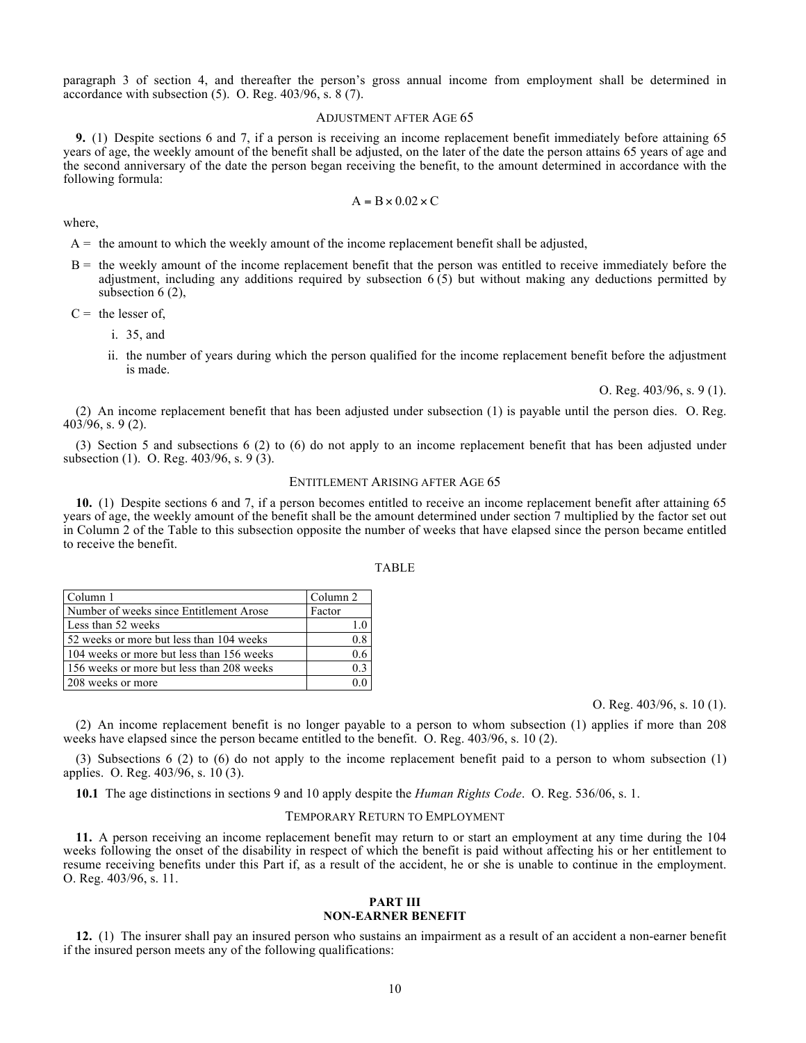paragraph 3 of section 4, and thereafter the person's gross annual income from employment shall be determined in accordance with subsection (5). O. Reg. 403/96, s. 8 (7).

### ADJUSTMENT AFTER AGE 65

**9.** (1) Despite sections 6 and 7, if a person is receiving an income replacement benefit immediately before attaining 65 years of age, the weekly amount of the benefit shall be adjusted, on the later of the date the person attains 65 years of age and the second anniversary of the date the person began receiving the benefit, to the amount determined in accordance with the following formula:

$$A = B \times 0.02 \times C$$

where,

A = the amount to which the weekly amount of the income replacement benefit shall be adjusted,

B = the weekly amount of the income replacement benefit that the person was entitled to receive immediately before the adjustment, including any additions required by subsection 6 (5) but without making any deductions permitted by subsection 6 (2),

C = the lesser of,

- i. 35, and
- ii. the number of years during which the person qualified for the income replacement benefit before the adjustment is made.

O. Reg. 403/96, s. 9 (1).

(2) An income replacement benefit that has been adjusted under subsection (1) is payable until the person dies. O. Reg. 403/96, s. 9 (2).

(3) Section 5 and subsections 6 (2) to (6) do not apply to an income replacement benefit that has been adjusted under subsection (1). O. Reg. 403/96, s. 9 (3).

### ENTITLEMENT ARISING AFTER AGE 65

**10.** (1) Despite sections 6 and 7, if a person becomes entitled to receive an income replacement benefit after attaining 65 years of age, the weekly amount of the benefit shall be the amount determined under section 7 multiplied by the factor set out in Column 2 of the Table to this subsection opposite the number of weeks that have elapsed since the person became entitled to receive the benefit.

TABLE

| Column 1 | Column 2 |
|---|---|
| Number of weeks since Entitlement Arose | Factor |
| Less than 52 weeks | 1.0 |
| 52 weeks or more but less than 104 weeks | 0.8 |
| 104 weeks or more but less than 156 weeks | 0.6 |
| 156 weeks or more but less than 208 weeks | 0.3 |
| 208 weeks or more | 0.0 |

O. Reg. 403/96, s. 10 (1).

(2) An income replacement benefit is no longer payable to a person to whom subsection (1) applies if more than 208 weeks have elapsed since the person became entitled to the benefit. O. Reg. 403/96, s. 10 (2).

(3) Subsections 6 (2) to (6) do not apply to the income replacement benefit paid to a person to whom subsection (1) applies. O. Reg. 403/96, s. 10 (3).

**10.1** The age distinctions in sections 9 and 10 apply despite the *Human Rights Code*. O. Reg. 536/06, s. 1.

### TEMPORARY RETURN TO EMPLOYMENT

**11.** A person receiving an income replacement benefit may return to or start an employment at any time during the 104 weeks following the onset of the disability in respect of which the benefit is paid without affecting his or her entitlement to resume receiving benefits under this Part if, as a result of the accident, he or she is unable to continue in the employment. O. Reg. 403/96, s. 11.

## PART III
## NON-EARNER BENEFIT

**12.** (1) The insurer shall pay an insured person who sustains an impairment as a result of an accident a non-earner benefit if the insured person meets any of the following qualifications: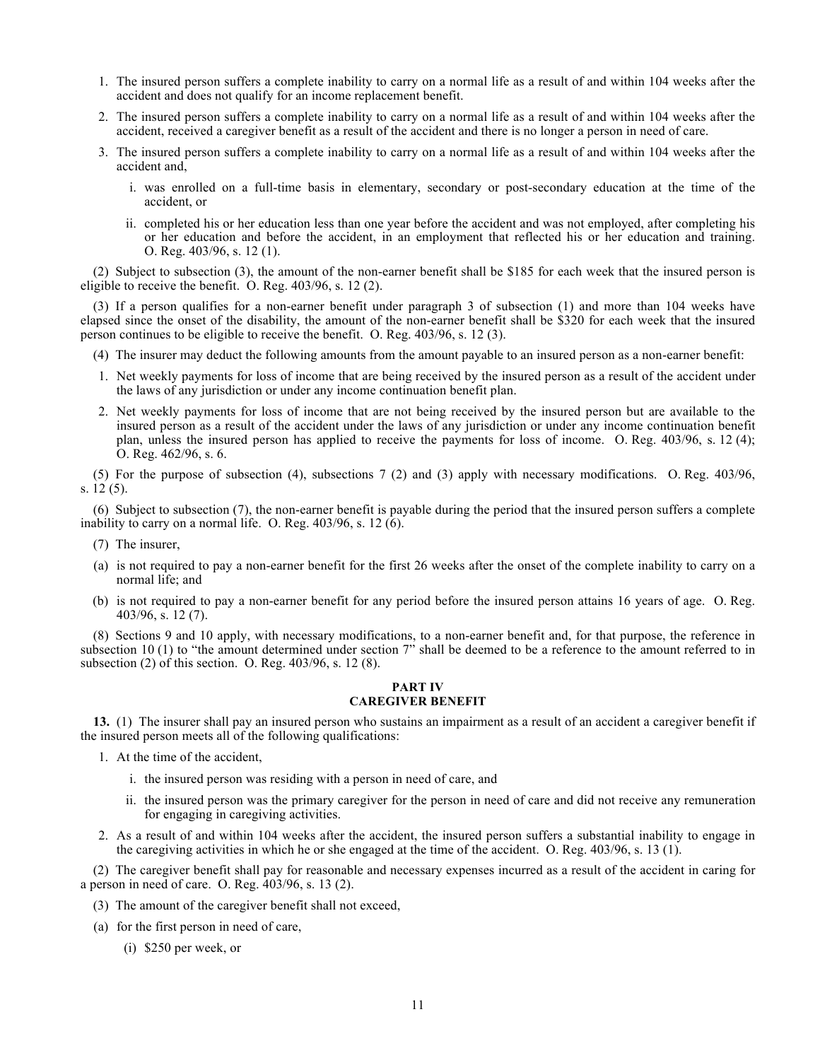1. The insured person suffers a complete inability to carry on a normal life as a result of and within 104 weeks after the accident and does not qualify for an income replacement benefit.
2. The insured person suffers a complete inability to carry on a normal life as a result of and within 104 weeks after the accident, received a caregiver benefit as a result of the accident and there is no longer a person in need of care.
3. The insured person suffers a complete inability to carry on a normal life as a result of and within 104 weeks after the accident and,
   - i. was enrolled on a full-time basis in elementary, secondary or post-secondary education at the time of the accident, or
   - ii. completed his or her education less than one year before the accident and was not employed, after completing his or her education and before the accident, in an employment that reflected his or her education and training. O. Reg. 403/96, s. 12 (1).

(2) Subject to subsection (3), the amount of the non-earner benefit shall be $185 for each week that the insured person is eligible to receive the benefit. O. Reg. 403/96, s. 12 (2).

(3) If a person qualifies for a non-earner benefit under paragraph 3 of subsection (1) and more than 104 weeks have elapsed since the onset of the disability, the amount of the non-earner benefit shall be $320 for each week that the insured person continues to be eligible to receive the benefit. O. Reg. 403/96, s. 12 (3).

(4) The insurer may deduct the following amounts from the amount payable to an insured person as a non-earner benefit:

1. Net weekly payments for loss of income that are being received by the insured person as a result of the accident under the laws of any jurisdiction or under any income continuation benefit plan.
2. Net weekly payments for loss of income that are not being received by the insured person but are available to the insured person as a result of the accident under the laws of any jurisdiction or under any income continuation benefit plan, unless the insured person has applied to receive the payments for loss of income. O. Reg. 403/96, s. 12 (4); O. Reg. 462/96, s. 6.

(5) For the purpose of subsection (4), subsections 7 (2) and (3) apply with necessary modifications. O. Reg. 403/96, s. 12 (5).

(6) Subject to subsection (7), the non-earner benefit is payable during the period that the insured person suffers a complete inability to carry on a normal life. O. Reg. 403/96, s. 12 (6).

(7) The insurer,

(a) is not required to pay a non-earner benefit for the first 26 weeks after the onset of the complete inability to carry on a normal life; and

(b) is not required to pay a non-earner benefit for any period before the insured person attains 16 years of age. O. Reg. 403/96, s. 12 (7).

(8) Sections 9 and 10 apply, with necessary modifications, to a non-earner benefit and, for that purpose, the reference in subsection 10 (1) to "the amount determined under section 7" shall be deemed to be a reference to the amount referred to in subsection (2) of this section. O. Reg. 403/96, s. 12 (8).

## PART IV
## CAREGIVER BENEFIT

**13.** (1) The insurer shall pay an insured person who sustains an impairment as a result of an accident a caregiver benefit if the insured person meets all of the following qualifications:

1. At the time of the accident,
   - i. the insured person was residing with a person in need of care, and
   - ii. the insured person was the primary caregiver for the person in need of care and did not receive any remuneration for engaging in caregiving activities.
2. As a result of and within 104 weeks after the accident, the insured person suffers a substantial inability to engage in the caregiving activities in which he or she engaged at the time of the accident. O. Reg. 403/96, s. 13 (1).

(2) The caregiver benefit shall pay for reasonable and necessary expenses incurred as a result of the accident in caring for a person in need of care. O. Reg. 403/96, s. 13 (2).

(3) The amount of the caregiver benefit shall not exceed,

(a) for the first person in need of care,

(i) $250 per week, or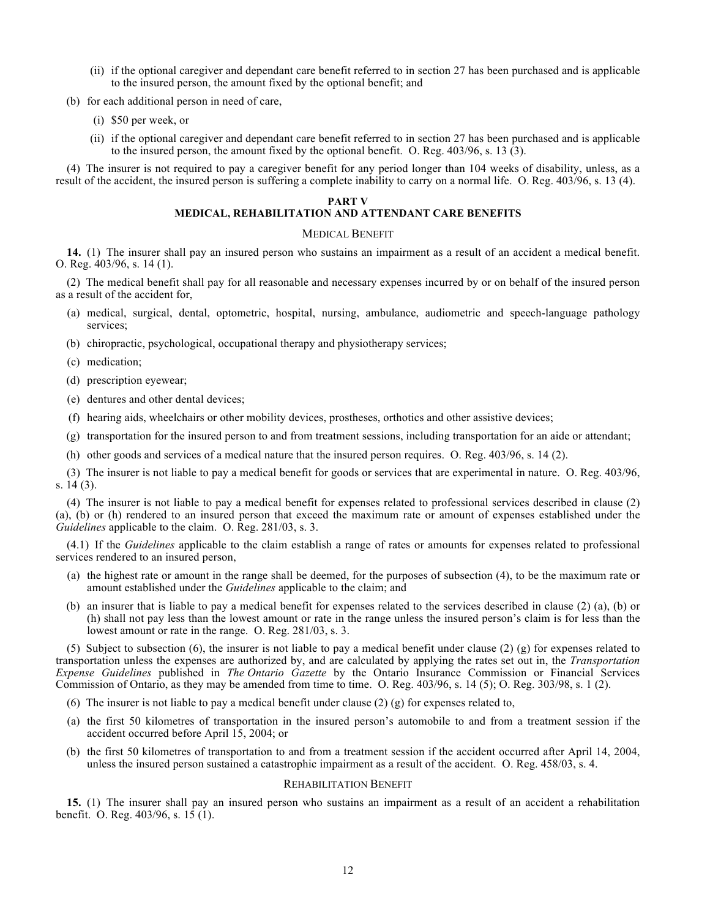(ii) if the optional caregiver and dependant care benefit referred to in section 27 has been purchased and is applicable to the insured person, the amount fixed by the optional benefit; and

(b) for each additional person in need of care,

(i) $50 per week, or

(ii) if the optional caregiver and dependant care benefit referred to in section 27 has been purchased and is applicable to the insured person, the amount fixed by the optional benefit. O. Reg. 403/96, s. 13 (3).

(4) The insurer is not required to pay a caregiver benefit for any period longer than 104 weeks of disability, unless, as a result of the accident, the insured person is suffering a complete inability to carry on a normal life. O. Reg. 403/96, s. 13 (4).

## PART V
## MEDICAL, REHABILITATION AND ATTENDANT CARE BENEFITS

### MEDICAL BENEFIT

**14.** (1) The insurer shall pay an insured person who sustains an impairment as a result of an accident a medical benefit. O. Reg. 403/96, s. 14 (1).

(2) The medical benefit shall pay for all reasonable and necessary expenses incurred by or on behalf of the insured person as a result of the accident for,

(a) medical, surgical, dental, optometric, hospital, nursing, ambulance, audiometric and speech-language pathology services;

(b) chiropractic, psychological, occupational therapy and physiotherapy services;

(c) medication;

(d) prescription eyewear;

(e) dentures and other dental devices;

(f) hearing aids, wheelchairs or other mobility devices, prostheses, orthotics and other assistive devices;

(g) transportation for the insured person to and from treatment sessions, including transportation for an aide or attendant;

(h) other goods and services of a medical nature that the insured person requires. O. Reg. 403/96, s. 14 (2).

(3) The insurer is not liable to pay a medical benefit for goods or services that are experimental in nature. O. Reg. 403/96, s. 14 (3).

(4) The insurer is not liable to pay a medical benefit for expenses related to professional services described in clause (2) (a), (b) or (h) rendered to an insured person that exceed the maximum rate or amount of expenses established under the *Guidelines* applicable to the claim. O. Reg. 281/03, s. 3.

(4.1) If the *Guidelines* applicable to the claim establish a range of rates or amounts for expenses related to professional services rendered to an insured person,

(a) the highest rate or amount in the range shall be deemed, for the purposes of subsection (4), to be the maximum rate or amount established under the *Guidelines* applicable to the claim; and

(b) an insurer that is liable to pay a medical benefit for expenses related to the services described in clause (2) (a), (b) or (h) shall not pay less than the lowest amount or rate in the range unless the insured person's claim is for less than the lowest amount or rate in the range. O. Reg. 281/03, s. 3.

(5) Subject to subsection (6), the insurer is not liable to pay a medical benefit under clause (2) (g) for expenses related to transportation unless the expenses are authorized by, and are calculated by applying the rates set out in, the *Transportation Expense Guidelines* published in *The Ontario Gazette* by the Ontario Insurance Commission or Financial Services Commission of Ontario, as they may be amended from time to time. O. Reg. 403/96, s. 14 (5); O. Reg. 303/98, s. 1 (2).

(6) The insurer is not liable to pay a medical benefit under clause (2) (g) for expenses related to,

(a) the first 50 kilometres of transportation in the insured person's automobile to and from a treatment session if the accident occurred before April 15, 2004; or

(b) the first 50 kilometres of transportation to and from a treatment session if the accident occurred after April 14, 2004, unless the insured person sustained a catastrophic impairment as a result of the accident. O. Reg. 458/03, s. 4.

### REHABILITATION BENEFIT

**15.** (1) The insurer shall pay an insured person who sustains an impairment as a result of an accident a rehabilitation benefit. O. Reg. 403/96, s. 15 (1).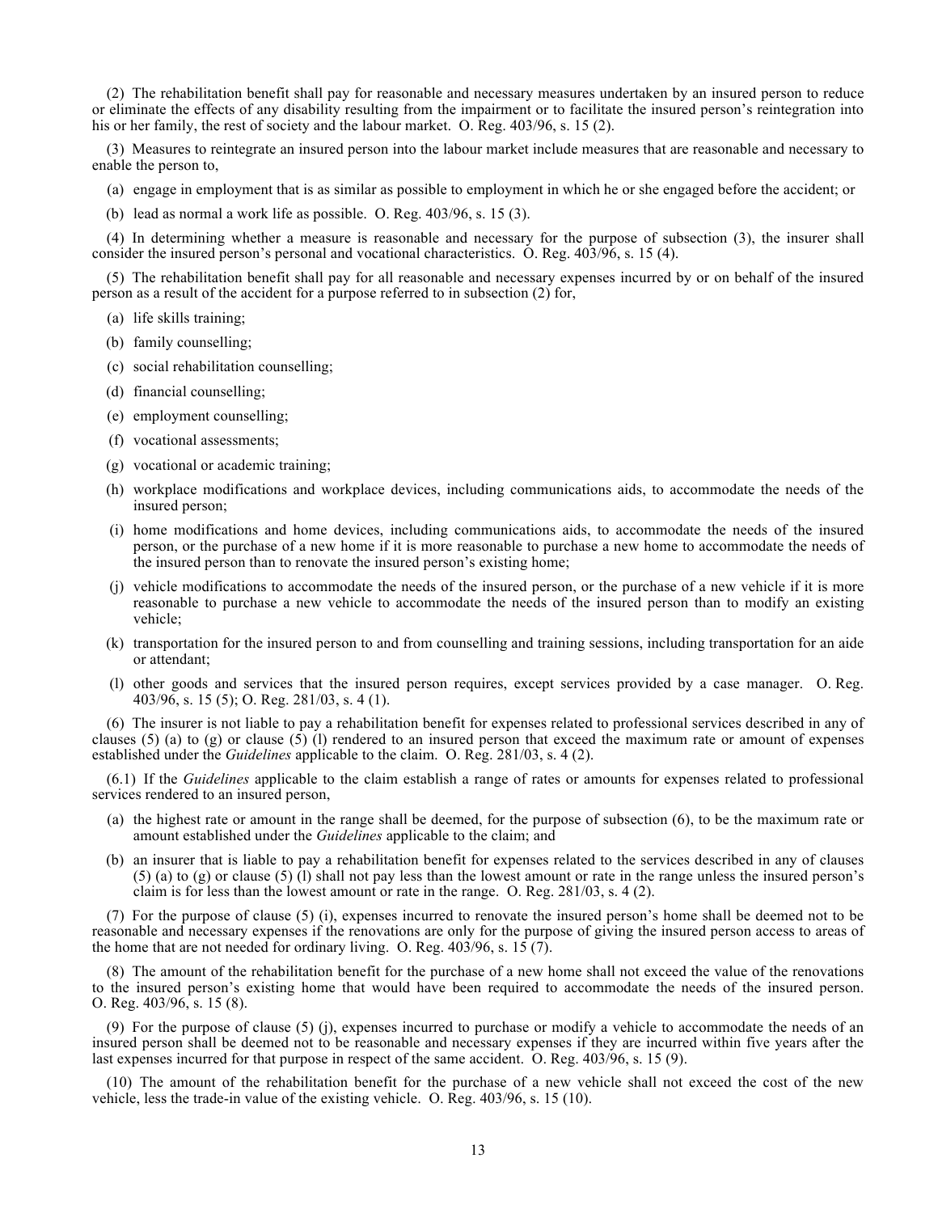(2) The rehabilitation benefit shall pay for reasonable and necessary measures undertaken by an insured person to reduce or eliminate the effects of any disability resulting from the impairment or to facilitate the insured person's reintegration into his or her family, the rest of society and the labour market. O. Reg. 403/96, s. 15 (2).

(3) Measures to reintegrate an insured person into the labour market include measures that are reasonable and necessary to enable the person to,

(a) engage in employment that is as similar as possible to employment in which he or she engaged before the accident; or

(b) lead as normal a work life as possible. O. Reg. 403/96, s. 15 (3).

(4) In determining whether a measure is reasonable and necessary for the purpose of subsection (3), the insurer shall consider the insured person's personal and vocational characteristics. O. Reg. 403/96, s. 15 (4).

(5) The rehabilitation benefit shall pay for all reasonable and necessary expenses incurred by or on behalf of the insured person as a result of the accident for a purpose referred to in subsection (2) for,

(a) life skills training;

(b) family counselling;

(c) social rehabilitation counselling;

(d) financial counselling;

(e) employment counselling;

(f) vocational assessments;

(g) vocational or academic training;

(h) workplace modifications and workplace devices, including communications aids, to accommodate the needs of the insured person;

(i) home modifications and home devices, including communications aids, to accommodate the needs of the insured person, or the purchase of a new home if it is more reasonable to purchase a new home to accommodate the needs of the insured person than to renovate the insured person's existing home;

(j) vehicle modifications to accommodate the needs of the insured person, or the purchase of a new vehicle if it is more reasonable to purchase a new vehicle to accommodate the needs of the insured person than to modify an existing vehicle;

(k) transportation for the insured person to and from counselling and training sessions, including transportation for an aide or attendant;

(l) other goods and services that the insured person requires, except services provided by a case manager. O. Reg. 403/96, s. 15 (5); O. Reg. 281/03, s. 4 (1).

(6) The insurer is not liable to pay a rehabilitation benefit for expenses related to professional services described in any of clauses (5) (a) to (g) or clause (5) (l) rendered to an insured person that exceed the maximum rate or amount of expenses established under the *Guidelines* applicable to the claim. O. Reg. 281/03, s. 4 (2).

(6.1) If the *Guidelines* applicable to the claim establish a range of rates or amounts for expenses related to professional services rendered to an insured person,

(a) the highest rate or amount in the range shall be deemed, for the purpose of subsection (6), to be the maximum rate or amount established under the *Guidelines* applicable to the claim; and

(b) an insurer that is liable to pay a rehabilitation benefit for expenses related to the services described in any of clauses (5) (a) to (g) or clause (5) (l) shall not pay less than the lowest amount or rate in the range unless the insured person's claim is for less than the lowest amount or rate in the range. O. Reg. 281/03, s. 4 (2).

(7) For the purpose of clause (5) (i), expenses incurred to renovate the insured person's home shall be deemed not to be reasonable and necessary expenses if the renovations are only for the purpose of giving the insured person access to areas of the home that are not needed for ordinary living. O. Reg. 403/96, s. 15 (7).

(8) The amount of the rehabilitation benefit for the purchase of a new home shall not exceed the value of the renovations to the insured person's existing home that would have been required to accommodate the needs of the insured person. O. Reg. 403/96, s. 15 (8).

(9) For the purpose of clause (5) (j), expenses incurred to purchase or modify a vehicle to accommodate the needs of an insured person shall be deemed not to be reasonable and necessary expenses if they are incurred within five years after the last expenses incurred for that purpose in respect of the same accident. O. Reg. 403/96, s. 15 (9).

(10) The amount of the rehabilitation benefit for the purchase of a new vehicle shall not exceed the cost of the new vehicle, less the trade-in value of the existing vehicle. O. Reg. 403/96, s. 15 (10).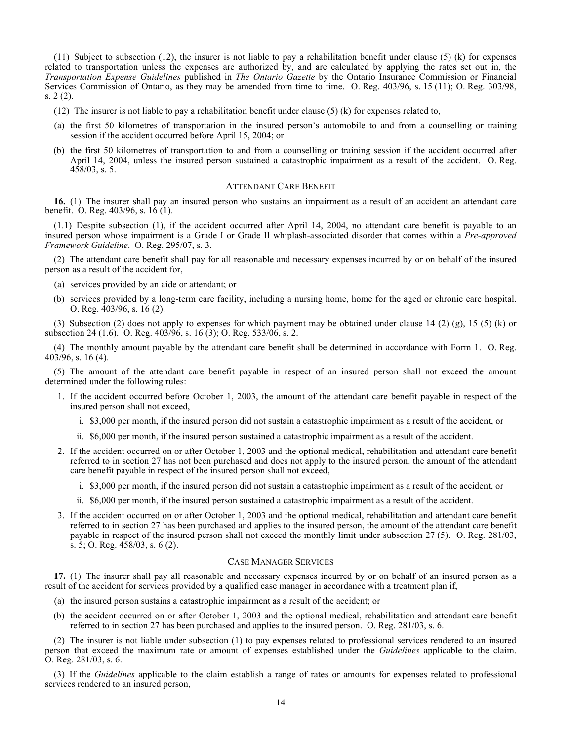(11) Subject to subsection (12), the insurer is not liable to pay a rehabilitation benefit under clause (5) (k) for expenses related to transportation unless the expenses are authorized by, and are calculated by applying the rates set out in, the *Transportation Expense Guidelines* published in *The Ontario Gazette* by the Ontario Insurance Commission or Financial Services Commission of Ontario, as they may be amended from time to time. O. Reg. 403/96, s. 15 (11); O. Reg. 303/98, s. 2 (2).

(12) The insurer is not liable to pay a rehabilitation benefit under clause (5) (k) for expenses related to,

(a) the first 50 kilometres of transportation in the insured person's automobile to and from a counselling or training session if the accident occurred before April 15, 2004; or

(b) the first 50 kilometres of transportation to and from a counselling or training session if the accident occurred after April 14, 2004, unless the insured person sustained a catastrophic impairment as a result of the accident. O. Reg. 458/03, s. 5.

## ATTENDANT CARE BENEFIT

**16.** (1) The insurer shall pay an insured person who sustains an impairment as a result of an accident an attendant care benefit. O. Reg. 403/96, s. 16 (1).

(1.1) Despite subsection (1), if the accident occurred after April 14, 2004, no attendant care benefit is payable to an insured person whose impairment is a Grade I or Grade II whiplash-associated disorder that comes within a *Pre-approved Framework Guideline*. O. Reg. 295/07, s. 3.

(2) The attendant care benefit shall pay for all reasonable and necessary expenses incurred by or on behalf of the insured person as a result of the accident for,

(a) services provided by an aide or attendant; or

(b) services provided by a long-term care facility, including a nursing home, home for the aged or chronic care hospital. O. Reg. 403/96, s. 16 (2).

(3) Subsection (2) does not apply to expenses for which payment may be obtained under clause 14 (2) (g), 15 (5) (k) or subsection 24 (1.6). O. Reg. 403/96, s. 16 (3); O. Reg. 533/06, s. 2.

(4) The monthly amount payable by the attendant care benefit shall be determined in accordance with Form 1. O. Reg. 403/96, s. 16 (4).

(5) The amount of the attendant care benefit payable in respect of an insured person shall not exceed the amount determined under the following rules:

1. If the accident occurred before October 1, 2003, the amount of the attendant care benefit payable in respect of the insured person shall not exceed,

   i. $3,000 per month, if the insured person did not sustain a catastrophic impairment as a result of the accident, or

   ii. $6,000 per month, if the insured person sustained a catastrophic impairment as a result of the accident.

2. If the accident occurred on or after October 1, 2003 and the optional medical, rehabilitation and attendant care benefit referred to in section 27 has not been purchased and does not apply to the insured person, the amount of the attendant care benefit payable in respect of the insured person shall not exceed,

   i. $3,000 per month, if the insured person did not sustain a catastrophic impairment as a result of the accident, or

   ii. $6,000 per month, if the insured person sustained a catastrophic impairment as a result of the accident.

3. If the accident occurred on or after October 1, 2003 and the optional medical, rehabilitation and attendant care benefit referred to in section 27 has been purchased and applies to the insured person, the amount of the attendant care benefit payable in respect of the insured person shall not exceed the monthly limit under subsection 27 (5). O. Reg. 281/03, s. 5; O. Reg. 458/03, s. 6 (2).

## CASE MANAGER SERVICES

**17.** (1) The insurer shall pay all reasonable and necessary expenses incurred by or on behalf of an insured person as a result of the accident for services provided by a qualified case manager in accordance with a treatment plan if,

(a) the insured person sustains a catastrophic impairment as a result of the accident; or

(b) the accident occurred on or after October 1, 2003 and the optional medical, rehabilitation and attendant care benefit referred to in section 27 has been purchased and applies to the insured person. O. Reg. 281/03, s. 6.

(2) The insurer is not liable under subsection (1) to pay expenses related to professional services rendered to an insured person that exceed the maximum rate or amount of expenses established under the *Guidelines* applicable to the claim. O. Reg. 281/03, s. 6.

(3) If the *Guidelines* applicable to the claim establish a range of rates or amounts for expenses related to professional services rendered to an insured person,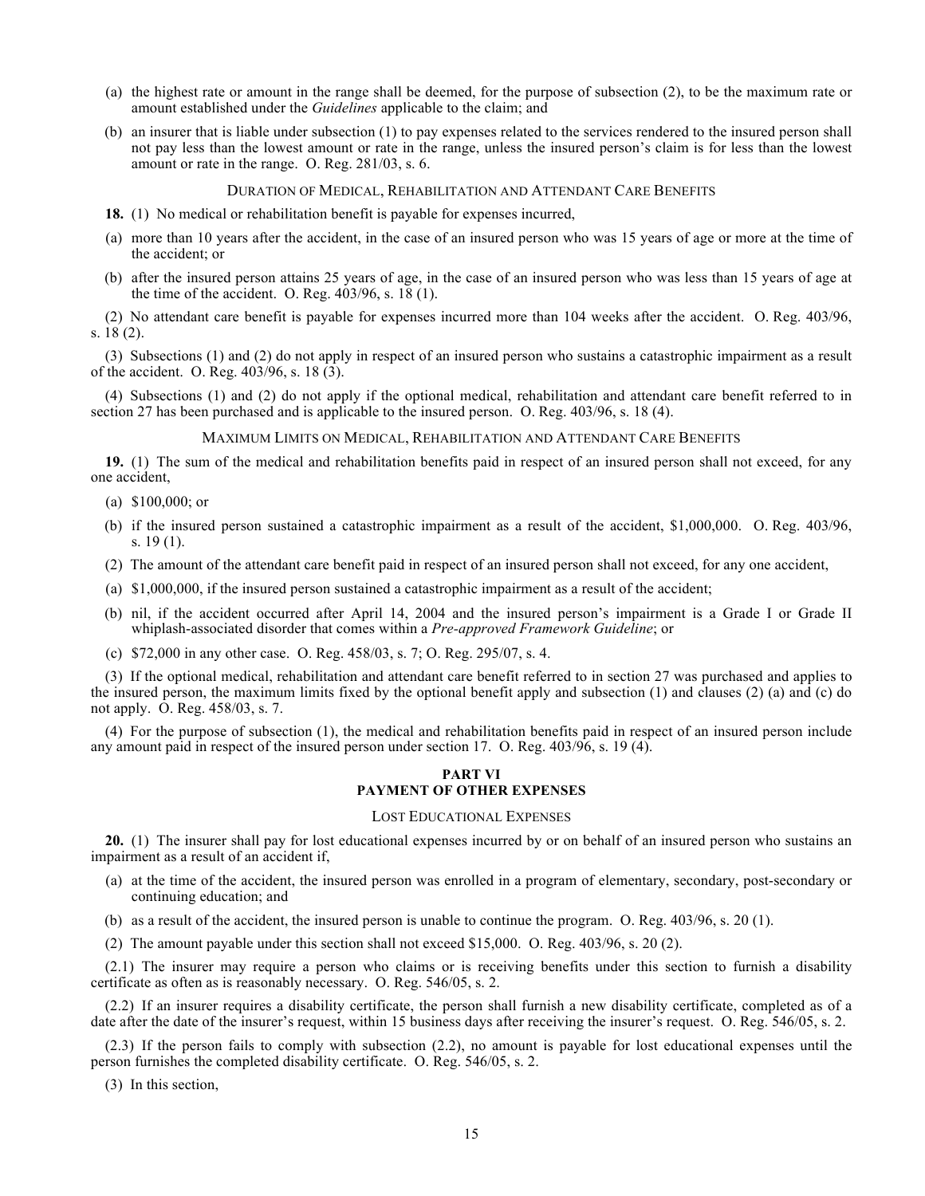(a) the highest rate or amount in the range shall be deemed, for the purpose of subsection (2), to be the maximum rate or amount established under the *Guidelines* applicable to the claim; and

(b) an insurer that is liable under subsection (1) to pay expenses related to the services rendered to the insured person shall not pay less than the lowest amount or rate in the range, unless the insured person's claim is for less than the lowest amount or rate in the range. O. Reg. 281/03, s. 6.

DURATION OF MEDICAL, REHABILITATION AND ATTENDANT CARE BENEFITS

**18.** (1) No medical or rehabilitation benefit is payable for expenses incurred,

(a) more than 10 years after the accident, in the case of an insured person who was 15 years of age or more at the time of the accident; or

(b) after the insured person attains 25 years of age, in the case of an insured person who was less than 15 years of age at the time of the accident. O. Reg. 403/96, s. 18 (1).

(2) No attendant care benefit is payable for expenses incurred more than 104 weeks after the accident. O. Reg. 403/96, s. 18 (2).

(3) Subsections (1) and (2) do not apply in respect of an insured person who sustains a catastrophic impairment as a result of the accident. O. Reg. 403/96, s. 18 (3).

(4) Subsections (1) and (2) do not apply if the optional medical, rehabilitation and attendant care benefit referred to in section 27 has been purchased and is applicable to the insured person. O. Reg. 403/96, s. 18 (4).

MAXIMUM LIMITS ON MEDICAL, REHABILITATION AND ATTENDANT CARE BENEFITS

**19.** (1) The sum of the medical and rehabilitation benefits paid in respect of an insured person shall not exceed, for any one accident,

(a) $100,000; or

(b) if the insured person sustained a catastrophic impairment as a result of the accident, $1,000,000. O. Reg. 403/96, s. 19 (1).

(2) The amount of the attendant care benefit paid in respect of an insured person shall not exceed, for any one accident,

(a) $1,000,000, if the insured person sustained a catastrophic impairment as a result of the accident;

(b) nil, if the accident occurred after April 14, 2004 and the insured person's impairment is a Grade I or Grade II whiplash-associated disorder that comes within a *Pre-approved Framework Guideline*; or

(c) $72,000 in any other case. O. Reg. 458/03, s. 7; O. Reg. 295/07, s. 4.

(3) If the optional medical, rehabilitation and attendant care benefit referred to in section 27 was purchased and applies to the insured person, the maximum limits fixed by the optional benefit apply and subsection (1) and clauses (2) (a) and (c) do not apply. O. Reg. 458/03, s. 7.

(4) For the purpose of subsection (1), the medical and rehabilitation benefits paid in respect of an insured person include any amount paid in respect of the insured person under section 17. O. Reg. 403/96, s. 19 (4).

## PART VI
## PAYMENT OF OTHER EXPENSES

LOST EDUCATIONAL EXPENSES

**20.** (1) The insurer shall pay for lost educational expenses incurred by or on behalf of an insured person who sustains an impairment as a result of an accident if,

(a) at the time of the accident, the insured person was enrolled in a program of elementary, secondary, post-secondary or continuing education; and

(b) as a result of the accident, the insured person is unable to continue the program. O. Reg. 403/96, s. 20 (1).

(2) The amount payable under this section shall not exceed $15,000. O. Reg. 403/96, s. 20 (2).

(2.1) The insurer may require a person who claims or is receiving benefits under this section to furnish a disability certificate as often as is reasonably necessary. O. Reg. 546/05, s. 2.

(2.2) If an insurer requires a disability certificate, the person shall furnish a new disability certificate, completed as of a date after the date of the insurer's request, within 15 business days after receiving the insurer's request. O. Reg. 546/05, s. 2.

(2.3) If the person fails to comply with subsection (2.2), no amount is payable for lost educational expenses until the person furnishes the completed disability certificate. O. Reg. 546/05, s. 2.

(3) In this section,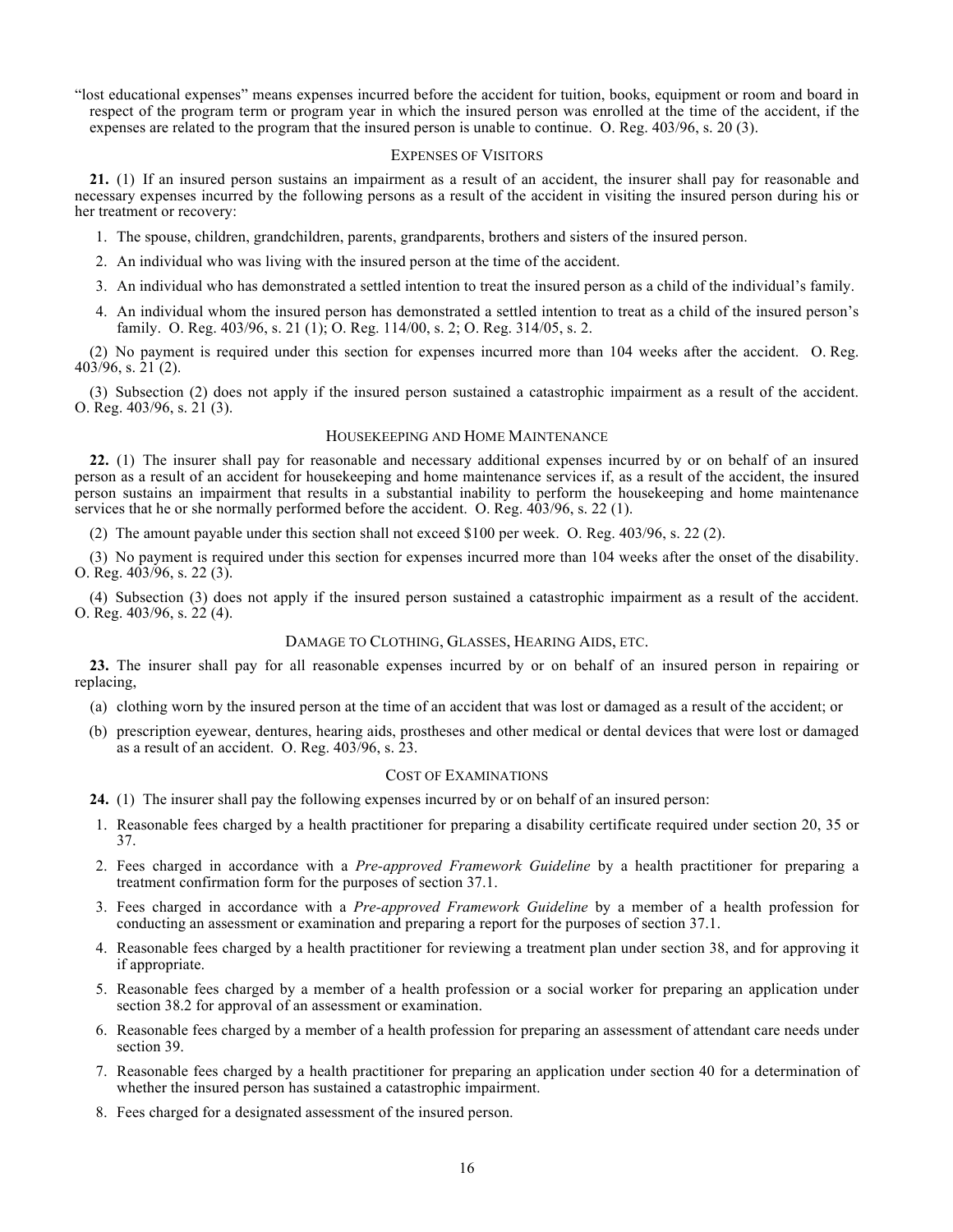"lost educational expenses" means expenses incurred before the accident for tuition, books, equipment or room and board in respect of the program term or program year in which the insured person was enrolled at the time of the accident, if the expenses are related to the program that the insured person is unable to continue. O. Reg. 403/96, s. 20 (3).

### EXPENSES OF VISITORS

**21.** (1) If an insured person sustains an impairment as a result of an accident, the insurer shall pay for reasonable and necessary expenses incurred by the following persons as a result of the accident in visiting the insured person during his or her treatment or recovery:

1. The spouse, children, grandchildren, parents, grandparents, brothers and sisters of the insured person.
2. An individual who was living with the insured person at the time of the accident.
3. An individual who has demonstrated a settled intention to treat the insured person as a child of the individual's family.
4. An individual whom the insured person has demonstrated a settled intention to treat as a child of the insured person's family. O. Reg. 403/96, s. 21 (1); O. Reg. 114/00, s. 2; O. Reg. 314/05, s. 2.

(2) No payment is required under this section for expenses incurred more than 104 weeks after the accident. O. Reg. 403/96, s. 21 (2).

(3) Subsection (2) does not apply if the insured person sustained a catastrophic impairment as a result of the accident. O. Reg. 403/96, s. 21 (3).

### HOUSEKEEPING AND HOME MAINTENANCE

**22.** (1) The insurer shall pay for reasonable and necessary additional expenses incurred by or on behalf of an insured person as a result of an accident for housekeeping and home maintenance services if, as a result of the accident, the insured person sustains an impairment that results in a substantial inability to perform the housekeeping and home maintenance services that he or she normally performed before the accident. O. Reg. 403/96, s. 22 (1).

(2) The amount payable under this section shall not exceed $100 per week. O. Reg. 403/96, s. 22 (2).

(3) No payment is required under this section for expenses incurred more than 104 weeks after the onset of the disability. O. Reg. 403/96, s. 22 (3).

(4) Subsection (3) does not apply if the insured person sustained a catastrophic impairment as a result of the accident. O. Reg. 403/96, s. 22 (4).

### DAMAGE TO CLOTHING, GLASSES, HEARING AIDS, ETC.

**23.** The insurer shall pay for all reasonable expenses incurred by or on behalf of an insured person in repairing or replacing,

(a) clothing worn by the insured person at the time of an accident that was lost or damaged as a result of the accident; or

(b) prescription eyewear, dentures, hearing aids, prostheses and other medical or dental devices that were lost or damaged as a result of an accident. O. Reg. 403/96, s. 23.

### COST OF EXAMINATIONS

**24.** (1) The insurer shall pay the following expenses incurred by or on behalf of an insured person:

1. Reasonable fees charged by a health practitioner for preparing a disability certificate required under section 20, 35 or 37.
2. Fees charged in accordance with a *Pre-approved Framework Guideline* by a health practitioner for preparing a treatment confirmation form for the purposes of section 37.1.
3. Fees charged in accordance with a *Pre-approved Framework Guideline* by a member of a health profession for conducting an assessment or examination and preparing a report for the purposes of section 37.1.
4. Reasonable fees charged by a health practitioner for reviewing a treatment plan under section 38, and for approving it if appropriate.
5. Reasonable fees charged by a member of a health profession or a social worker for preparing an application under section 38.2 for approval of an assessment or examination.
6. Reasonable fees charged by a member of a health profession for preparing an assessment of attendant care needs under section 39.
7. Reasonable fees charged by a health practitioner for preparing an application under section 40 for a determination of whether the insured person has sustained a catastrophic impairment.
8. Fees charged for a designated assessment of the insured person.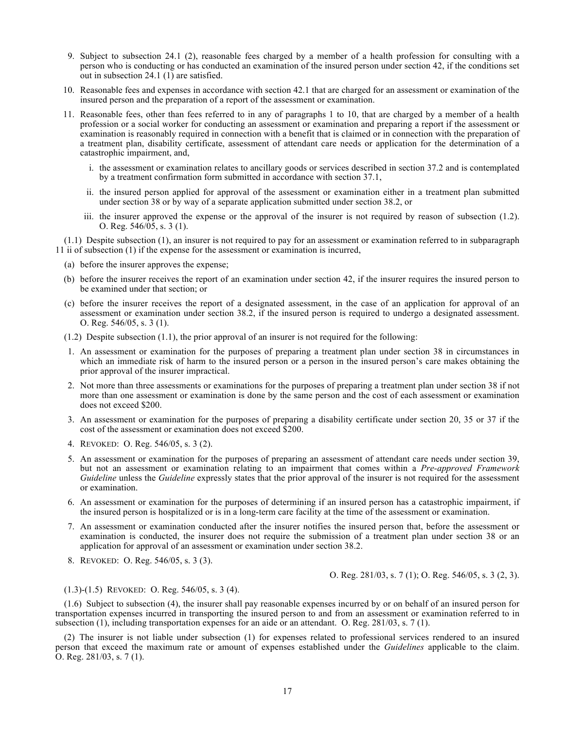9. Subject to subsection 24.1 (2), reasonable fees charged by a member of a health profession for consulting with a person who is conducting or has conducted an examination of the insured person under section 42, if the conditions set out in subsection 24.1 (1) are satisfied.

10. Reasonable fees and expenses in accordance with section 42.1 that are charged for an assessment or examination of the insured person and the preparation of a report of the assessment or examination.

11. Reasonable fees, other than fees referred to in any of paragraphs 1 to 10, that are charged by a member of a health profession or a social worker for conducting an assessment or examination and preparing a report if the assessment or examination is reasonably required in connection with a benefit that is claimed or in connection with the preparation of a treatment plan, disability certificate, assessment of attendant care needs or application for the determination of a catastrophic impairment, and,

    i. the assessment or examination relates to ancillary goods or services described in section 37.2 and is contemplated by a treatment confirmation form submitted in accordance with section 37.1,

    ii. the insured person applied for approval of the assessment or examination either in a treatment plan submitted under section 38 or by way of a separate application submitted under section 38.2, or

    iii. the insurer approved the expense or the approval of the insurer is not required by reason of subsection (1.2). O. Reg. 546/05, s. 3 (1).

(1.1) Despite subsection (1), an insurer is not required to pay for an assessment or examination referred to in subparagraph 11 ii of subsection (1) if the expense for the assessment or examination is incurred,

(a) before the insurer approves the expense;

(b) before the insurer receives the report of an examination under section 42, if the insurer requires the insured person to be examined under that section; or

(c) before the insurer receives the report of a designated assessment, in the case of an application for approval of an assessment or examination under section 38.2, if the insured person is required to undergo a designated assessment. O. Reg. 546/05, s. 3 (1).

(1.2) Despite subsection (1.1), the prior approval of an insurer is not required for the following:

1. An assessment or examination for the purposes of preparing a treatment plan under section 38 in circumstances in which an immediate risk of harm to the insured person or a person in the insured person's care makes obtaining the prior approval of the insurer impractical.

2. Not more than three assessments or examinations for the purposes of preparing a treatment plan under section 38 if not more than one assessment or examination is done by the same person and the cost of each assessment or examination does not exceed $200.

3. An assessment or examination for the purposes of preparing a disability certificate under section 20, 35 or 37 if the cost of the assessment or examination does not exceed $200.

4. REVOKED: O. Reg. 546/05, s. 3 (2).

5. An assessment or examination for the purposes of preparing an assessment of attendant care needs under section 39, but not an assessment or examination relating to an impairment that comes within a *Pre-approved Framework Guideline* unless the *Guideline* expressly states that the prior approval of the insurer is not required for the assessment or examination.

6. An assessment or examination for the purposes of determining if an insured person has a catastrophic impairment, if the insured person is hospitalized or is in a long-term care facility at the time of the assessment or examination.

7. An assessment or examination conducted after the insurer notifies the insured person that, before the assessment or examination is conducted, the insurer does not require the submission of a treatment plan under section 38 or an application for approval of an assessment or examination under section 38.2.

8. REVOKED: O. Reg. 546/05, s. 3 (3).

O. Reg. 281/03, s. 7 (1); O. Reg. 546/05, s. 3 (2, 3).

(1.3)-(1.5) REVOKED: O. Reg. 546/05, s. 3 (4).

(1.6) Subject to subsection (4), the insurer shall pay reasonable expenses incurred by or on behalf of an insured person for transportation expenses incurred in transporting the insured person to and from an assessment or examination referred to in subsection (1), including transportation expenses for an aide or an attendant. O. Reg. 281/03, s. 7 (1).

(2) The insurer is not liable under subsection (1) for expenses related to professional services rendered to an insured person that exceed the maximum rate or amount of expenses established under the *Guidelines* applicable to the claim. O. Reg. 281/03, s. 7 (1).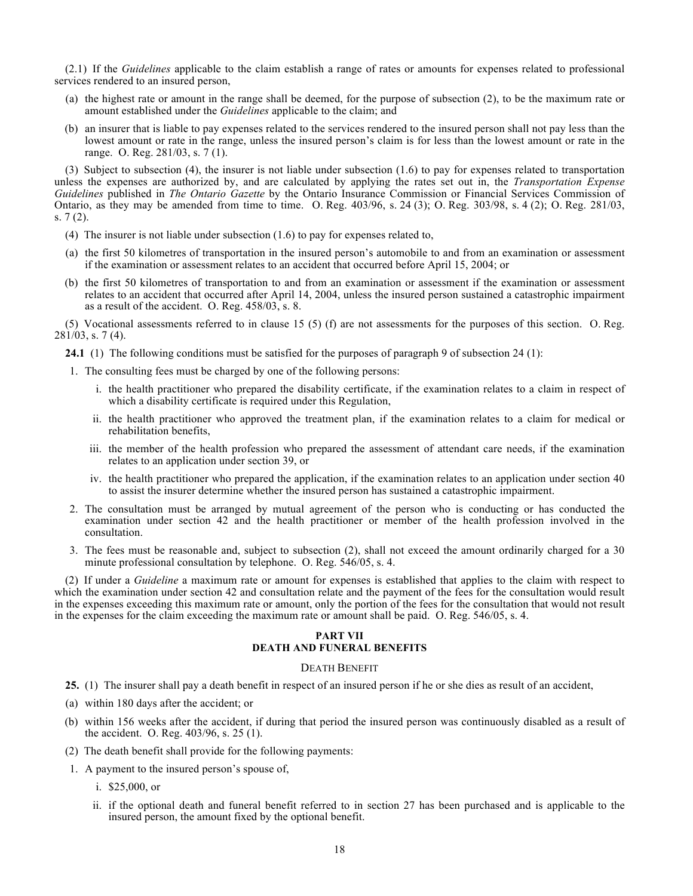(2.1) If the *Guidelines* applicable to the claim establish a range of rates or amounts for expenses related to professional services rendered to an insured person,

(a) the highest rate or amount in the range shall be deemed, for the purpose of subsection (2), to be the maximum rate or amount established under the *Guidelines* applicable to the claim; and

(b) an insurer that is liable to pay expenses related to the services rendered to the insured person shall not pay less than the lowest amount or rate in the range, unless the insured person's claim is for less than the lowest amount or rate in the range. O. Reg. 281/03, s. 7 (1).

(3) Subject to subsection (4), the insurer is not liable under subsection (1.6) to pay for expenses related to transportation unless the expenses are authorized by, and are calculated by applying the rates set out in, the *Transportation Expense Guidelines* published in *The Ontario Gazette* by the Ontario Insurance Commission or Financial Services Commission of Ontario, as they may be amended from time to time. O. Reg. 403/96, s. 24 (3); O. Reg. 303/98, s. 4 (2); O. Reg. 281/03, s. 7 (2).

(4) The insurer is not liable under subsection (1.6) to pay for expenses related to,

(a) the first 50 kilometres of transportation in the insured person's automobile to and from an examination or assessment if the examination or assessment relates to an accident that occurred before April 15, 2004; or

(b) the first 50 kilometres of transportation to and from an examination or assessment if the examination or assessment relates to an accident that occurred after April 14, 2004, unless the insured person sustained a catastrophic impairment as a result of the accident. O. Reg. 458/03, s. 8.

(5) Vocational assessments referred to in clause 15 (5) (f) are not assessments for the purposes of this section. O. Reg. 281/03, s. 7 (4).

**24.1** (1) The following conditions must be satisfied for the purposes of paragraph 9 of subsection 24 (1):

1. The consulting fees must be charged by one of the following persons:
   i. the health practitioner who prepared the disability certificate, if the examination relates to a claim in respect of which a disability certificate is required under this Regulation,
   ii. the health practitioner who approved the treatment plan, if the examination relates to a claim for medical or rehabilitation benefits,
   iii. the member of the health profession who prepared the assessment of attendant care needs, if the examination relates to an application under section 39, or
   iv. the health practitioner who prepared the application, if the examination relates to an application under section 40 to assist the insurer determine whether the insured person has sustained a catastrophic impairment.
2. The consultation must be arranged by mutual agreement of the person who is conducting or has conducted the examination under section 42 and the health practitioner or member of the health profession involved in the consultation.
3. The fees must be reasonable and, subject to subsection (2), shall not exceed the amount ordinarily charged for a 30 minute professional consultation by telephone. O. Reg. 546/05, s. 4.

(2) If under a *Guideline* a maximum rate or amount for expenses is established that applies to the claim with respect to which the examination under section 42 and consultation relate and the payment of the fees for the consultation would result in the expenses exceeding this maximum rate or amount, only the portion of the fees for the consultation that would not result in the expenses for the claim exceeding the maximum rate or amount shall be paid. O. Reg. 546/05, s. 4.

## PART VII
## DEATH AND FUNERAL BENEFITS

### DEATH BENEFIT

**25.** (1) The insurer shall pay a death benefit in respect of an insured person if he or she dies as result of an accident,

(a) within 180 days after the accident; or

(b) within 156 weeks after the accident, if during that period the insured person was continuously disabled as a result of the accident. O. Reg. 403/96, s. 25 (1).

(2) The death benefit shall provide for the following payments:

1. A payment to the insured person's spouse of,
   i. $25,000, or
   ii. if the optional death and funeral benefit referred to in section 27 has been purchased and is applicable to the insured person, the amount fixed by the optional benefit.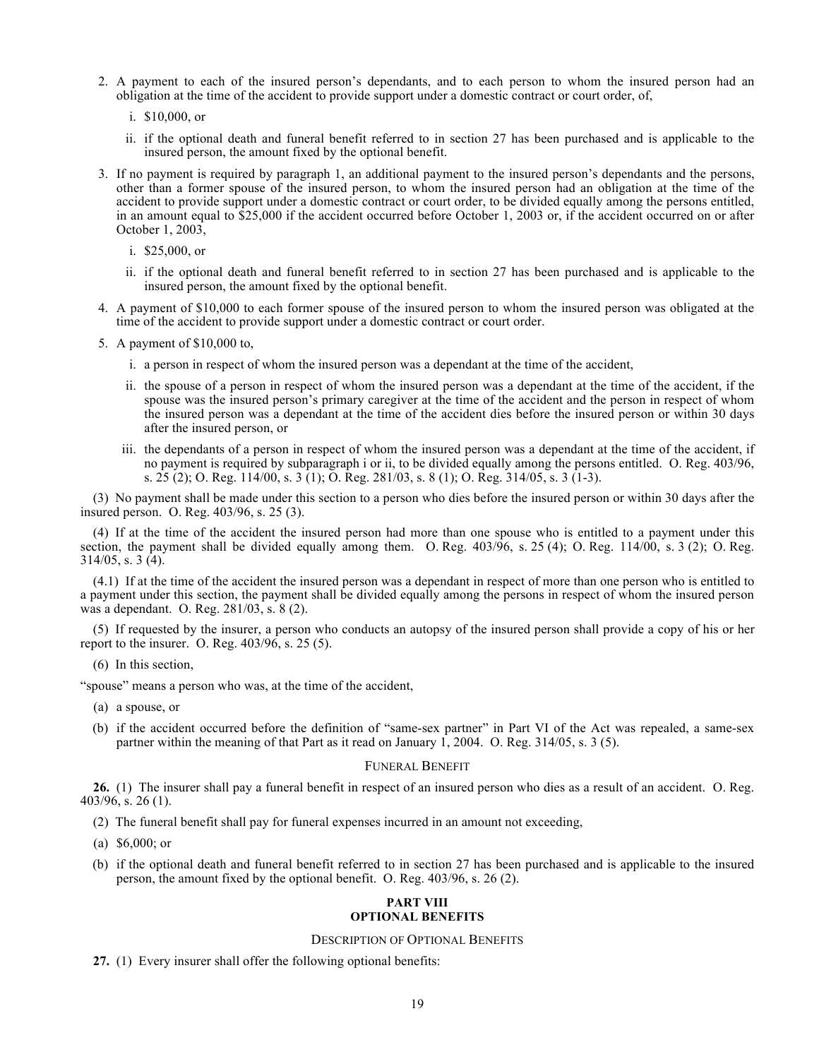2. A payment to each of the insured person's dependants, and to each person to whom the insured person had an obligation at the time of the accident to provide support under a domestic contract or court order, of,

   i. $10,000, or

   ii. if the optional death and funeral benefit referred to in section 27 has been purchased and is applicable to the insured person, the amount fixed by the optional benefit.

3. If no payment is required by paragraph 1, an additional payment to the insured person's dependants and the persons, other than a former spouse of the insured person, to whom the insured person had an obligation at the time of the accident to provide support under a domestic contract or court order, to be divided equally among the persons entitled, in an amount equal to $25,000 if the accident occurred before October 1, 2003 or, if the accident occurred on or after October 1, 2003,

   i. $25,000, or

   ii. if the optional death and funeral benefit referred to in section 27 has been purchased and is applicable to the insured person, the amount fixed by the optional benefit.

4. A payment of $10,000 to each former spouse of the insured person to whom the insured person was obligated at the time of the accident to provide support under a domestic contract or court order.

5. A payment of $10,000 to,

   i. a person in respect of whom the insured person was a dependant at the time of the accident,

   ii. the spouse of a person in respect of whom the insured person was a dependant at the time of the accident, if the spouse was the insured person's primary caregiver at the time of the accident and the person in respect of whom the insured person was a dependant at the time of the accident dies before the insured person or within 30 days after the insured person, or

   iii. the dependants of a person in respect of whom the insured person was a dependant at the time of the accident, if no payment is required by subparagraph i or ii, to be divided equally among the persons entitled. O. Reg. 403/96, s. 25 (2); O. Reg. 114/00, s. 3 (1); O. Reg. 281/03, s. 8 (1); O. Reg. 314/05, s. 3 (1-3).

(3) No payment shall be made under this section to a person who dies before the insured person or within 30 days after the insured person. O. Reg. 403/96, s. 25 (3).

(4) If at the time of the accident the insured person had more than one spouse who is entitled to a payment under this section, the payment shall be divided equally among them. O. Reg. 403/96, s. 25 (4); O. Reg. 114/00, s. 3 (2); O. Reg. 314/05, s. 3 (4).

(4.1) If at the time of the accident the insured person was a dependant in respect of more than one person who is entitled to a payment under this section, the payment shall be divided equally among the persons in respect of whom the insured person was a dependant. O. Reg. 281/03, s. 8 (2).

(5) If requested by the insurer, a person who conducts an autopsy of the insured person shall provide a copy of his or her report to the insurer. O. Reg. 403/96, s. 25 (5).

(6) In this section,

"spouse" means a person who was, at the time of the accident,

(a) a spouse, or

(b) if the accident occurred before the definition of "same-sex partner" in Part VI of the Act was repealed, a same-sex partner within the meaning of that Part as it read on January 1, 2004. O. Reg. 314/05, s. 3 (5).

### Funeral Benefit

**26.** (1) The insurer shall pay a funeral benefit in respect of an insured person who dies as a result of an accident. O. Reg. 403/96, s. 26 (1).

(2) The funeral benefit shall pay for funeral expenses incurred in an amount not exceeding,

(a) $6,000; or

(b) if the optional death and funeral benefit referred to in section 27 has been purchased and is applicable to the insured person, the amount fixed by the optional benefit. O. Reg. 403/96, s. 26 (2).

## PART VIII
## OPTIONAL BENEFITS

### Description of Optional Benefits

**27.** (1) Every insurer shall offer the following optional benefits: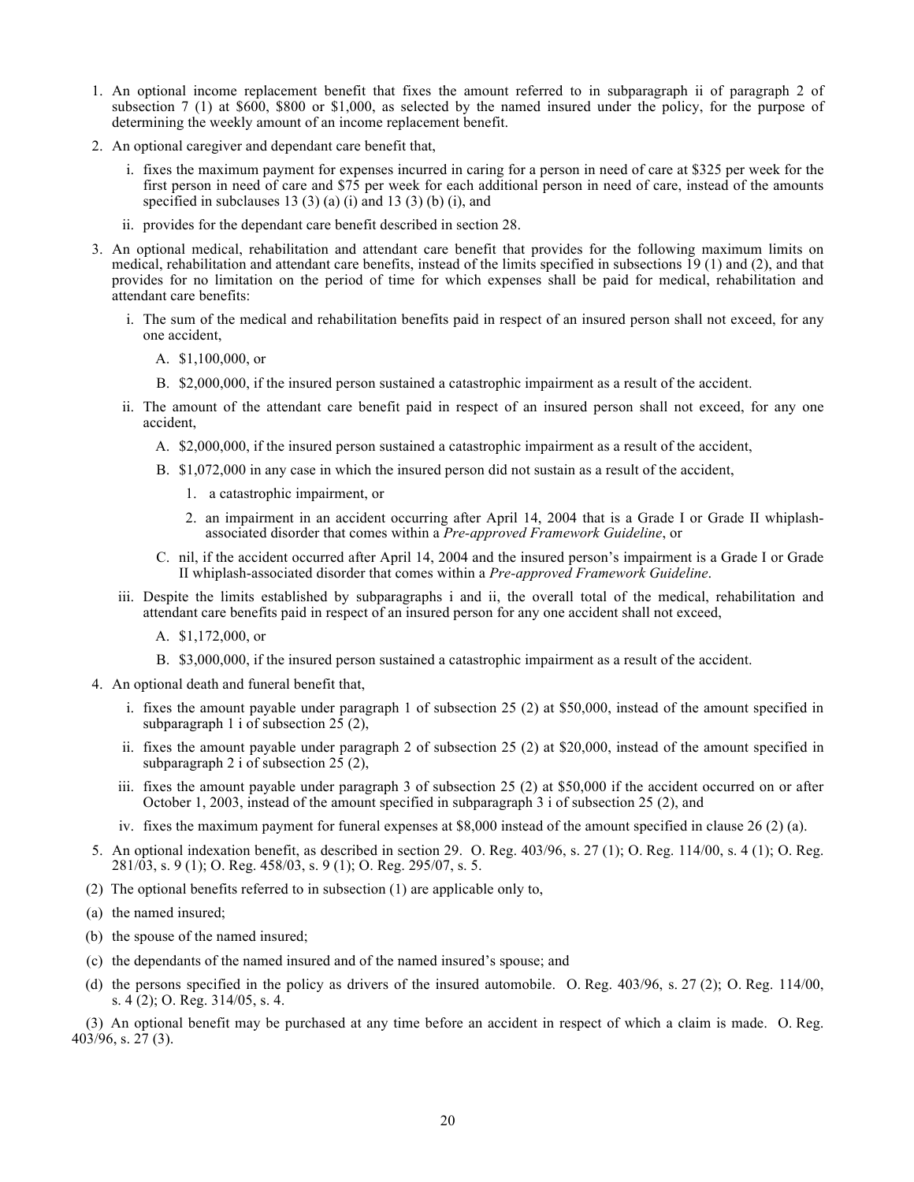1. An optional income replacement benefit that fixes the amount referred to in subparagraph ii of paragraph 2 of subsection 7 (1) at $600, $800 or $1,000, as selected by the named insured under the policy, for the purpose of determining the weekly amount of an income replacement benefit.
2. An optional caregiver and dependant care benefit that,
   i. fixes the maximum payment for expenses incurred in caring for a person in need of care at $325 per week for the first person in need of care and $75 per week for each additional person in need of care, instead of the amounts specified in subclauses 13 (3) (a) (i) and 13 (3) (b) (i), and
   ii. provides for the dependant care benefit described in section 28.
3. An optional medical, rehabilitation and attendant care benefit that provides for the following maximum limits on medical, rehabilitation and attendant care benefits, instead of the limits specified in subsections 19 (1) and (2), and that provides for no limitation on the period of time for which expenses shall be paid for medical, rehabilitation and attendant care benefits:
   i. The sum of the medical and rehabilitation benefits paid in respect of an insured person shall not exceed, for any one accident,
      A. $1,100,000, or
      B. $2,000,000, if the insured person sustained a catastrophic impairment as a result of the accident.
   ii. The amount of the attendant care benefit paid in respect of an insured person shall not exceed, for any one accident,
      A. $2,000,000, if the insured person sustained a catastrophic impairment as a result of the accident,
      B. $1,072,000 in any case in which the insured person did not sustain as a result of the accident,
         1. a catastrophic impairment, or
         2. an impairment in an accident occurring after April 14, 2004 that is a Grade I or Grade II whiplash-associated disorder that comes within a *Pre-approved Framework Guideline*, or
      C. nil, if the accident occurred after April 14, 2004 and the insured person's impairment is a Grade I or Grade II whiplash-associated disorder that comes within a *Pre-approved Framework Guideline*.
   iii. Despite the limits established by subparagraphs i and ii, the overall total of the medical, rehabilitation and attendant care benefits paid in respect of an insured person for any one accident shall not exceed,
      A. $1,172,000, or
      B. $3,000,000, if the insured person sustained a catastrophic impairment as a result of the accident.
4. An optional death and funeral benefit that,
   i. fixes the amount payable under paragraph 1 of subsection 25 (2) at $50,000, instead of the amount specified in subparagraph 1 i of subsection 25 (2),
   ii. fixes the amount payable under paragraph 2 of subsection 25 (2) at $20,000, instead of the amount specified in subparagraph 2 i of subsection 25 (2),
   iii. fixes the amount payable under paragraph 3 of subsection 25 (2) at $50,000 if the accident occurred on or after October 1, 2003, instead of the amount specified in subparagraph 3 i of subsection 25 (2), and
   iv. fixes the maximum payment for funeral expenses at $8,000 instead of the amount specified in clause 26 (2) (a).
5. An optional indexation benefit, as described in section 29. O. Reg. 403/96, s. 27 (1); O. Reg. 114/00, s. 4 (1); O. Reg. 281/03, s. 9 (1); O. Reg. 458/03, s. 9 (1); O. Reg. 295/07, s. 5.

(2) The optional benefits referred to in subsection (1) are applicable only to,

(a) the named insured;

(b) the spouse of the named insured;

(c) the dependants of the named insured and of the named insured's spouse; and

(d) the persons specified in the policy as drivers of the insured automobile. O. Reg. 403/96, s. 27 (2); O. Reg. 114/00, s. 4 (2); O. Reg. 314/05, s. 4.

(3) An optional benefit may be purchased at any time before an accident in respect of which a claim is made. O. Reg. 403/96, s. 27 (3).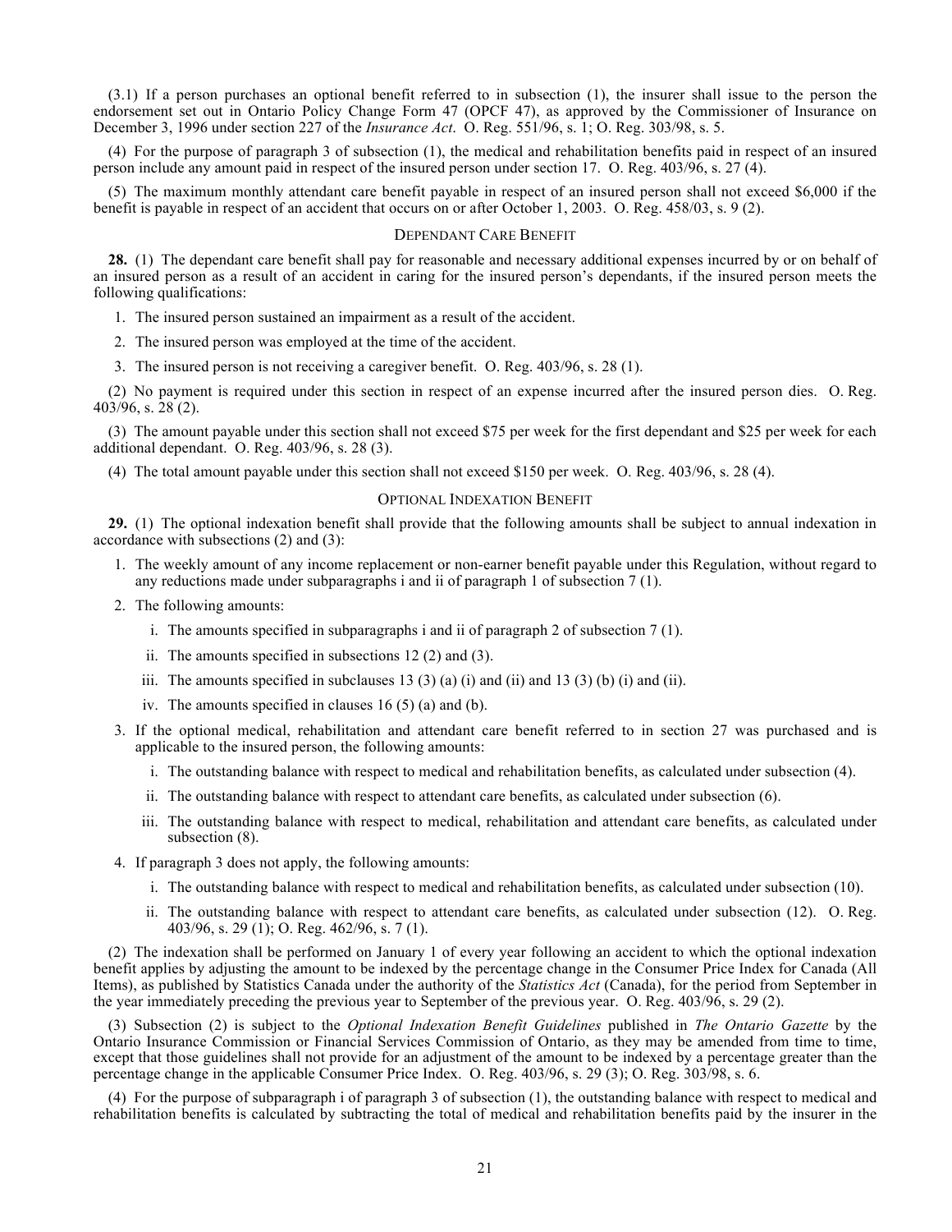(3.1) If a person purchases an optional benefit referred to in subsection (1), the insurer shall issue to the person the endorsement set out in Ontario Policy Change Form 47 (OPCF 47), as approved by the Commissioner of Insurance on December 3, 1996 under section 227 of the *Insurance Act*. O. Reg. 551/96, s. 1; O. Reg. 303/98, s. 5.

(4) For the purpose of paragraph 3 of subsection (1), the medical and rehabilitation benefits paid in respect of an insured person include any amount paid in respect of the insured person under section 17. O. Reg. 403/96, s. 27 (4).

(5) The maximum monthly attendant care benefit payable in respect of an insured person shall not exceed $6,000 if the benefit is payable in respect of an accident that occurs on or after October 1, 2003. O. Reg. 458/03, s. 9 (2).

### DEPENDANT CARE BENEFIT

**28.** (1) The dependant care benefit shall pay for reasonable and necessary additional expenses incurred by or on behalf of an insured person as a result of an accident in caring for the insured person's dependants, if the insured person meets the following qualifications:

1. The insured person sustained an impairment as a result of the accident.
2. The insured person was employed at the time of the accident.
3. The insured person is not receiving a caregiver benefit. O. Reg. 403/96, s. 28 (1).

(2) No payment is required under this section in respect of an expense incurred after the insured person dies. O. Reg. 403/96, s. 28 (2).

(3) The amount payable under this section shall not exceed $75 per week for the first dependant and $25 per week for each additional dependant. O. Reg. 403/96, s. 28 (3).

(4) The total amount payable under this section shall not exceed $150 per week. O. Reg. 403/96, s. 28 (4).

### OPTIONAL INDEXATION BENEFIT

**29.** (1) The optional indexation benefit shall provide that the following amounts shall be subject to annual indexation in accordance with subsections (2) and (3):

1. The weekly amount of any income replacement or non-earner benefit payable under this Regulation, without regard to any reductions made under subparagraphs i and ii of paragraph 1 of subsection 7 (1).
2. The following amounts:
   i. The amounts specified in subparagraphs i and ii of paragraph 2 of subsection 7 (1).
   ii. The amounts specified in subsections 12 (2) and (3).
   iii. The amounts specified in subclauses 13 (3) (a) (i) and (ii) and 13 (3) (b) (i) and (ii).
   iv. The amounts specified in clauses 16 (5) (a) and (b).
3. If the optional medical, rehabilitation and attendant care benefit referred to in section 27 was purchased and is applicable to the insured person, the following amounts:
   i. The outstanding balance with respect to medical and rehabilitation benefits, as calculated under subsection (4).
   ii. The outstanding balance with respect to attendant care benefits, as calculated under subsection (6).
   iii. The outstanding balance with respect to medical, rehabilitation and attendant care benefits, as calculated under subsection (8).
4. If paragraph 3 does not apply, the following amounts:
   i. The outstanding balance with respect to medical and rehabilitation benefits, as calculated under subsection (10).
   ii. The outstanding balance with respect to attendant care benefits, as calculated under subsection (12). O. Reg. 403/96, s. 29 (1); O. Reg. 462/96, s. 7 (1).

(2) The indexation shall be performed on January 1 of every year following an accident to which the optional indexation benefit applies by adjusting the amount to be indexed by the percentage change in the Consumer Price Index for Canada (All Items), as published by Statistics Canada under the authority of the *Statistics Act* (Canada), for the period from September in the year immediately preceding the previous year to September of the previous year. O. Reg. 403/96, s. 29 (2).

(3) Subsection (2) is subject to the *Optional Indexation Benefit Guidelines* published in *The Ontario Gazette* by the Ontario Insurance Commission or Financial Services Commission of Ontario, as they may be amended from time to time, except that those guidelines shall not provide for an adjustment of the amount to be indexed by a percentage greater than the percentage change in the applicable Consumer Price Index. O. Reg. 403/96, s. 29 (3); O. Reg. 303/98, s. 6.

(4) For the purpose of subparagraph i of paragraph 3 of subsection (1), the outstanding balance with respect to medical and rehabilitation benefits is calculated by subtracting the total of medical and rehabilitation benefits paid by the insurer in the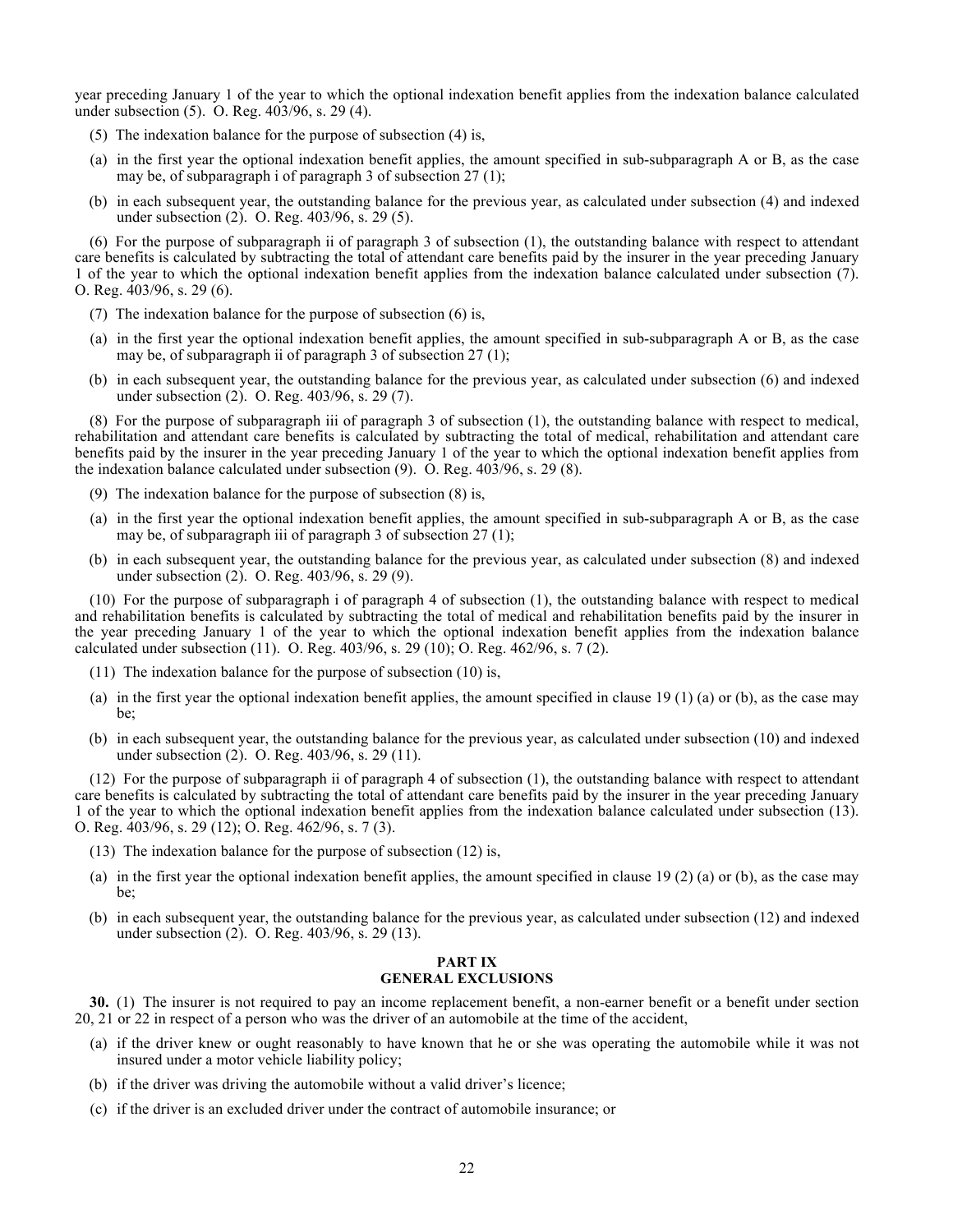year preceding January 1 of the year to which the optional indexation benefit applies from the indexation balance calculated under subsection (5). O. Reg. 403/96, s. 29 (4).

(5) The indexation balance for the purpose of subsection (4) is,

(a) in the first year the optional indexation benefit applies, the amount specified in sub-subparagraph A or B, as the case may be, of subparagraph i of paragraph 3 of subsection 27 (1);

(b) in each subsequent year, the outstanding balance for the previous year, as calculated under subsection (4) and indexed under subsection (2). O. Reg. 403/96, s. 29 (5).

(6) For the purpose of subparagraph ii of paragraph 3 of subsection (1), the outstanding balance with respect to attendant care benefits is calculated by subtracting the total of attendant care benefits paid by the insurer in the year preceding January 1 of the year to which the optional indexation benefit applies from the indexation balance calculated under subsection (7). O. Reg. 403/96, s. 29 (6).

(7) The indexation balance for the purpose of subsection (6) is,

(a) in the first year the optional indexation benefit applies, the amount specified in sub-subparagraph A or B, as the case may be, of subparagraph ii of paragraph 3 of subsection 27 (1);

(b) in each subsequent year, the outstanding balance for the previous year, as calculated under subsection (6) and indexed under subsection (2). O. Reg. 403/96, s. 29 (7).

(8) For the purpose of subparagraph iii of paragraph 3 of subsection (1), the outstanding balance with respect to medical, rehabilitation and attendant care benefits is calculated by subtracting the total of medical, rehabilitation and attendant care benefits paid by the insurer in the year preceding January 1 of the year to which the optional indexation benefit applies from the indexation balance calculated under subsection (9). O. Reg. 403/96, s. 29 (8).

(9) The indexation balance for the purpose of subsection (8) is,

(a) in the first year the optional indexation benefit applies, the amount specified in sub-subparagraph A or B, as the case may be, of subparagraph iii of paragraph 3 of subsection 27 (1);

(b) in each subsequent year, the outstanding balance for the previous year, as calculated under subsection (8) and indexed under subsection (2). O. Reg. 403/96, s. 29 (9).

(10) For the purpose of subparagraph i of paragraph 4 of subsection (1), the outstanding balance with respect to medical and rehabilitation benefits is calculated by subtracting the total of medical and rehabilitation benefits paid by the insurer in the year preceding January 1 of the year to which the optional indexation benefit applies from the indexation balance calculated under subsection (11). O. Reg. 403/96, s. 29 (10); O. Reg. 462/96, s. 7 (2).

(11) The indexation balance for the purpose of subsection (10) is,

(a) in the first year the optional indexation benefit applies, the amount specified in clause 19 (1) (a) or (b), as the case may be;

(b) in each subsequent year, the outstanding balance for the previous year, as calculated under subsection (10) and indexed under subsection (2). O. Reg. 403/96, s. 29 (11).

(12) For the purpose of subparagraph ii of paragraph 4 of subsection (1), the outstanding balance with respect to attendant care benefits is calculated by subtracting the total of attendant care benefits paid by the insurer in the year preceding January 1 of the year to which the optional indexation benefit applies from the indexation balance calculated under subsection (13). O. Reg. 403/96, s. 29 (12); O. Reg. 462/96, s. 7 (3).

(13) The indexation balance for the purpose of subsection (12) is,

(a) in the first year the optional indexation benefit applies, the amount specified in clause 19 (2) (a) or (b), as the case may be;

(b) in each subsequent year, the outstanding balance for the previous year, as calculated under subsection (12) and indexed under subsection (2). O. Reg. 403/96, s. 29 (13).

## PART IX
## GENERAL EXCLUSIONS

**30.** (1) The insurer is not required to pay an income replacement benefit, a non-earner benefit or a benefit under section 20, 21 or 22 in respect of a person who was the driver of an automobile at the time of the accident,

(a) if the driver knew or ought reasonably to have known that he or she was operating the automobile while it was not insured under a motor vehicle liability policy;

(b) if the driver was driving the automobile without a valid driver's licence;

(c) if the driver is an excluded driver under the contract of automobile insurance; or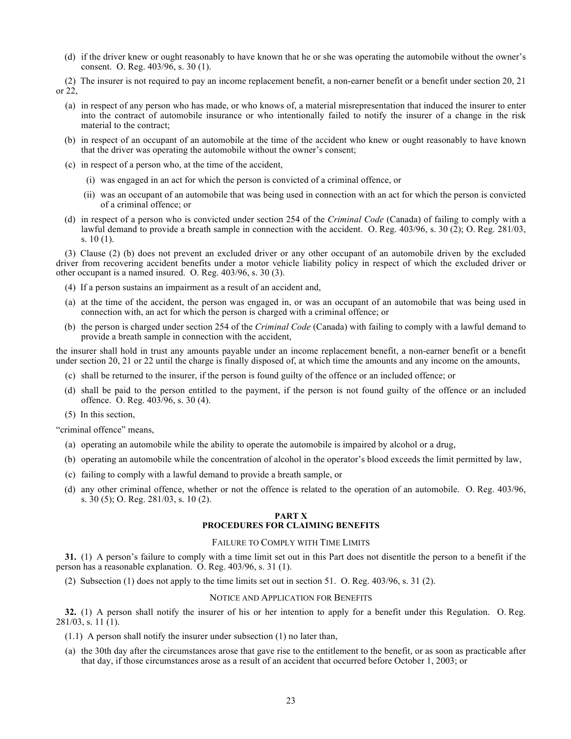(d) if the driver knew or ought reasonably to have known that he or she was operating the automobile without the owner's consent. O. Reg. 403/96, s. 30 (1).

(2) The insurer is not required to pay an income replacement benefit, a non-earner benefit or a benefit under section 20, 21 or 22,

(a) in respect of any person who has made, or who knows of, a material misrepresentation that induced the insurer to enter into the contract of automobile insurance or who intentionally failed to notify the insurer of a change in the risk material to the contract;

(b) in respect of an occupant of an automobile at the time of the accident who knew or ought reasonably to have known that the driver was operating the automobile without the owner's consent;

(c) in respect of a person who, at the time of the accident,

(i) was engaged in an act for which the person is convicted of a criminal offence, or

(ii) was an occupant of an automobile that was being used in connection with an act for which the person is convicted of a criminal offence; or

(d) in respect of a person who is convicted under section 254 of the *Criminal Code* (Canada) of failing to comply with a lawful demand to provide a breath sample in connection with the accident. O. Reg. 403/96, s. 30 (2); O. Reg. 281/03, s. 10 (1).

(3) Clause (2) (b) does not prevent an excluded driver or any other occupant of an automobile driven by the excluded driver from recovering accident benefits under a motor vehicle liability policy in respect of which the excluded driver or other occupant is a named insured. O. Reg. 403/96, s. 30 (3).

(4) If a person sustains an impairment as a result of an accident and,

(a) at the time of the accident, the person was engaged in, or was an occupant of an automobile that was being used in connection with, an act for which the person is charged with a criminal offence; or

(b) the person is charged under section 254 of the *Criminal Code* (Canada) with failing to comply with a lawful demand to provide a breath sample in connection with the accident,

the insurer shall hold in trust any amounts payable under an income replacement benefit, a non-earner benefit or a benefit under section 20, 21 or 22 until the charge is finally disposed of, at which time the amounts and any income on the amounts,

(c) shall be returned to the insurer, if the person is found guilty of the offence or an included offence; or

(d) shall be paid to the person entitled to the payment, if the person is not found guilty of the offence or an included offence. O. Reg. 403/96, s. 30 (4).

(5) In this section,

"criminal offence" means,

(a) operating an automobile while the ability to operate the automobile is impaired by alcohol or a drug,

(b) operating an automobile while the concentration of alcohol in the operator's blood exceeds the limit permitted by law,

(c) failing to comply with a lawful demand to provide a breath sample, or

(d) any other criminal offence, whether or not the offence is related to the operation of an automobile. O. Reg. 403/96, s. 30 (5); O. Reg. 281/03, s. 10 (2).

## PART X
## PROCEDURES FOR CLAIMING BENEFITS

### Failure to Comply with Time Limits

**31.** (1) A person's failure to comply with a time limit set out in this Part does not disentitle the person to a benefit if the person has a reasonable explanation. O. Reg. 403/96, s. 31 (1).

(2) Subsection (1) does not apply to the time limits set out in section 51. O. Reg. 403/96, s. 31 (2).

### Notice and Application for Benefits

**32.** (1) A person shall notify the insurer of his or her intention to apply for a benefit under this Regulation. O. Reg. 281/03, s. 11 (1).

(1.1) A person shall notify the insurer under subsection (1) no later than,

(a) the 30th day after the circumstances arose that gave rise to the entitlement to the benefit, or as soon as practicable after that day, if those circumstances arose as a result of an accident that occurred before October 1, 2003; or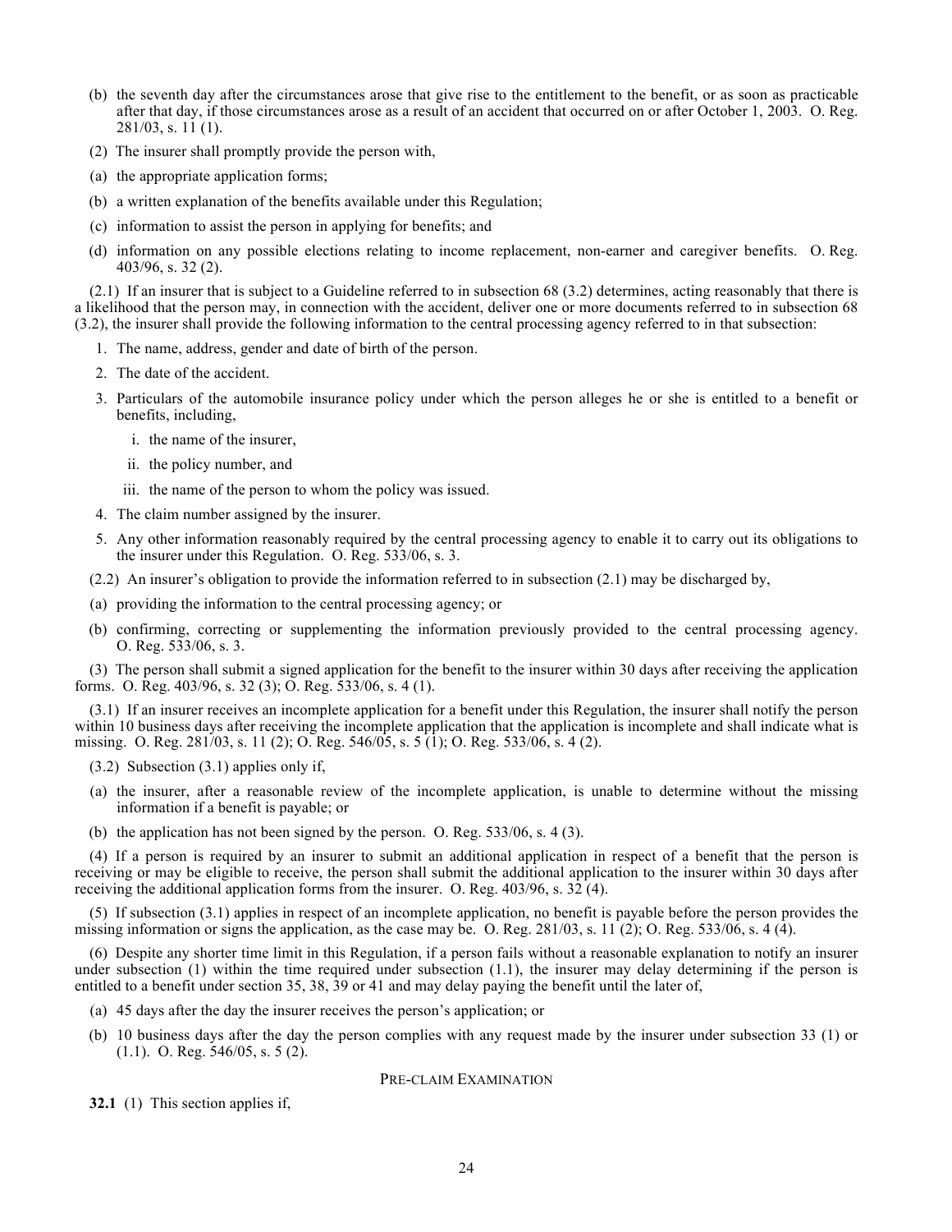(b) the seventh day after the circumstances arose that give rise to the entitlement to the benefit, or as soon as practicable after that day, if those circumstances arose as a result of an accident that occurred on or after October 1, 2003. O. Reg. 281/03, s. 11 (1).

(2) The insurer shall promptly provide the person with,

(a) the appropriate application forms;

(b) a written explanation of the benefits available under this Regulation;

(c) information to assist the person in applying for benefits; and

(d) information on any possible elections relating to income replacement, non-earner and caregiver benefits. O. Reg. 403/96, s. 32 (2).

(2.1) If an insurer that is subject to a Guideline referred to in subsection 68 (3.2) determines, acting reasonably that there is a likelihood that the person may, in connection with the accident, deliver one or more documents referred to in subsection 68 (3.2), the insurer shall provide the following information to the central processing agency referred to in that subsection:

1. The name, address, gender and date of birth of the person.
2. The date of the accident.
3. Particulars of the automobile insurance policy under which the person alleges he or she is entitled to a benefit or benefits, including,
    i. the name of the insurer,
    ii. the policy number, and
    iii. the name of the person to whom the policy was issued.
4. The claim number assigned by the insurer.
5. Any other information reasonably required by the central processing agency to enable it to carry out its obligations to the insurer under this Regulation. O. Reg. 533/06, s. 3.

(2.2) An insurer's obligation to provide the information referred to in subsection (2.1) may be discharged by,

(a) providing the information to the central processing agency; or

(b) confirming, correcting or supplementing the information previously provided to the central processing agency. O. Reg. 533/06, s. 3.

(3) The person shall submit a signed application for the benefit to the insurer within 30 days after receiving the application forms. O. Reg. 403/96, s. 32 (3); O. Reg. 533/06, s. 4 (1).

(3.1) If an insurer receives an incomplete application for a benefit under this Regulation, the insurer shall notify the person within 10 business days after receiving the incomplete application that the application is incomplete and shall indicate what is missing. O. Reg. 281/03, s. 11 (2); O. Reg. 546/05, s. 5 (1); O. Reg. 533/06, s. 4 (2).

(3.2) Subsection (3.1) applies only if,

(a) the insurer, after a reasonable review of the incomplete application, is unable to determine without the missing information if a benefit is payable; or

(b) the application has not been signed by the person. O. Reg. 533/06, s. 4 (3).

(4) If a person is required by an insurer to submit an additional application in respect of a benefit that the person is receiving or may be eligible to receive, the person shall submit the additional application to the insurer within 30 days after receiving the additional application forms from the insurer. O. Reg. 403/96, s. 32 (4).

(5) If subsection (3.1) applies in respect of an incomplete application, no benefit is payable before the person provides the missing information or signs the application, as the case may be. O. Reg. 281/03, s. 11 (2); O. Reg. 533/06, s. 4 (4).

(6) Despite any shorter time limit in this Regulation, if a person fails without a reasonable explanation to notify an insurer under subsection (1) within the time required under subsection (1.1), the insurer may delay determining if the person is entitled to a benefit under section 35, 38, 39 or 41 and may delay paying the benefit until the later of,

(a) 45 days after the day the insurer receives the person's application; or

(b) 10 business days after the day the person complies with any request made by the insurer under subsection 33 (1) or (1.1). O. Reg. 546/05, s. 5 (2).

### Pre-claim Examination

**32.1** (1) This section applies if,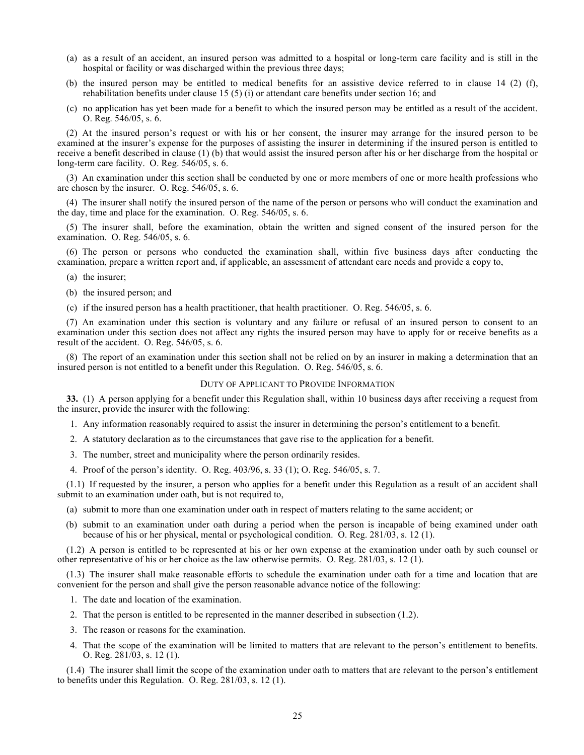(a) as a result of an accident, an insured person was admitted to a hospital or long-term care facility and is still in the hospital or facility or was discharged within the previous three days;

(b) the insured person may be entitled to medical benefits for an assistive device referred to in clause 14 (2) (f), rehabilitation benefits under clause 15 (5) (i) or attendant care benefits under section 16; and

(c) no application has yet been made for a benefit to which the insured person may be entitled as a result of the accident. O. Reg. 546/05, s. 6.

(2) At the insured person's request or with his or her consent, the insurer may arrange for the insured person to be examined at the insurer's expense for the purposes of assisting the insurer in determining if the insured person is entitled to receive a benefit described in clause (1) (b) that would assist the insured person after his or her discharge from the hospital or long-term care facility. O. Reg. 546/05, s. 6.

(3) An examination under this section shall be conducted by one or more members of one or more health professions who are chosen by the insurer. O. Reg. 546/05, s. 6.

(4) The insurer shall notify the insured person of the name of the person or persons who will conduct the examination and the day, time and place for the examination. O. Reg. 546/05, s. 6.

(5) The insurer shall, before the examination, obtain the written and signed consent of the insured person for the examination. O. Reg. 546/05, s. 6.

(6) The person or persons who conducted the examination shall, within five business days after conducting the examination, prepare a written report and, if applicable, an assessment of attendant care needs and provide a copy to,

(a) the insurer;

(b) the insured person; and

(c) if the insured person has a health practitioner, that health practitioner. O. Reg. 546/05, s. 6.

(7) An examination under this section is voluntary and any failure or refusal of an insured person to consent to an examination under this section does not affect any rights the insured person may have to apply for or receive benefits as a result of the accident. O. Reg. 546/05, s. 6.

(8) The report of an examination under this section shall not be relied on by an insurer in making a determination that an insured person is not entitled to a benefit under this Regulation. O. Reg. 546/05, s. 6.

### Duty of Applicant to Provide Information

**33.** (1) A person applying for a benefit under this Regulation shall, within 10 business days after receiving a request from the insurer, provide the insurer with the following:

1. Any information reasonably required to assist the insurer in determining the person's entitlement to a benefit.
2. A statutory declaration as to the circumstances that gave rise to the application for a benefit.
3. The number, street and municipality where the person ordinarily resides.
4. Proof of the person's identity. O. Reg. 403/96, s. 33 (1); O. Reg. 546/05, s. 7.

(1.1) If requested by the insurer, a person who applies for a benefit under this Regulation as a result of an accident shall submit to an examination under oath, but is not required to,

(a) submit to more than one examination under oath in respect of matters relating to the same accident; or

(b) submit to an examination under oath during a period when the person is incapable of being examined under oath because of his or her physical, mental or psychological condition. O. Reg. 281/03, s. 12 (1).

(1.2) A person is entitled to be represented at his or her own expense at the examination under oath by such counsel or other representative of his or her choice as the law otherwise permits. O. Reg. 281/03, s. 12 (1).

(1.3) The insurer shall make reasonable efforts to schedule the examination under oath for a time and location that are convenient for the person and shall give the person reasonable advance notice of the following:

1. The date and location of the examination.
2. That the person is entitled to be represented in the manner described in subsection (1.2).
3. The reason or reasons for the examination.
4. That the scope of the examination will be limited to matters that are relevant to the person's entitlement to benefits. O. Reg. 281/03, s. 12 (1).

(1.4) The insurer shall limit the scope of the examination under oath to matters that are relevant to the person's entitlement to benefits under this Regulation. O. Reg. 281/03, s. 12 (1).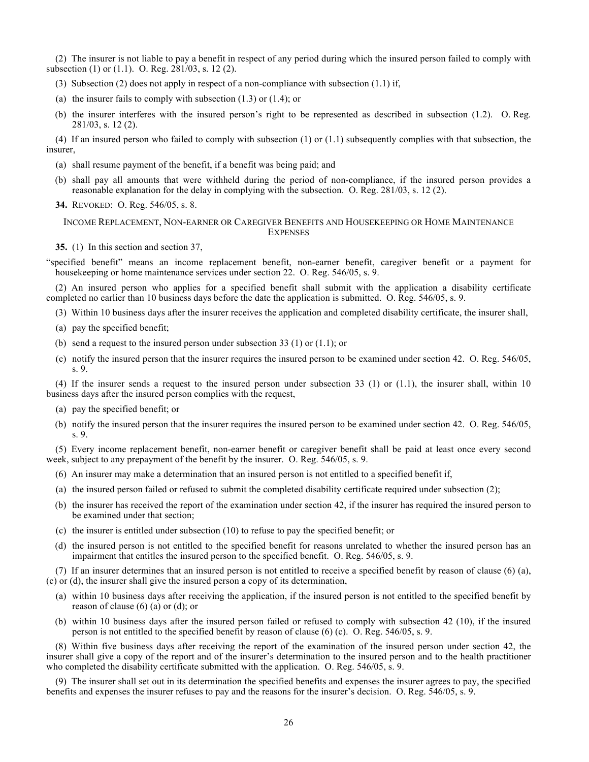(2) The insurer is not liable to pay a benefit in respect of any period during which the insured person failed to comply with subsection (1) or (1.1). O. Reg. 281/03, s. 12 (2).

(3) Subsection (2) does not apply in respect of a non-compliance with subsection (1.1) if,

(a) the insurer fails to comply with subsection (1.3) or (1.4); or

(b) the insurer interferes with the insured person's right to be represented as described in subsection (1.2). O. Reg. 281/03, s. 12 (2).

(4) If an insured person who failed to comply with subsection (1) or (1.1) subsequently complies with that subsection, the insurer,

(a) shall resume payment of the benefit, if a benefit was being paid; and

(b) shall pay all amounts that were withheld during the period of non-compliance, if the insured person provides a reasonable explanation for the delay in complying with the subsection. O. Reg. 281/03, s. 12 (2).

**34.** REVOKED: O. Reg. 546/05, s. 8.

### INCOME REPLACEMENT, NON-EARNER OR CAREGIVER BENEFITS AND HOUSEKEEPING OR HOME MAINTENANCE EXPENSES

**35.** (1) In this section and section 37,

"specified benefit" means an income replacement benefit, non-earner benefit, caregiver benefit or a payment for housekeeping or home maintenance services under section 22. O. Reg. 546/05, s. 9.

(2) An insured person who applies for a specified benefit shall submit with the application a disability certificate completed no earlier than 10 business days before the date the application is submitted. O. Reg. 546/05, s. 9.

(3) Within 10 business days after the insurer receives the application and completed disability certificate, the insurer shall,

(a) pay the specified benefit;

(b) send a request to the insured person under subsection 33 (1) or (1.1); or

(c) notify the insured person that the insurer requires the insured person to be examined under section 42. O. Reg. 546/05, s. 9.

(4) If the insurer sends a request to the insured person under subsection 33 (1) or (1.1), the insurer shall, within 10 business days after the insured person complies with the request,

(a) pay the specified benefit; or

(b) notify the insured person that the insurer requires the insured person to be examined under section 42. O. Reg. 546/05, s. 9.

(5) Every income replacement benefit, non-earner benefit or caregiver benefit shall be paid at least once every second week, subject to any prepayment of the benefit by the insurer. O. Reg. 546/05, s. 9.

(6) An insurer may make a determination that an insured person is not entitled to a specified benefit if,

(a) the insured person failed or refused to submit the completed disability certificate required under subsection (2);

(b) the insurer has received the report of the examination under section 42, if the insurer has required the insured person to be examined under that section;

(c) the insurer is entitled under subsection (10) to refuse to pay the specified benefit; or

(d) the insured person is not entitled to the specified benefit for reasons unrelated to whether the insured person has an impairment that entitles the insured person to the specified benefit. O. Reg. 546/05, s. 9.

(7) If an insurer determines that an insured person is not entitled to receive a specified benefit by reason of clause (6) (a), (c) or (d), the insurer shall give the insured person a copy of its determination,

(a) within 10 business days after receiving the application, if the insured person is not entitled to the specified benefit by reason of clause (6) (a) or (d); or

(b) within 10 business days after the insured person failed or refused to comply with subsection 42 (10), if the insured person is not entitled to the specified benefit by reason of clause (6) (c). O. Reg. 546/05, s. 9.

(8) Within five business days after receiving the report of the examination of the insured person under section 42, the insurer shall give a copy of the report and of the insurer's determination to the insured person and to the health practitioner who completed the disability certificate submitted with the application. O. Reg. 546/05, s. 9.

(9) The insurer shall set out in its determination the specified benefits and expenses the insurer agrees to pay, the specified benefits and expenses the insurer refuses to pay and the reasons for the insurer's decision. O. Reg. 546/05, s. 9.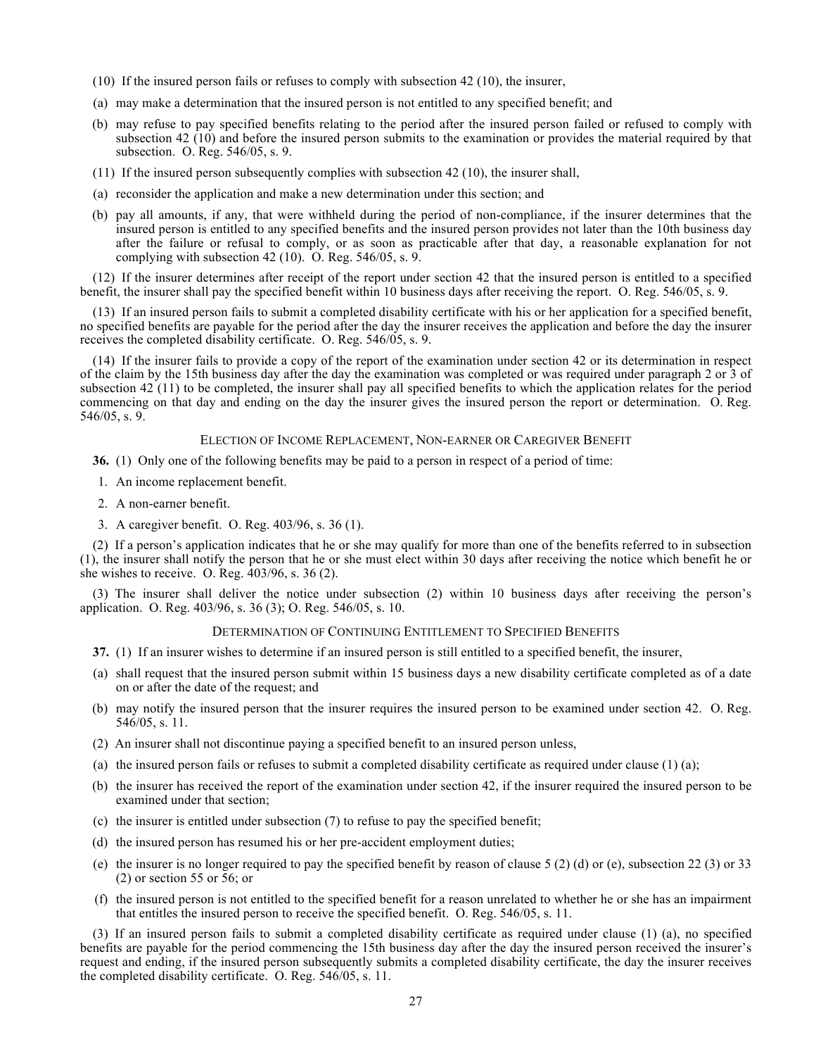(10) If the insured person fails or refuses to comply with subsection 42 (10), the insurer,

(a) may make a determination that the insured person is not entitled to any specified benefit; and

(b) may refuse to pay specified benefits relating to the period after the insured person failed or refused to comply with subsection 42 (10) and before the insured person submits to the examination or provides the material required by that subsection. O. Reg. 546/05, s. 9.

(11) If the insured person subsequently complies with subsection 42 (10), the insurer shall,

(a) reconsider the application and make a new determination under this section; and

(b) pay all amounts, if any, that were withheld during the period of non-compliance, if the insurer determines that the insured person is entitled to any specified benefits and the insured person provides not later than the 10th business day after the failure or refusal to comply, or as soon as practicable after that day, a reasonable explanation for not complying with subsection 42 (10). O. Reg. 546/05, s. 9.

(12) If the insurer determines after receipt of the report under section 42 that the insured person is entitled to a specified benefit, the insurer shall pay the specified benefit within 10 business days after receiving the report. O. Reg. 546/05, s. 9.

(13) If an insured person fails to submit a completed disability certificate with his or her application for a specified benefit, no specified benefits are payable for the period after the day the insurer receives the application and before the day the insurer receives the completed disability certificate. O. Reg. 546/05, s. 9.

(14) If the insurer fails to provide a copy of the report of the examination under section 42 or its determination in respect of the claim by the 15th business day after the day the examination was completed or was required under paragraph 2 or 3 of subsection 42 (11) to be completed, the insurer shall pay all specified benefits to which the application relates for the period commencing on that day and ending on the day the insurer gives the insured person the report or determination. O. Reg. 546/05, s. 9.

### Election of Income Replacement, Non-earner or Caregiver Benefit

**36.** (1) Only one of the following benefits may be paid to a person in respect of a period of time:

1. An income replacement benefit.
2. A non-earner benefit.
3. A caregiver benefit. O. Reg. 403/96, s. 36 (1).

(2) If a person's application indicates that he or she may qualify for more than one of the benefits referred to in subsection (1), the insurer shall notify the person that he or she must elect within 30 days after receiving the notice which benefit he or she wishes to receive. O. Reg. 403/96, s. 36 (2).

(3) The insurer shall deliver the notice under subsection (2) within 10 business days after receiving the person's application. O. Reg. 403/96, s. 36 (3); O. Reg. 546/05, s. 10.

### Determination of Continuing Entitlement to Specified Benefits

**37.** (1) If an insurer wishes to determine if an insured person is still entitled to a specified benefit, the insurer,

(a) shall request that the insured person submit within 15 business days a new disability certificate completed as of a date on or after the date of the request; and

(b) may notify the insured person that the insurer requires the insured person to be examined under section 42. O. Reg. 546/05, s. 11.

(2) An insurer shall not discontinue paying a specified benefit to an insured person unless,

(a) the insured person fails or refuses to submit a completed disability certificate as required under clause (1) (a);

(b) the insurer has received the report of the examination under section 42, if the insurer required the insured person to be examined under that section;

(c) the insurer is entitled under subsection (7) to refuse to pay the specified benefit;

(d) the insured person has resumed his or her pre-accident employment duties;

(e) the insurer is no longer required to pay the specified benefit by reason of clause 5 (2) (d) or (e), subsection 22 (3) or 33 (2) or section 55 or 56; or

(f) the insured person is not entitled to the specified benefit for a reason unrelated to whether he or she has an impairment that entitles the insured person to receive the specified benefit. O. Reg. 546/05, s. 11.

(3) If an insured person fails to submit a completed disability certificate as required under clause (1) (a), no specified benefits are payable for the period commencing the 15th business day after the day the insured person received the insurer's request and ending, if the insured person subsequently submits a completed disability certificate, the day the insurer receives the completed disability certificate. O. Reg. 546/05, s. 11.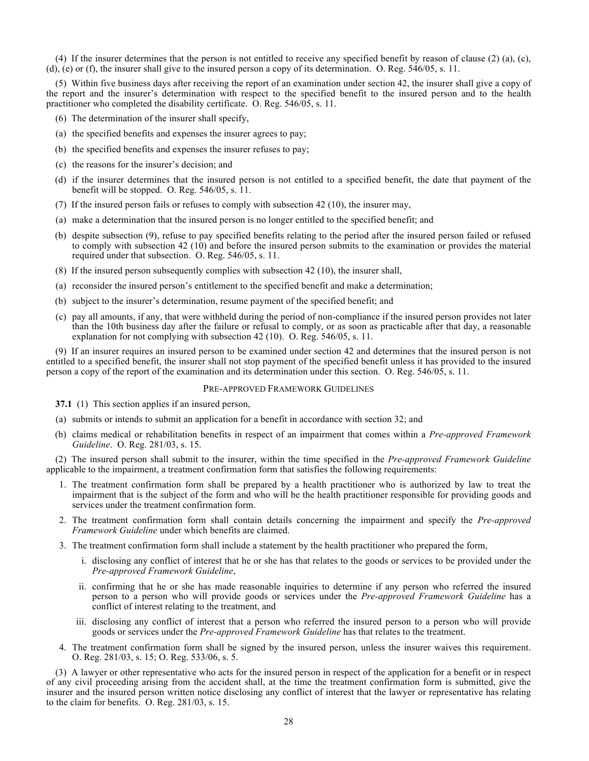(4) If the insurer determines that the person is not entitled to receive any specified benefit by reason of clause (2) (a), (c), (d), (e) or (f), the insurer shall give to the insured person a copy of its determination. O. Reg. 546/05, s. 11.

(5) Within five business days after receiving the report of an examination under section 42, the insurer shall give a copy of the report and the insurer's determination with respect to the specified benefit to the insured person and to the health practitioner who completed the disability certificate. O. Reg. 546/05, s. 11.

(6) The determination of the insurer shall specify,

(a) the specified benefits and expenses the insurer agrees to pay;

(b) the specified benefits and expenses the insurer refuses to pay;

(c) the reasons for the insurer's decision; and

(d) if the insurer determines that the insured person is not entitled to a specified benefit, the date that payment of the benefit will be stopped. O. Reg. 546/05, s. 11.

(7) If the insured person fails or refuses to comply with subsection 42 (10), the insurer may,

(a) make a determination that the insured person is no longer entitled to the specified benefit; and

(b) despite subsection (9), refuse to pay specified benefits relating to the period after the insured person failed or refused to comply with subsection 42 (10) and before the insured person submits to the examination or provides the material required under that subsection. O. Reg. 546/05, s. 11.

(8) If the insured person subsequently complies with subsection 42 (10), the insurer shall,

(a) reconsider the insured person's entitlement to the specified benefit and make a determination;

(b) subject to the insurer's determination, resume payment of the specified benefit; and

(c) pay all amounts, if any, that were withheld during the period of non-compliance if the insured person provides not later than the 10th business day after the failure or refusal to comply, or as soon as practicable after that day, a reasonable explanation for not complying with subsection 42 (10). O. Reg. 546/05, s. 11.

(9) If an insurer requires an insured person to be examined under section 42 and determines that the insured person is not entitled to a specified benefit, the insurer shall not stop payment of the specified benefit unless it has provided to the insured person a copy of the report of the examination and its determination under this section. O. Reg. 546/05, s. 11.

PRE-APPROVED FRAMEWORK GUIDELINES

**37.1** (1) This section applies if an insured person,

(a) submits or intends to submit an application for a benefit in accordance with section 32; and

(b) claims medical or rehabilitation benefits in respect of an impairment that comes within a *Pre-approved Framework Guideline*. O. Reg. 281/03, s. 15.

(2) The insured person shall submit to the insurer, within the time specified in the *Pre-approved Framework Guideline* applicable to the impairment, a treatment confirmation form that satisfies the following requirements:

1. The treatment confirmation form shall be prepared by a health practitioner who is authorized by law to treat the impairment that is the subject of the form and who will be the health practitioner responsible for providing goods and services under the treatment confirmation form.
2. The treatment confirmation form shall contain details concerning the impairment and specify the *Pre-approved Framework Guideline* under which benefits are claimed.
3. The treatment confirmation form shall include a statement by the health practitioner who prepared the form,
   - i. disclosing any conflict of interest that he or she has that relates to the goods or services to be provided under the *Pre-approved Framework Guideline*,
   - ii. confirming that he or she has made reasonable inquiries to determine if any person who referred the insured person to a person who will provide goods or services under the *Pre-approved Framework Guideline* has a conflict of interest relating to the treatment, and
   - iii. disclosing any conflict of interest that a person who referred the insured person to a person who will provide goods or services under the *Pre-approved Framework Guideline* has that relates to the treatment.
4. The treatment confirmation form shall be signed by the insured person, unless the insurer waives this requirement. O. Reg. 281/03, s. 15; O. Reg. 533/06, s. 5.

(3) A lawyer or other representative who acts for the insured person in respect of the application for a benefit or in respect of any civil proceeding arising from the accident shall, at the time the treatment confirmation form is submitted, give the insurer and the insured person written notice disclosing any conflict of interest that the lawyer or representative has relating to the claim for benefits. O. Reg. 281/03, s. 15.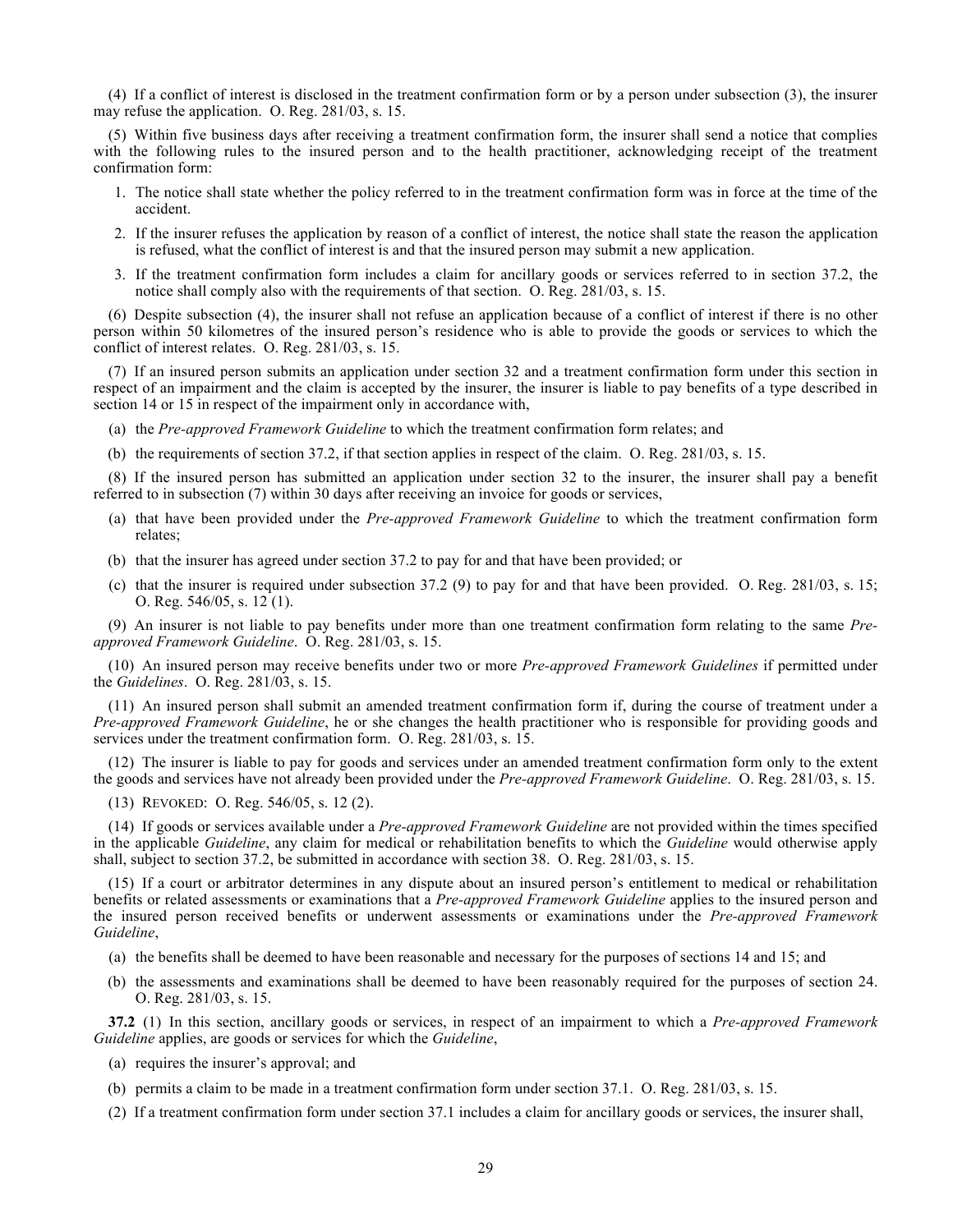(4) If a conflict of interest is disclosed in the treatment confirmation form or by a person under subsection (3), the insurer may refuse the application. O. Reg. 281/03, s. 15.

(5) Within five business days after receiving a treatment confirmation form, the insurer shall send a notice that complies with the following rules to the insured person and to the health practitioner, acknowledging receipt of the treatment confirmation form:

1. The notice shall state whether the policy referred to in the treatment confirmation form was in force at the time of the accident.
2. If the insurer refuses the application by reason of a conflict of interest, the notice shall state the reason the application is refused, what the conflict of interest is and that the insured person may submit a new application.
3. If the treatment confirmation form includes a claim for ancillary goods or services referred to in section 37.2, the notice shall comply also with the requirements of that section. O. Reg. 281/03, s. 15.

(6) Despite subsection (4), the insurer shall not refuse an application because of a conflict of interest if there is no other person within 50 kilometres of the insured person's residence who is able to provide the goods or services to which the conflict of interest relates. O. Reg. 281/03, s. 15.

(7) If an insured person submits an application under section 32 and a treatment confirmation form under this section in respect of an impairment and the claim is accepted by the insurer, the insurer is liable to pay benefits of a type described in section 14 or 15 in respect of the impairment only in accordance with,

(a) the *Pre-approved Framework Guideline* to which the treatment confirmation form relates; and

(b) the requirements of section 37.2, if that section applies in respect of the claim. O. Reg. 281/03, s. 15.

(8) If the insured person has submitted an application under section 32 to the insurer, the insurer shall pay a benefit referred to in subsection (7) within 30 days after receiving an invoice for goods or services,

(a) that have been provided under the *Pre-approved Framework Guideline* to which the treatment confirmation form relates;

(b) that the insurer has agreed under section 37.2 to pay for and that have been provided; or

(c) that the insurer is required under subsection 37.2 (9) to pay for and that have been provided. O. Reg. 281/03, s. 15; O. Reg. 546/05, s. 12 (1).

(9) An insurer is not liable to pay benefits under more than one treatment confirmation form relating to the same *Pre-approved Framework Guideline*. O. Reg. 281/03, s. 15.

(10) An insured person may receive benefits under two or more *Pre-approved Framework Guidelines* if permitted under the *Guidelines*. O. Reg. 281/03, s. 15.

(11) An insured person shall submit an amended treatment confirmation form if, during the course of treatment under a *Pre-approved Framework Guideline*, he or she changes the health practitioner who is responsible for providing goods and services under the treatment confirmation form. O. Reg. 281/03, s. 15.

(12) The insurer is liable to pay for goods and services under an amended treatment confirmation form only to the extent the goods and services have not already been provided under the *Pre-approved Framework Guideline*. O. Reg. 281/03, s. 15.

(13) REVOKED: O. Reg. 546/05, s. 12 (2).

(14) If goods or services available under a *Pre-approved Framework Guideline* are not provided within the times specified in the applicable *Guideline*, any claim for medical or rehabilitation benefits to which the *Guideline* would otherwise apply shall, subject to section 37.2, be submitted in accordance with section 38. O. Reg. 281/03, s. 15.

(15) If a court or arbitrator determines in any dispute about an insured person's entitlement to medical or rehabilitation benefits or related assessments or examinations that a *Pre-approved Framework Guideline* applies to the insured person and the insured person received benefits or underwent assessments or examinations under the *Pre-approved Framework Guideline*,

(a) the benefits shall be deemed to have been reasonable and necessary for the purposes of sections 14 and 15; and

(b) the assessments and examinations shall be deemed to have been reasonably required for the purposes of section 24. O. Reg. 281/03, s. 15.

**37.2** (1) In this section, ancillary goods or services, in respect of an impairment to which a *Pre-approved Framework Guideline* applies, are goods or services for which the *Guideline*,

(a) requires the insurer's approval; and

(b) permits a claim to be made in a treatment confirmation form under section 37.1. O. Reg. 281/03, s. 15.

(2) If a treatment confirmation form under section 37.1 includes a claim for ancillary goods or services, the insurer shall,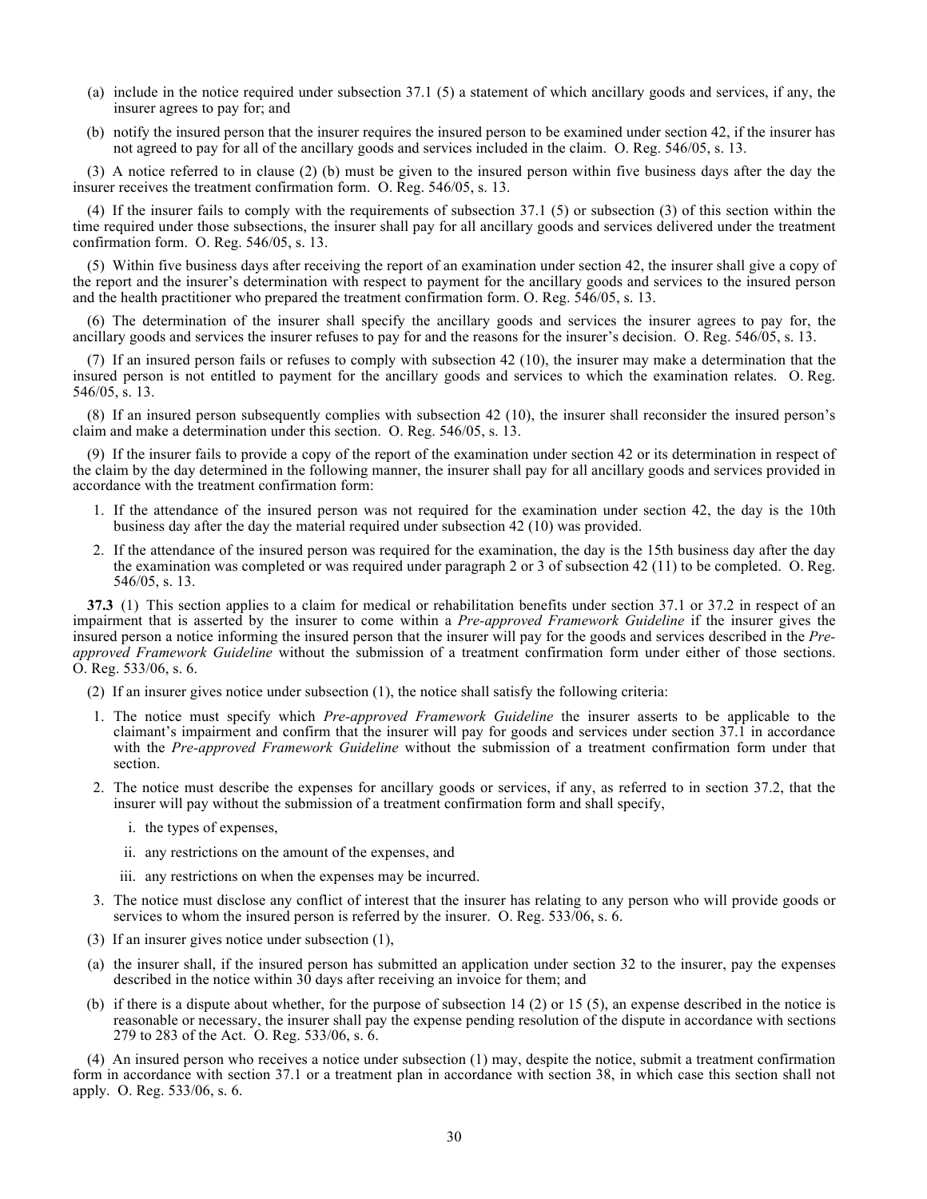(a) include in the notice required under subsection 37.1 (5) a statement of which ancillary goods and services, if any, the insurer agrees to pay for; and

(b) notify the insured person that the insurer requires the insured person to be examined under section 42, if the insurer has not agreed to pay for all of the ancillary goods and services included in the claim. O. Reg. 546/05, s. 13.

(3) A notice referred to in clause (2) (b) must be given to the insured person within five business days after the day the insurer receives the treatment confirmation form. O. Reg. 546/05, s. 13.

(4) If the insurer fails to comply with the requirements of subsection 37.1 (5) or subsection (3) of this section within the time required under those subsections, the insurer shall pay for all ancillary goods and services delivered under the treatment confirmation form. O. Reg. 546/05, s. 13.

(5) Within five business days after receiving the report of an examination under section 42, the insurer shall give a copy of the report and the insurer's determination with respect to payment for the ancillary goods and services to the insured person and the health practitioner who prepared the treatment confirmation form. O. Reg. 546/05, s. 13.

(6) The determination of the insurer shall specify the ancillary goods and services the insurer agrees to pay for, the ancillary goods and services the insurer refuses to pay for and the reasons for the insurer's decision. O. Reg. 546/05, s. 13.

(7) If an insured person fails or refuses to comply with subsection 42 (10), the insurer may make a determination that the insured person is not entitled to payment for the ancillary goods and services to which the examination relates. O. Reg. 546/05, s. 13.

(8) If an insured person subsequently complies with subsection 42 (10), the insurer shall reconsider the insured person's claim and make a determination under this section. O. Reg. 546/05, s. 13.

(9) If the insurer fails to provide a copy of the report of the examination under section 42 or its determination in respect of the claim by the day determined in the following manner, the insurer shall pay for all ancillary goods and services provided in accordance with the treatment confirmation form:

1. If the attendance of the insured person was not required for the examination under section 42, the day is the 10th business day after the day the material required under subsection 42 (10) was provided.
2. If the attendance of the insured person was required for the examination, the day is the 15th business day after the day the examination was completed or was required under paragraph 2 or 3 of subsection 42 (11) to be completed. O. Reg. 546/05, s. 13.

**37.3** (1) This section applies to a claim for medical or rehabilitation benefits under section 37.1 or 37.2 in respect of an impairment that is asserted by the insurer to come within a *Pre-approved Framework Guideline* if the insurer gives the insured person a notice informing the insured person that the insurer will pay for the goods and services described in the *Pre-approved Framework Guideline* without the submission of a treatment confirmation form under either of those sections. O. Reg. 533/06, s. 6.

(2) If an insurer gives notice under subsection (1), the notice shall satisfy the following criteria:

1. The notice must specify which *Pre-approved Framework Guideline* the insurer asserts to be applicable to the claimant's impairment and confirm that the insurer will pay for goods and services under section 37.1 in accordance with the *Pre-approved Framework Guideline* without the submission of a treatment confirmation form under that section.
2. The notice must describe the expenses for ancillary goods or services, if any, as referred to in section 37.2, that the insurer will pay without the submission of a treatment confirmation form and shall specify,
   i. the types of expenses,
   ii. any restrictions on the amount of the expenses, and
   iii. any restrictions on when the expenses may be incurred.
3. The notice must disclose any conflict of interest that the insurer has relating to any person who will provide goods or services to whom the insured person is referred by the insurer. O. Reg. 533/06, s. 6.

(3) If an insurer gives notice under subsection (1),

(a) the insurer shall, if the insured person has submitted an application under section 32 to the insurer, pay the expenses described in the notice within 30 days after receiving an invoice for them; and

(b) if there is a dispute about whether, for the purpose of subsection 14 (2) or 15 (5), an expense described in the notice is reasonable or necessary, the insurer shall pay the expense pending resolution of the dispute in accordance with sections 279 to 283 of the Act. O. Reg. 533/06, s. 6.

(4) An insured person who receives a notice under subsection (1) may, despite the notice, submit a treatment confirmation form in accordance with section 37.1 or a treatment plan in accordance with section 38, in which case this section shall not apply. O. Reg. 533/06, s. 6.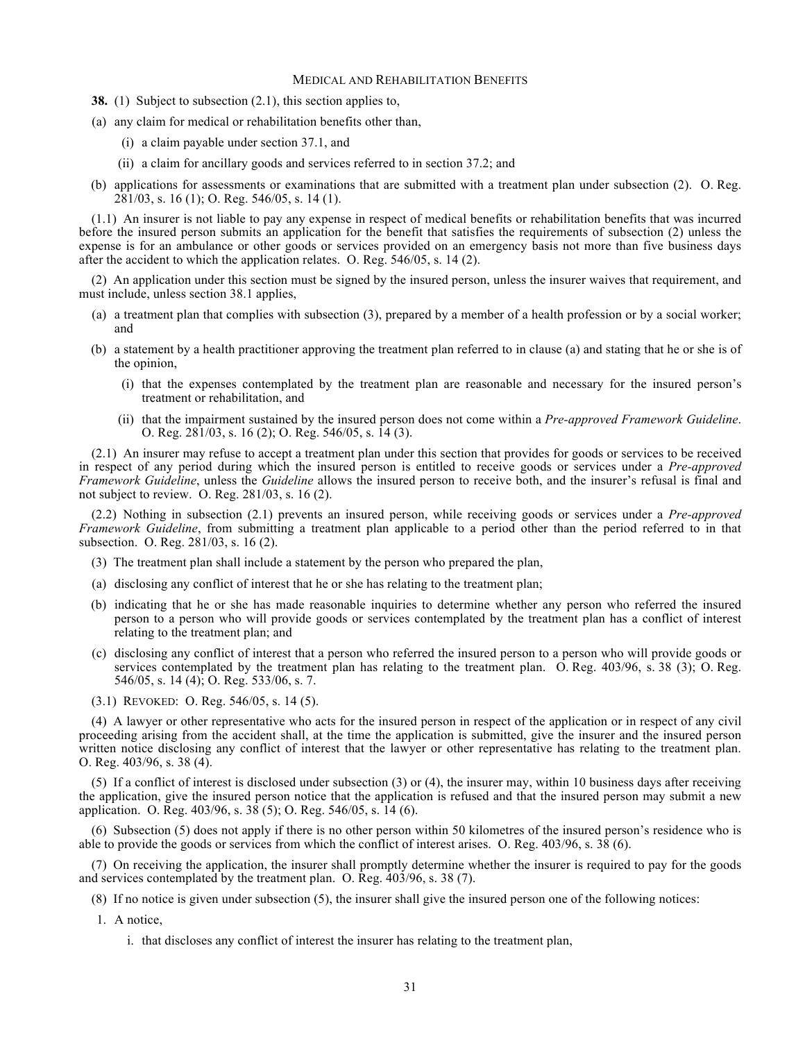## MEDICAL AND REHABILITATION BENEFITS

**38.** (1) Subject to subsection (2.1), this section applies to,

(a) any claim for medical or rehabilitation benefits other than,

(i) a claim payable under section 37.1, and

(ii) a claim for ancillary goods and services referred to in section 37.2; and

(b) applications for assessments or examinations that are submitted with a treatment plan under subsection (2). O. Reg. 281/03, s. 16 (1); O. Reg. 546/05, s. 14 (1).

(1.1) An insurer is not liable to pay any expense in respect of medical benefits or rehabilitation benefits that was incurred before the insured person submits an application for the benefit that satisfies the requirements of subsection (2) unless the expense is for an ambulance or other goods or services provided on an emergency basis not more than five business days after the accident to which the application relates. O. Reg. 546/05, s. 14 (2).

(2) An application under this section must be signed by the insured person, unless the insurer waives that requirement, and must include, unless section 38.1 applies,

(a) a treatment plan that complies with subsection (3), prepared by a member of a health profession or by a social worker; and

(b) a statement by a health practitioner approving the treatment plan referred to in clause (a) and stating that he or she is of the opinion,

(i) that the expenses contemplated by the treatment plan are reasonable and necessary for the insured person's treatment or rehabilitation, and

(ii) that the impairment sustained by the insured person does not come within a *Pre-approved Framework Guideline*. O. Reg. 281/03, s. 16 (2); O. Reg. 546/05, s. 14 (3).

(2.1) An insurer may refuse to accept a treatment plan under this section that provides for goods or services to be received in respect of any period during which the insured person is entitled to receive goods or services under a *Pre-approved Framework Guideline*, unless the *Guideline* allows the insured person to receive both, and the insurer's refusal is final and not subject to review. O. Reg. 281/03, s. 16 (2).

(2.2) Nothing in subsection (2.1) prevents an insured person, while receiving goods or services under a *Pre-approved Framework Guideline*, from submitting a treatment plan applicable to a period other than the period referred to in that subsection. O. Reg. 281/03, s. 16 (2).

(3) The treatment plan shall include a statement by the person who prepared the plan,

(a) disclosing any conflict of interest that he or she has relating to the treatment plan;

(b) indicating that he or she has made reasonable inquiries to determine whether any person who referred the insured person to a person who will provide goods or services contemplated by the treatment plan has a conflict of interest relating to the treatment plan; and

(c) disclosing any conflict of interest that a person who referred the insured person to a person who will provide goods or services contemplated by the treatment plan has relating to the treatment plan. O. Reg. 403/96, s. 38 (3); O. Reg. 546/05, s. 14 (4); O. Reg. 533/06, s. 7.

(3.1) REVOKED: O. Reg. 546/05, s. 14 (5).

(4) A lawyer or other representative who acts for the insured person in respect of the application or in respect of any civil proceeding arising from the accident shall, at the time the application is submitted, give the insurer and the insured person written notice disclosing any conflict of interest that the lawyer or other representative has relating to the treatment plan. O. Reg. 403/96, s. 38 (4).

(5) If a conflict of interest is disclosed under subsection (3) or (4), the insurer may, within 10 business days after receiving the application, give the insured person notice that the application is refused and that the insured person may submit a new application. O. Reg. 403/96, s. 38 (5); O. Reg. 546/05, s. 14 (6).

(6) Subsection (5) does not apply if there is no other person within 50 kilometres of the insured person's residence who is able to provide the goods or services from which the conflict of interest arises. O. Reg. 403/96, s. 38 (6).

(7) On receiving the application, the insurer shall promptly determine whether the insurer is required to pay for the goods and services contemplated by the treatment plan. O. Reg. 403/96, s. 38 (7).

(8) If no notice is given under subsection (5), the insurer shall give the insured person one of the following notices:

1. A notice,

   i. that discloses any conflict of interest the insurer has relating to the treatment plan,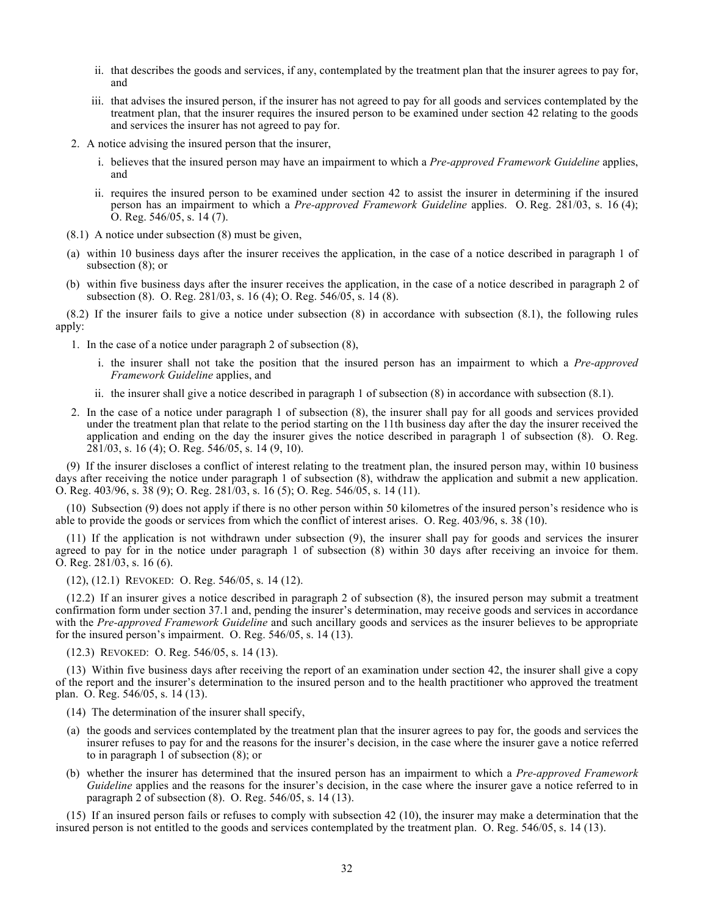ii. that describes the goods and services, if any, contemplated by the treatment plan that the insurer agrees to pay for, and

iii. that advises the insured person, if the insurer has not agreed to pay for all goods and services contemplated by the treatment plan, that the insurer requires the insured person to be examined under section 42 relating to the goods and services the insurer has not agreed to pay for.

2. A notice advising the insured person that the insurer,

   i. believes that the insured person may have an impairment to which a *Pre-approved Framework Guideline* applies, and

   ii. requires the insured person to be examined under section 42 to assist the insurer in determining if the insured person has an impairment to which a *Pre-approved Framework Guideline* applies. O. Reg. 281/03, s. 16 (4); O. Reg. 546/05, s. 14 (7).

(8.1) A notice under subsection (8) must be given,

(a) within 10 business days after the insurer receives the application, in the case of a notice described in paragraph 1 of subsection (8); or

(b) within five business days after the insurer receives the application, in the case of a notice described in paragraph 2 of subsection (8). O. Reg. 281/03, s. 16 (4); O. Reg. 546/05, s. 14 (8).

(8.2) If the insurer fails to give a notice under subsection (8) in accordance with subsection (8.1), the following rules apply:

1. In the case of a notice under paragraph 2 of subsection (8),

   i. the insurer shall not take the position that the insured person has an impairment to which a *Pre-approved Framework Guideline* applies, and

   ii. the insurer shall give a notice described in paragraph 1 of subsection (8) in accordance with subsection (8.1).

2. In the case of a notice under paragraph 1 of subsection (8), the insurer shall pay for all goods and services provided under the treatment plan that relate to the period starting on the 11th business day after the day the insurer received the application and ending on the day the insurer gives the notice described in paragraph 1 of subsection (8). O. Reg. 281/03, s. 16 (4); O. Reg. 546/05, s. 14 (9, 10).

(9) If the insurer discloses a conflict of interest relating to the treatment plan, the insured person may, within 10 business days after receiving the notice under paragraph 1 of subsection (8), withdraw the application and submit a new application. O. Reg. 403/96, s. 38 (9); O. Reg. 281/03, s. 16 (5); O. Reg. 546/05, s. 14 (11).

(10) Subsection (9) does not apply if there is no other person within 50 kilometres of the insured person's residence who is able to provide the goods or services from which the conflict of interest arises. O. Reg. 403/96, s. 38 (10).

(11) If the application is not withdrawn under subsection (9), the insurer shall pay for goods and services the insurer agreed to pay for in the notice under paragraph 1 of subsection (8) within 30 days after receiving an invoice for them. O. Reg. 281/03, s. 16 (6).

(12), (12.1) REVOKED: O. Reg. 546/05, s. 14 (12).

(12.2) If an insurer gives a notice described in paragraph 2 of subsection (8), the insured person may submit a treatment confirmation form under section 37.1 and, pending the insurer's determination, may receive goods and services in accordance with the *Pre-approved Framework Guideline* and such ancillary goods and services as the insurer believes to be appropriate for the insured person's impairment. O. Reg. 546/05, s. 14 (13).

(12.3) REVOKED: O. Reg. 546/05, s. 14 (13).

(13) Within five business days after receiving the report of an examination under section 42, the insurer shall give a copy of the report and the insurer's determination to the insured person and to the health practitioner who approved the treatment plan. O. Reg. 546/05, s. 14 (13).

(14) The determination of the insurer shall specify,

(a) the goods and services contemplated by the treatment plan that the insurer agrees to pay for, the goods and services the insurer refuses to pay for and the reasons for the insurer's decision, in the case where the insurer gave a notice referred to in paragraph 1 of subsection (8); or

(b) whether the insurer has determined that the insured person has an impairment to which a *Pre-approved Framework Guideline* applies and the reasons for the insurer's decision, in the case where the insurer gave a notice referred to in paragraph 2 of subsection (8). O. Reg. 546/05, s. 14 (13).

(15) If an insured person fails or refuses to comply with subsection 42 (10), the insurer may make a determination that the insured person is not entitled to the goods and services contemplated by the treatment plan. O. Reg. 546/05, s. 14 (13).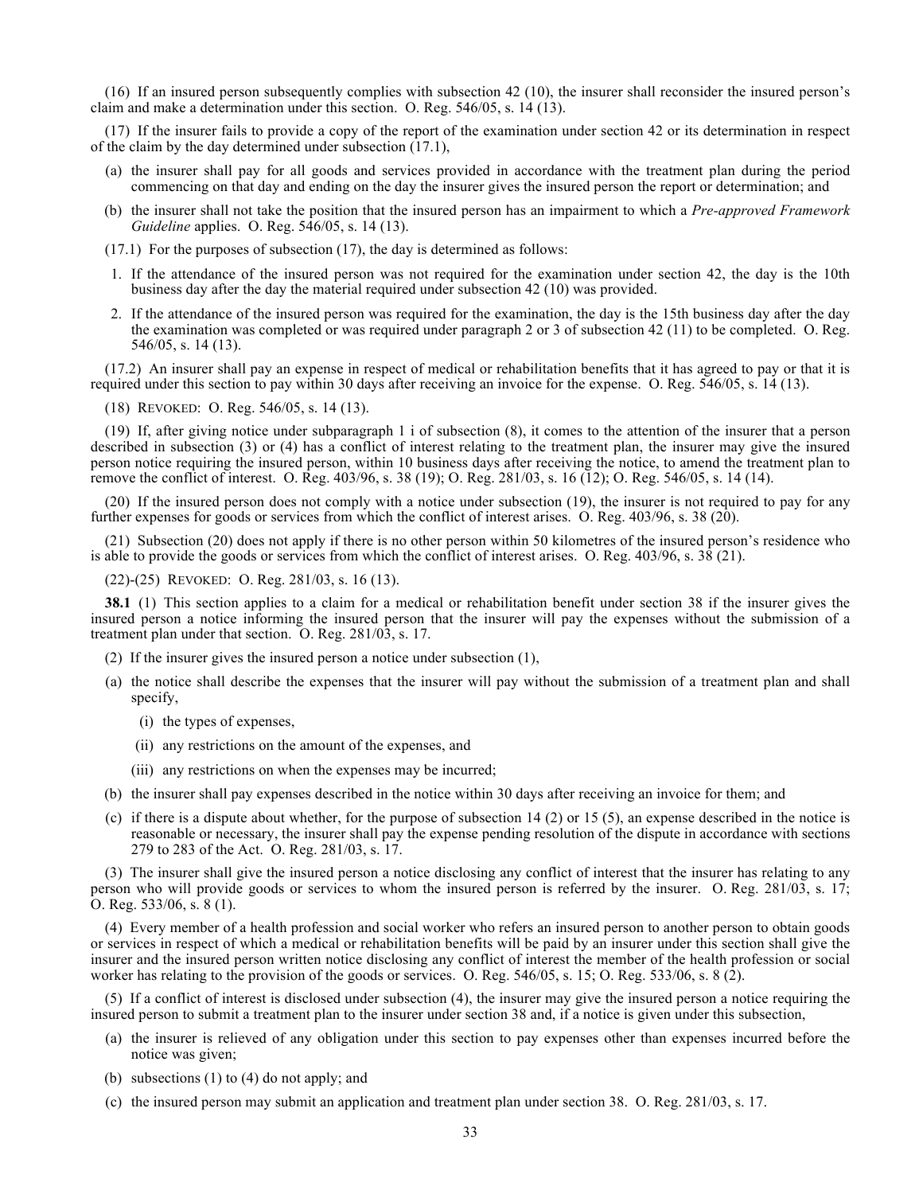(16) If an insured person subsequently complies with subsection 42 (10), the insurer shall reconsider the insured person's claim and make a determination under this section. O. Reg. 546/05, s. 14 (13).

(17) If the insurer fails to provide a copy of the report of the examination under section 42 or its determination in respect of the claim by the day determined under subsection (17.1),

- (a) the insurer shall pay for all goods and services provided in accordance with the treatment plan during the period commencing on that day and ending on the day the insurer gives the insured person the report or determination; and
- (b) the insurer shall not take the position that the insured person has an impairment to which a *Pre-approved Framework Guideline* applies. O. Reg. 546/05, s. 14 (13).

(17.1) For the purposes of subsection (17), the day is determined as follows:

1. If the attendance of the insured person was not required for the examination under section 42, the day is the 10th business day after the day the material required under subsection 42 (10) was provided.
2. If the attendance of the insured person was required for the examination, the day is the 15th business day after the day the examination was completed or was required under paragraph 2 or 3 of subsection 42 (11) to be completed. O. Reg. 546/05, s. 14 (13).

(17.2) An insurer shall pay an expense in respect of medical or rehabilitation benefits that it has agreed to pay or that it is required under this section to pay within 30 days after receiving an invoice for the expense. O. Reg. 546/05, s. 14 (13).

(18) REVOKED: O. Reg. 546/05, s. 14 (13).

(19) If, after giving notice under subparagraph 1 i of subsection (8), it comes to the attention of the insurer that a person described in subsection (3) or (4) has a conflict of interest relating to the treatment plan, the insurer may give the insured person notice requiring the insured person, within 10 business days after receiving the notice, to amend the treatment plan to remove the conflict of interest. O. Reg. 403/96, s. 38 (19); O. Reg. 281/03, s. 16 (12); O. Reg. 546/05, s. 14 (14).

(20) If the insured person does not comply with a notice under subsection (19), the insurer is not required to pay for any further expenses for goods or services from which the conflict of interest arises. O. Reg. 403/96, s. 38 (20).

(21) Subsection (20) does not apply if there is no other person within 50 kilometres of the insured person's residence who is able to provide the goods or services from which the conflict of interest arises. O. Reg. 403/96, s. 38 (21).

(22)-(25) REVOKED: O. Reg. 281/03, s. 16 (13).

**38.1** (1) This section applies to a claim for a medical or rehabilitation benefit under section 38 if the insurer gives the insured person a notice informing the insured person that the insurer will pay the expenses without the submission of a treatment plan under that section. O. Reg. 281/03, s. 17.

(2) If the insurer gives the insured person a notice under subsection (1),

- (a) the notice shall describe the expenses that the insurer will pay without the submission of a treatment plan and shall specify,
  - (i) the types of expenses,
  - (ii) any restrictions on the amount of the expenses, and
  - (iii) any restrictions on when the expenses may be incurred;
- (b) the insurer shall pay expenses described in the notice within 30 days after receiving an invoice for them; and
- (c) if there is a dispute about whether, for the purpose of subsection 14 (2) or 15 (5), an expense described in the notice is reasonable or necessary, the insurer shall pay the expense pending resolution of the dispute in accordance with sections 279 to 283 of the Act. O. Reg. 281/03, s. 17.

(3) The insurer shall give the insured person a notice disclosing any conflict of interest that the insurer has relating to any person who will provide goods or services to whom the insured person is referred by the insurer. O. Reg. 281/03, s. 17; O. Reg. 533/06, s. 8 (1).

(4) Every member of a health profession and social worker who refers an insured person to another person to obtain goods or services in respect of which a medical or rehabilitation benefits will be paid by an insurer under this section shall give the insurer and the insured person written notice disclosing any conflict of interest the member of the health profession or social worker has relating to the provision of the goods or services. O. Reg. 546/05, s. 15; O. Reg. 533/06, s. 8 (2).

(5) If a conflict of interest is disclosed under subsection (4), the insurer may give the insured person a notice requiring the insured person to submit a treatment plan to the insurer under section 38 and, if a notice is given under this subsection,

- (a) the insurer is relieved of any obligation under this section to pay expenses other than expenses incurred before the notice was given;
- (b) subsections (1) to (4) do not apply; and
- (c) the insured person may submit an application and treatment plan under section 38. O. Reg. 281/03, s. 17.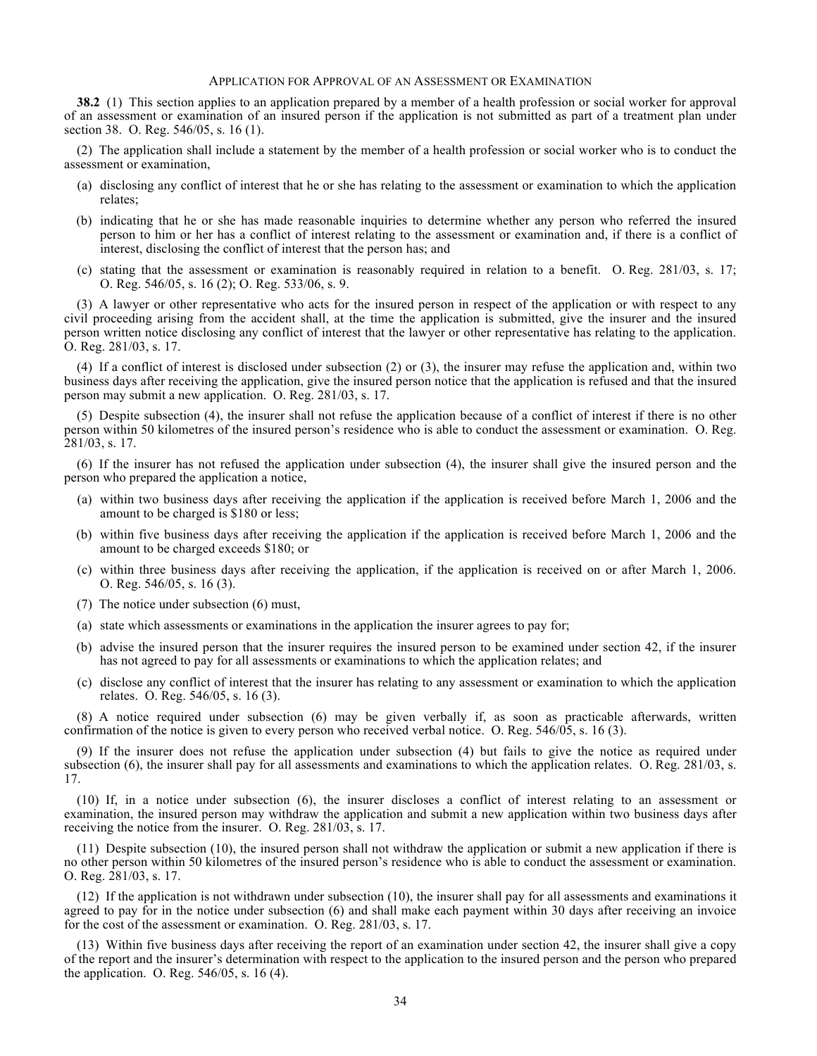### Application for Approval of an Assessment or Examination

**38.2** (1) This section applies to an application prepared by a member of a health profession or social worker for approval of an assessment or examination of an insured person if the application is not submitted as part of a treatment plan under section 38. O. Reg. 546/05, s. 16 (1).

(2) The application shall include a statement by the member of a health profession or social worker who is to conduct the assessment or examination,

- (a) disclosing any conflict of interest that he or she has relating to the assessment or examination to which the application relates;
- (b) indicating that he or she has made reasonable inquiries to determine whether any person who referred the insured person to him or her has a conflict of interest relating to the assessment or examination and, if there is a conflict of interest, disclosing the conflict of interest that the person has; and
- (c) stating that the assessment or examination is reasonably required in relation to a benefit. O. Reg. 281/03, s. 17; O. Reg. 546/05, s. 16 (2); O. Reg. 533/06, s. 9.

(3) A lawyer or other representative who acts for the insured person in respect of the application or with respect to any civil proceeding arising from the accident shall, at the time the application is submitted, give the insurer and the insured person written notice disclosing any conflict of interest that the lawyer or other representative has relating to the application. O. Reg. 281/03, s. 17.

(4) If a conflict of interest is disclosed under subsection (2) or (3), the insurer may refuse the application and, within two business days after receiving the application, give the insured person notice that the application is refused and that the insured person may submit a new application. O. Reg. 281/03, s. 17.

(5) Despite subsection (4), the insurer shall not refuse the application because of a conflict of interest if there is no other person within 50 kilometres of the insured person's residence who is able to conduct the assessment or examination. O. Reg. 281/03, s. 17.

(6) If the insurer has not refused the application under subsection (4), the insurer shall give the insured person and the person who prepared the application a notice,

- (a) within two business days after receiving the application if the application is received before March 1, 2006 and the amount to be charged is $180 or less;
- (b) within five business days after receiving the application if the application is received before March 1, 2006 and the amount to be charged exceeds $180; or
- (c) within three business days after receiving the application, if the application is received on or after March 1, 2006. O. Reg. 546/05, s. 16 (3).

(7) The notice under subsection (6) must,

- (a) state which assessments or examinations in the application the insurer agrees to pay for;
- (b) advise the insured person that the insurer requires the insured person to be examined under section 42, if the insurer has not agreed to pay for all assessments or examinations to which the application relates; and
- (c) disclose any conflict of interest that the insurer has relating to any assessment or examination to which the application relates. O. Reg. 546/05, s. 16 (3).

(8) A notice required under subsection (6) may be given verbally if, as soon as practicable afterwards, written confirmation of the notice is given to every person who received verbal notice. O. Reg. 546/05, s. 16 (3).

(9) If the insurer does not refuse the application under subsection (4) but fails to give the notice as required under subsection (6), the insurer shall pay for all assessments and examinations to which the application relates. O. Reg. 281/03, s. 17.

(10) If, in a notice under subsection (6), the insurer discloses a conflict of interest relating to an assessment or examination, the insured person may withdraw the application and submit a new application within two business days after receiving the notice from the insurer. O. Reg. 281/03, s. 17.

(11) Despite subsection (10), the insured person shall not withdraw the application or submit a new application if there is no other person within 50 kilometres of the insured person's residence who is able to conduct the assessment or examination. O. Reg. 281/03, s. 17.

(12) If the application is not withdrawn under subsection (10), the insurer shall pay for all assessments and examinations it agreed to pay for in the notice under subsection (6) and shall make each payment within 30 days after receiving an invoice for the cost of the assessment or examination. O. Reg. 281/03, s. 17.

(13) Within five business days after receiving the report of an examination under section 42, the insurer shall give a copy of the report and the insurer's determination with respect to the application to the insured person and the person who prepared the application. O. Reg. 546/05, s. 16 (4).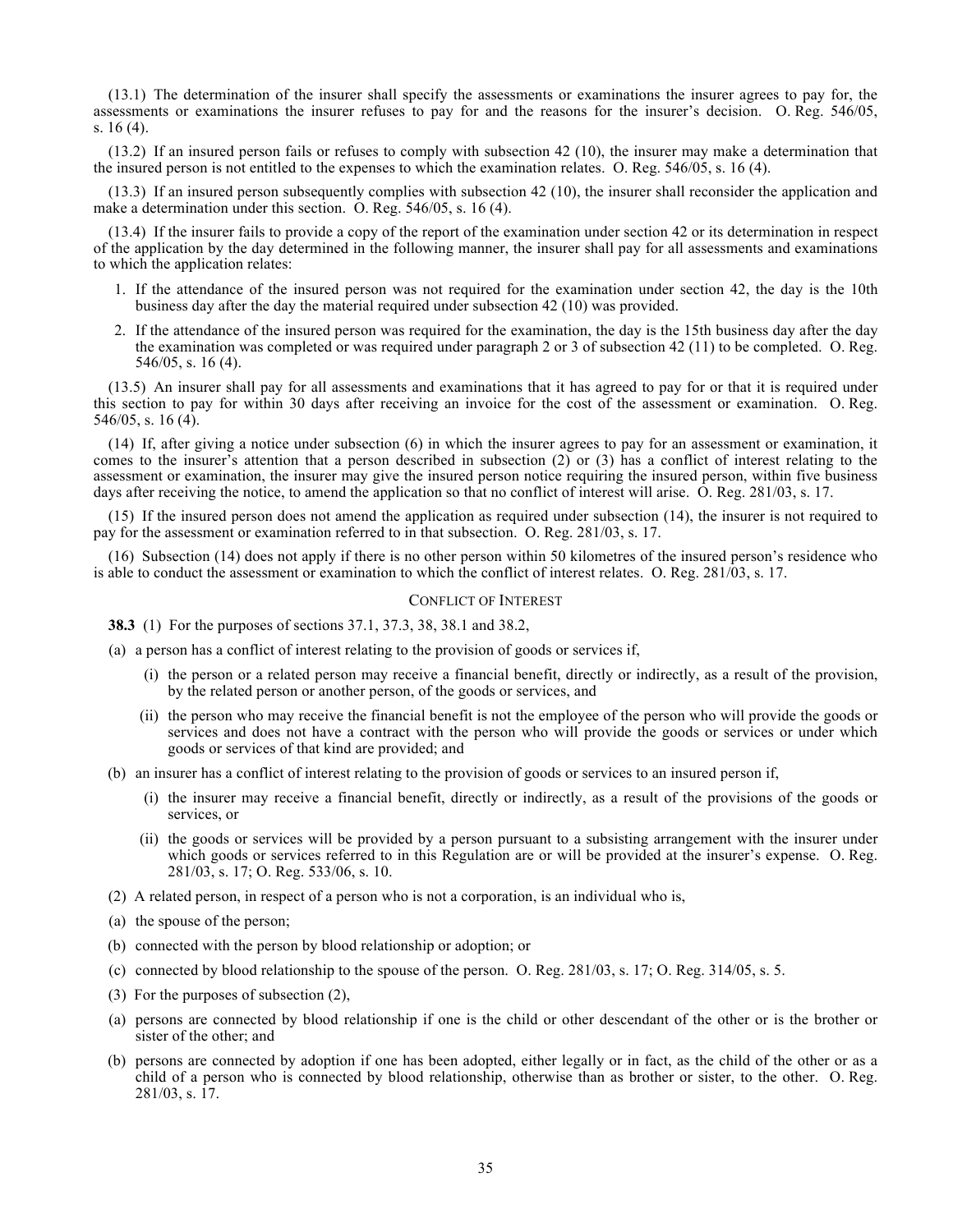(13.1) The determination of the insurer shall specify the assessments or examinations the insurer agrees to pay for, the assessments or examinations the insurer refuses to pay for and the reasons for the insurer's decision. O. Reg. 546/05, s. 16 (4).

(13.2) If an insured person fails or refuses to comply with subsection 42 (10), the insurer may make a determination that the insured person is not entitled to the expenses to which the examination relates. O. Reg. 546/05, s. 16 (4).

(13.3) If an insured person subsequently complies with subsection 42 (10), the insurer shall reconsider the application and make a determination under this section. O. Reg. 546/05, s. 16 (4).

(13.4) If the insurer fails to provide a copy of the report of the examination under section 42 or its determination in respect of the application by the day determined in the following manner, the insurer shall pay for all assessments and examinations to which the application relates:

1. If the attendance of the insured person was not required for the examination under section 42, the day is the 10th business day after the day the material required under subsection 42 (10) was provided.
2. If the attendance of the insured person was required for the examination, the day is the 15th business day after the day the examination was completed or was required under paragraph 2 or 3 of subsection 42 (11) to be completed. O. Reg. 546/05, s. 16 (4).

(13.5) An insurer shall pay for all assessments and examinations that it has agreed to pay for or that it is required under this section to pay for within 30 days after receiving an invoice for the cost of the assessment or examination. O. Reg. 546/05, s. 16 (4).

(14) If, after giving a notice under subsection (6) in which the insurer agrees to pay for an assessment or examination, it comes to the insurer's attention that a person described in subsection (2) or (3) has a conflict of interest relating to the assessment or examination, the insurer may give the insured person notice requiring the insured person, within five business days after receiving the notice, to amend the application so that no conflict of interest will arise. O. Reg. 281/03, s. 17.

(15) If the insured person does not amend the application as required under subsection (14), the insurer is not required to pay for the assessment or examination referred to in that subsection. O. Reg. 281/03, s. 17.

(16) Subsection (14) does not apply if there is no other person within 50 kilometres of the insured person's residence who is able to conduct the assessment or examination to which the conflict of interest relates. O. Reg. 281/03, s. 17.

### CONFLICT OF INTEREST

**38.3** (1) For the purposes of sections 37.1, 37.3, 38, 38.1 and 38.2,

(a) a person has a conflict of interest relating to the provision of goods or services if,

(i) the person or a related person may receive a financial benefit, directly or indirectly, as a result of the provision, by the related person or another person, of the goods or services, and

(ii) the person who may receive the financial benefit is not the employee of the person who will provide the goods or services and does not have a contract with the person who will provide the goods or services or under which goods or services of that kind are provided; and

(b) an insurer has a conflict of interest relating to the provision of goods or services to an insured person if,

(i) the insurer may receive a financial benefit, directly or indirectly, as a result of the provisions of the goods or services, or

(ii) the goods or services will be provided by a person pursuant to a subsisting arrangement with the insurer under which goods or services referred to in this Regulation are or will be provided at the insurer's expense. O. Reg. 281/03, s. 17; O. Reg. 533/06, s. 10.

(2) A related person, in respect of a person who is not a corporation, is an individual who is,

(a) the spouse of the person;

(b) connected with the person by blood relationship or adoption; or

(c) connected by blood relationship to the spouse of the person. O. Reg. 281/03, s. 17; O. Reg. 314/05, s. 5.

(3) For the purposes of subsection (2),

(a) persons are connected by blood relationship if one is the child or other descendant of the other or is the brother or sister of the other; and

(b) persons are connected by adoption if one has been adopted, either legally or in fact, as the child of the other or as a child of a person who is connected by blood relationship, otherwise than as brother or sister, to the other. O. Reg. 281/03, s. 17.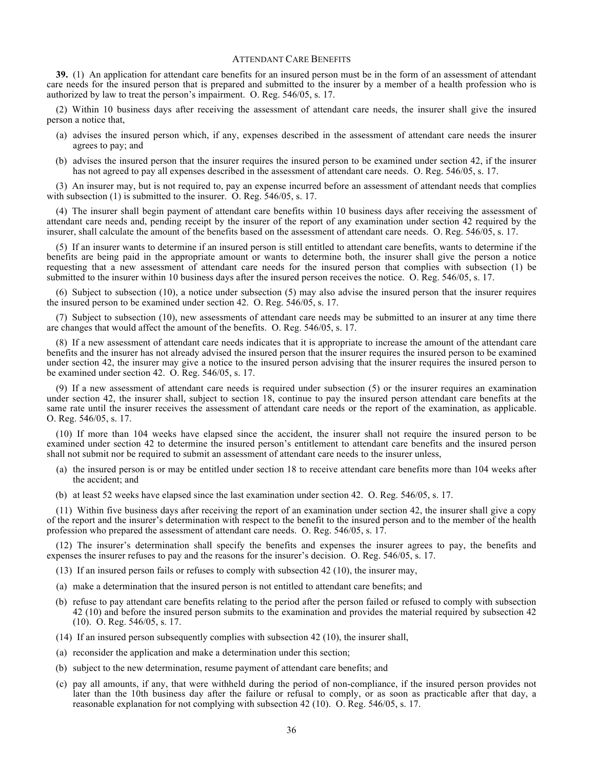## ATTENDANT CARE BENEFITS

**39.** (1) An application for attendant care benefits for an insured person must be in the form of an assessment of attendant care needs for the insured person that is prepared and submitted to the insurer by a member of a health profession who is authorized by law to treat the person's impairment. O. Reg. 546/05, s. 17.

(2) Within 10 business days after receiving the assessment of attendant care needs, the insurer shall give the insured person a notice that,

- (a) advises the insured person which, if any, expenses described in the assessment of attendant care needs the insurer agrees to pay; and
- (b) advises the insured person that the insurer requires the insured person to be examined under section 42, if the insurer has not agreed to pay all expenses described in the assessment of attendant care needs. O. Reg. 546/05, s. 17.

(3) An insurer may, but is not required to, pay an expense incurred before an assessment of attendant needs that complies with subsection (1) is submitted to the insurer. O. Reg. 546/05, s. 17.

(4) The insurer shall begin payment of attendant care benefits within 10 business days after receiving the assessment of attendant care needs and, pending receipt by the insurer of the report of any examination under section 42 required by the insurer, shall calculate the amount of the benefits based on the assessment of attendant care needs. O. Reg. 546/05, s. 17.

(5) If an insurer wants to determine if an insured person is still entitled to attendant care benefits, wants to determine if the benefits are being paid in the appropriate amount or wants to determine both, the insurer shall give the person a notice requesting that a new assessment of attendant care needs for the insured person that complies with subsection (1) be submitted to the insurer within 10 business days after the insured person receives the notice. O. Reg. 546/05, s. 17.

(6) Subject to subsection (10), a notice under subsection (5) may also advise the insured person that the insurer requires the insured person to be examined under section 42. O. Reg. 546/05, s. 17.

(7) Subject to subsection (10), new assessments of attendant care needs may be submitted to an insurer at any time there are changes that would affect the amount of the benefits. O. Reg. 546/05, s. 17.

(8) If a new assessment of attendant care needs indicates that it is appropriate to increase the amount of the attendant care benefits and the insurer has not already advised the insured person that the insurer requires the insured person to be examined under section 42, the insurer may give a notice to the insured person advising that the insurer requires the insured person to be examined under section 42. O. Reg. 546/05, s. 17.

(9) If a new assessment of attendant care needs is required under subsection (5) or the insurer requires an examination under section 42, the insurer shall, subject to section 18, continue to pay the insured person attendant care benefits at the same rate until the insurer receives the assessment of attendant care needs or the report of the examination, as applicable. O. Reg. 546/05, s. 17.

(10) If more than 104 weeks have elapsed since the accident, the insurer shall not require the insured person to be examined under section 42 to determine the insured person's entitlement to attendant care benefits and the insured person shall not submit nor be required to submit an assessment of attendant care needs to the insurer unless,

- (a) the insured person is or may be entitled under section 18 to receive attendant care benefits more than 104 weeks after the accident; and
- (b) at least 52 weeks have elapsed since the last examination under section 42. O. Reg. 546/05, s. 17.

(11) Within five business days after receiving the report of an examination under section 42, the insurer shall give a copy of the report and the insurer's determination with respect to the benefit to the insured person and to the member of the health profession who prepared the assessment of attendant care needs. O. Reg. 546/05, s. 17.

(12) The insurer's determination shall specify the benefits and expenses the insurer agrees to pay, the benefits and expenses the insurer refuses to pay and the reasons for the insurer's decision. O. Reg. 546/05, s. 17.

(13) If an insured person fails or refuses to comply with subsection 42 (10), the insurer may,

- (a) make a determination that the insured person is not entitled to attendant care benefits; and
- (b) refuse to pay attendant care benefits relating to the period after the person failed or refused to comply with subsection 42 (10) and before the insured person submits to the examination and provides the material required by subsection 42 (10). O. Reg. 546/05, s. 17.

(14) If an insured person subsequently complies with subsection 42 (10), the insurer shall,

- (a) reconsider the application and make a determination under this section;
- (b) subject to the new determination, resume payment of attendant care benefits; and
- (c) pay all amounts, if any, that were withheld during the period of non-compliance, if the insured person provides not later than the 10th business day after the failure or refusal to comply, or as soon as practicable after that day, a reasonable explanation for not complying with subsection 42 (10). O. Reg. 546/05, s. 17.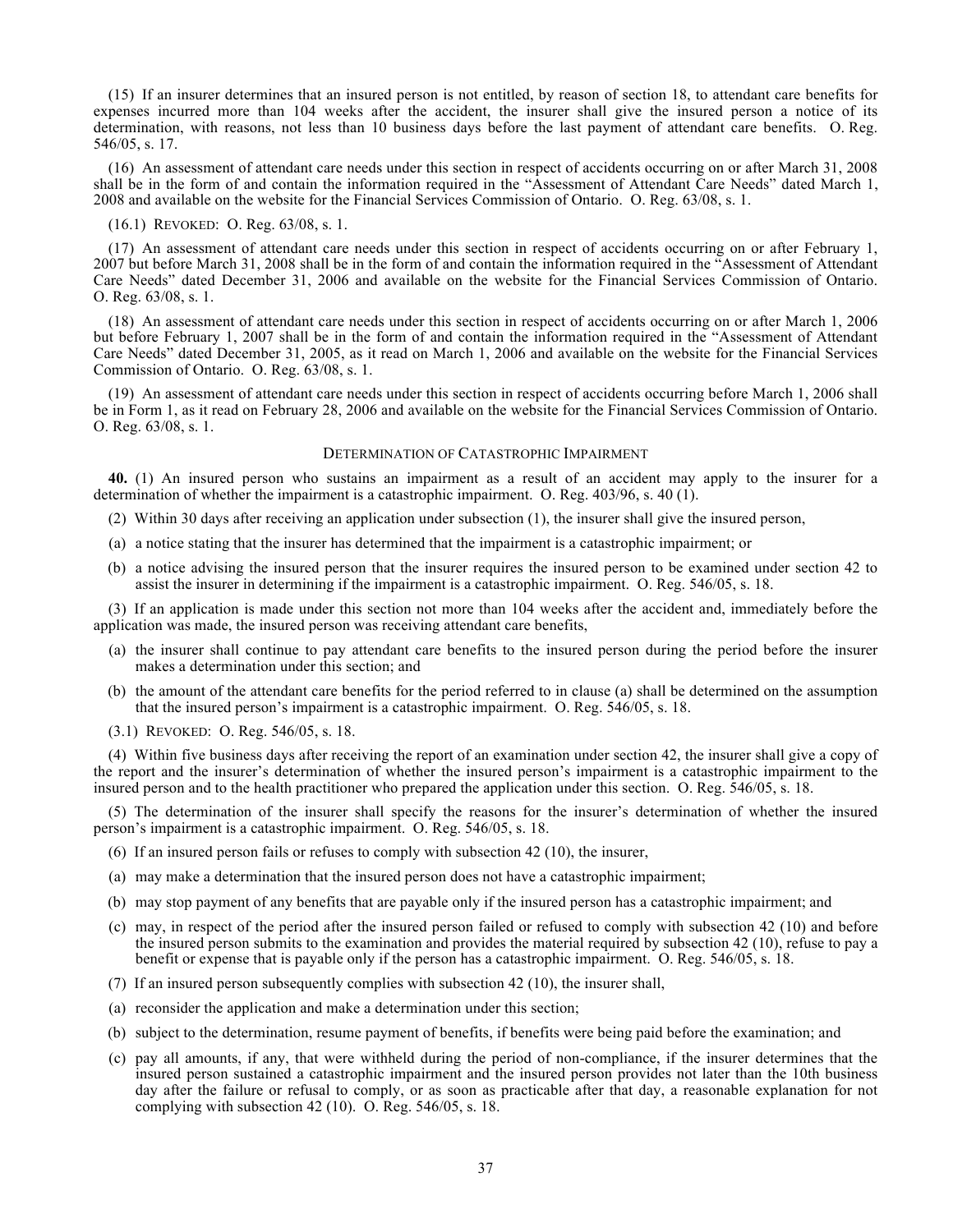(15) If an insurer determines that an insured person is not entitled, by reason of section 18, to attendant care benefits for expenses incurred more than 104 weeks after the accident, the insurer shall give the insured person a notice of its determination, with reasons, not less than 10 business days before the last payment of attendant care benefits. O. Reg. 546/05, s. 17.

(16) An assessment of attendant care needs under this section in respect of accidents occurring on or after March 31, 2008 shall be in the form of and contain the information required in the "Assessment of Attendant Care Needs" dated March 1, 2008 and available on the website for the Financial Services Commission of Ontario. O. Reg. 63/08, s. 1.

(16.1) REVOKED: O. Reg. 63/08, s. 1.

(17) An assessment of attendant care needs under this section in respect of accidents occurring on or after February 1, 2007 but before March 31, 2008 shall be in the form of and contain the information required in the "Assessment of Attendant Care Needs" dated December 31, 2006 and available on the website for the Financial Services Commission of Ontario. O. Reg. 63/08, s. 1.

(18) An assessment of attendant care needs under this section in respect of accidents occurring on or after March 1, 2006 but before February 1, 2007 shall be in the form of and contain the information required in the "Assessment of Attendant Care Needs" dated December 31, 2005, as it read on March 1, 2006 and available on the website for the Financial Services Commission of Ontario. O. Reg. 63/08, s. 1.

(19) An assessment of attendant care needs under this section in respect of accidents occurring before March 1, 2006 shall be in Form 1, as it read on February 28, 2006 and available on the website for the Financial Services Commission of Ontario. O. Reg. 63/08, s. 1.

### DETERMINATION OF CATASTROPHIC IMPAIRMENT

**40.** (1) An insured person who sustains an impairment as a result of an accident may apply to the insurer for a determination of whether the impairment is a catastrophic impairment. O. Reg. 403/96, s. 40 (1).

(2) Within 30 days after receiving an application under subsection (1), the insurer shall give the insured person,

(a) a notice stating that the insurer has determined that the impairment is a catastrophic impairment; or

(b) a notice advising the insured person that the insurer requires the insured person to be examined under section 42 to assist the insurer in determining if the impairment is a catastrophic impairment. O. Reg. 546/05, s. 18.

(3) If an application is made under this section not more than 104 weeks after the accident and, immediately before the application was made, the insured person was receiving attendant care benefits,

(a) the insurer shall continue to pay attendant care benefits to the insured person during the period before the insurer makes a determination under this section; and

(b) the amount of the attendant care benefits for the period referred to in clause (a) shall be determined on the assumption that the insured person's impairment is a catastrophic impairment. O. Reg. 546/05, s. 18.

(3.1) REVOKED: O. Reg. 546/05, s. 18.

(4) Within five business days after receiving the report of an examination under section 42, the insurer shall give a copy of the report and the insurer's determination of whether the insured person's impairment is a catastrophic impairment to the insured person and to the health practitioner who prepared the application under this section. O. Reg. 546/05, s. 18.

(5) The determination of the insurer shall specify the reasons for the insurer's determination of whether the insured person's impairment is a catastrophic impairment. O. Reg. 546/05, s. 18.

(6) If an insured person fails or refuses to comply with subsection 42 (10), the insurer,

(a) may make a determination that the insured person does not have a catastrophic impairment;

(b) may stop payment of any benefits that are payable only if the insured person has a catastrophic impairment; and

(c) may, in respect of the period after the insured person failed or refused to comply with subsection 42 (10) and before the insured person submits to the examination and provides the material required by subsection 42 (10), refuse to pay a benefit or expense that is payable only if the person has a catastrophic impairment. O. Reg. 546/05, s. 18.

(7) If an insured person subsequently complies with subsection 42 (10), the insurer shall,

(a) reconsider the application and make a determination under this section;

(b) subject to the determination, resume payment of benefits, if benefits were being paid before the examination; and

(c) pay all amounts, if any, that were withheld during the period of non-compliance, if the insurer determines that the insured person sustained a catastrophic impairment and the insured person provides not later than the 10th business day after the failure or refusal to comply, or as soon as practicable after that day, a reasonable explanation for not complying with subsection 42 (10). O. Reg. 546/05, s. 18.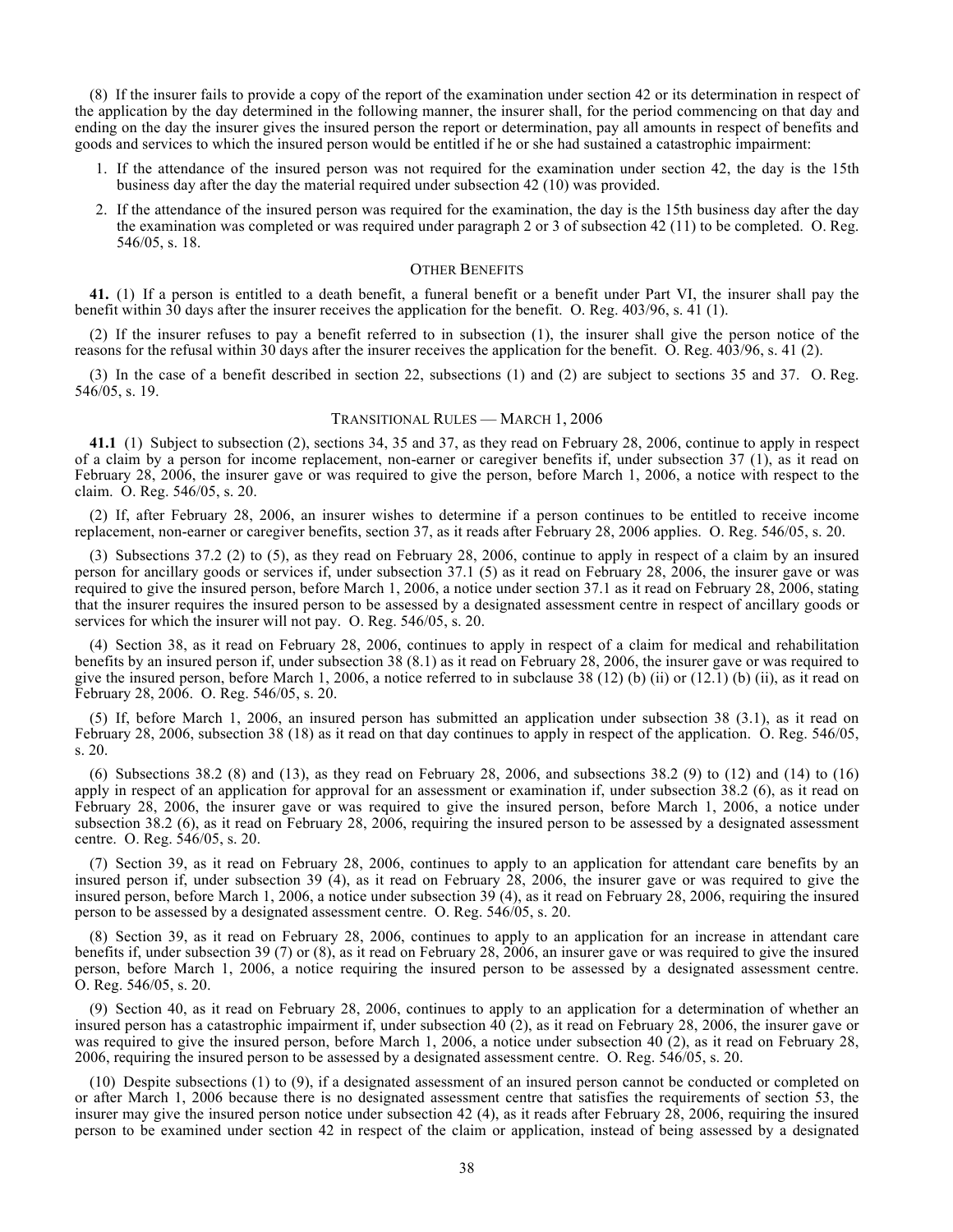(8) If the insurer fails to provide a copy of the report of the examination under section 42 or its determination in respect of the application by the day determined in the following manner, the insurer shall, for the period commencing on that day and ending on the day the insurer gives the insured person the report or determination, pay all amounts in respect of benefits and goods and services to which the insured person would be entitled if he or she had sustained a catastrophic impairment:

1. If the attendance of the insured person was not required for the examination under section 42, the day is the 15th business day after the day the material required under subsection 42 (10) was provided.
2. If the attendance of the insured person was required for the examination, the day is the 15th business day after the day the examination was completed or was required under paragraph 2 or 3 of subsection 42 (11) to be completed. O. Reg. 546/05, s. 18.

### OTHER BENEFITS

**41.** (1) If a person is entitled to a death benefit, a funeral benefit or a benefit under Part VI, the insurer shall pay the benefit within 30 days after the insurer receives the application for the benefit. O. Reg. 403/96, s. 41 (1).

(2) If the insurer refuses to pay a benefit referred to in subsection (1), the insurer shall give the person notice of the reasons for the refusal within 30 days after the insurer receives the application for the benefit. O. Reg. 403/96, s. 41 (2).

(3) In the case of a benefit described in section 22, subsections (1) and (2) are subject to sections 35 and 37. O. Reg. 546/05, s. 19.

### TRANSITIONAL RULES — MARCH 1, 2006

**41.1** (1) Subject to subsection (2), sections 34, 35 and 37, as they read on February 28, 2006, continue to apply in respect of a claim by a person for income replacement, non-earner or caregiver benefits if, under subsection 37 (1), as it read on February 28, 2006, the insurer gave or was required to give the person, before March 1, 2006, a notice with respect to the claim. O. Reg. 546/05, s. 20.

(2) If, after February 28, 2006, an insurer wishes to determine if a person continues to be entitled to receive income replacement, non-earner or caregiver benefits, section 37, as it reads after February 28, 2006 applies. O. Reg. 546/05, s. 20.

(3) Subsections 37.2 (2) to (5), as they read on February 28, 2006, continue to apply in respect of a claim by an insured person for ancillary goods or services if, under subsection 37.1 (5) as it read on February 28, 2006, the insurer gave or was required to give the insured person, before March 1, 2006, a notice under section 37.1 as it read on February 28, 2006, stating that the insurer requires the insured person to be assessed by a designated assessment centre in respect of ancillary goods or services for which the insurer will not pay. O. Reg. 546/05, s. 20.

(4) Section 38, as it read on February 28, 2006, continues to apply in respect of a claim for medical and rehabilitation benefits by an insured person if, under subsection 38 (8.1) as it read on February 28, 2006, the insurer gave or was required to give the insured person, before March 1, 2006, a notice referred to in subclause 38 (12) (b) (ii) or (12.1) (b) (ii), as it read on February 28, 2006. O. Reg. 546/05, s. 20.

(5) If, before March 1, 2006, an insured person has submitted an application under subsection 38 (3.1), as it read on February 28, 2006, subsection 38 (18) as it read on that day continues to apply in respect of the application. O. Reg. 546/05, s. 20.

(6) Subsections 38.2 (8) and (13), as they read on February 28, 2006, and subsections 38.2 (9) to (12) and (14) to (16) apply in respect of an application for approval for an assessment or examination if, under subsection 38.2 (6), as it read on February 28, 2006, the insurer gave or was required to give the insured person, before March 1, 2006, a notice under subsection 38.2 (6), as it read on February 28, 2006, requiring the insured person to be assessed by a designated assessment centre. O. Reg. 546/05, s. 20.

(7) Section 39, as it read on February 28, 2006, continues to apply to an application for attendant care benefits by an insured person if, under subsection 39 (4), as it read on February 28, 2006, the insurer gave or was required to give the insured person, before March 1, 2006, a notice under subsection 39 (4), as it read on February 28, 2006, requiring the insured person to be assessed by a designated assessment centre.

(8) Section 39, as it read on February 28, 2006, continues to apply to an application for an increase in attendant care benefits if, under subsection 39 (7) or (8), as it read on February 28, 2006, an insurer gave or was required to give the insured person, before March 1, 2006, a notice requiring the insured person to be assessed by a designated assessment centre. O. Reg. 546/05, s. 20.

(9) Section 40, as it read on February 28, 2006, continues to apply to an application for a determination of whether an insured person has a catastrophic impairment if, under subsection 40 (2), as it read on February 28, 2006, the insurer gave or was required to give the insured person, before March 1, 2006, a notice under subsection 40 (2), as it read on February 28, 2006, requiring the insured person to be assessed by a designated assessment centre. O. Reg. 546/05, s. 20.

(10) Despite subsections (1) to (9), if a designated assessment of an insured person cannot be conducted or completed on or after March 1, 2006 because there is no designated assessment centre that satisfies the requirements of section 53, the insurer may give the insured person notice under subsection 42 (4), as it reads after February 28, 2006, requiring the insured person to be examined under section 42 in respect of the claim or application, instead of being assessed by a designated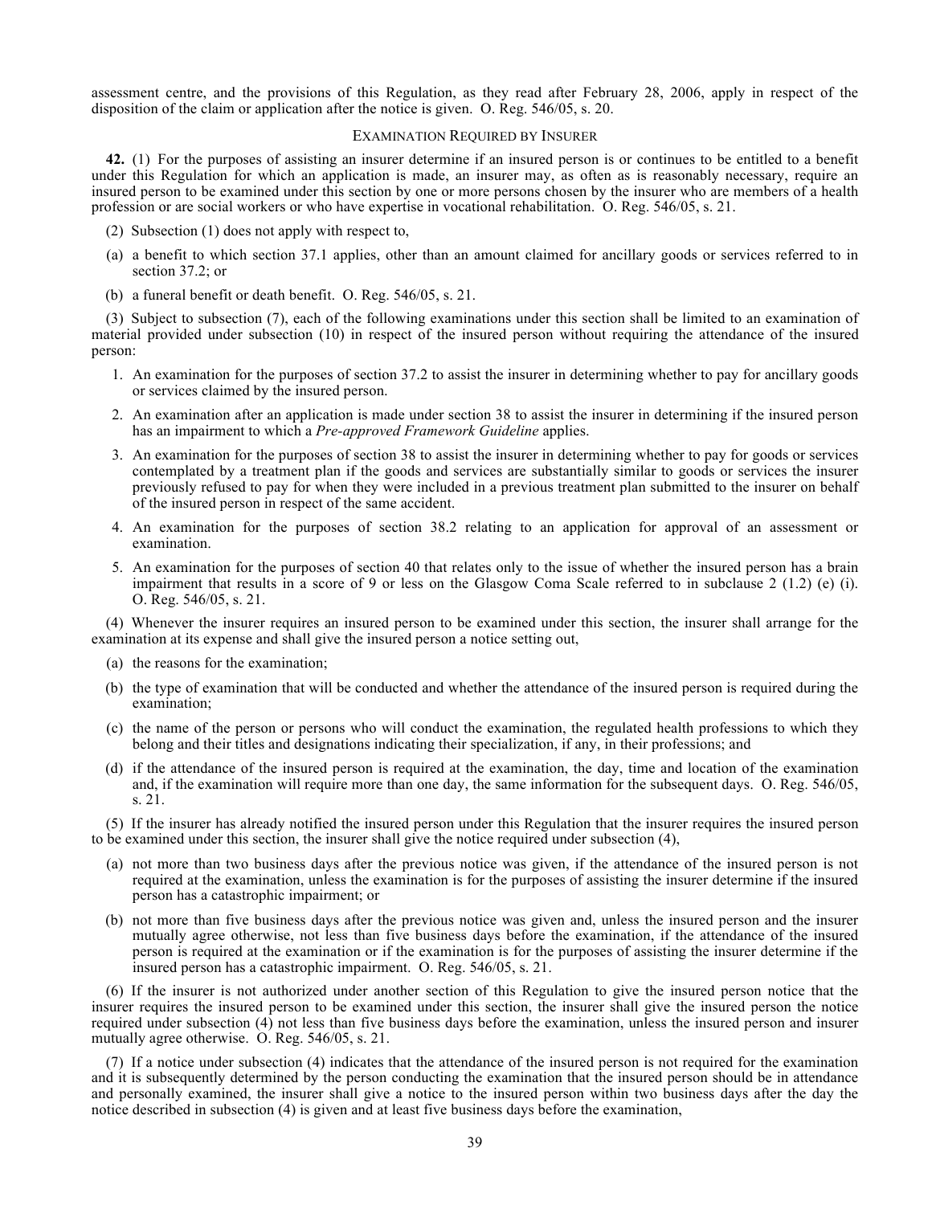assessment centre, and the provisions of this Regulation, as they read after February 28, 2006, apply in respect of the disposition of the claim or application after the notice is given. O. Reg. 546/05, s. 20.

### EXAMINATION REQUIRED BY INSURER

**42.** (1) For the purposes of assisting an insurer determine if an insured person is or continues to be entitled to a benefit under this Regulation for which an application is made, an insurer may, as often as is reasonably necessary, require an insured person to be examined under this section by one or more persons chosen by the insurer who are members of a health profession or are social workers or who have expertise in vocational rehabilitation. O. Reg. 546/05, s. 21.

(2) Subsection (1) does not apply with respect to,

- (a) a benefit to which section 37.1 applies, other than an amount claimed for ancillary goods or services referred to in section 37.2; or
- (b) a funeral benefit or death benefit. O. Reg. 546/05, s. 21.

(3) Subject to subsection (7), each of the following examinations under this section shall be limited to an examination of material provided under subsection (10) in respect of the insured person without requiring the attendance of the insured person:

1. An examination for the purposes of section 37.2 to assist the insurer in determining whether to pay for ancillary goods or services claimed by the insured person.
2. An examination after an application is made under section 38 to assist the insurer in determining if the insured person has an impairment to which a *Pre-approved Framework Guideline* applies.
3. An examination for the purposes of section 38 to assist the insurer in determining whether to pay for goods or services contemplated by a treatment plan if the goods and services are substantially similar to goods or services the insurer previously refused to pay for when they were included in a previous treatment plan submitted to the insurer on behalf of the insured person in respect of the same accident.
4. An examination for the purposes of section 38.2 relating to an application for approval of an assessment or examination.
5. An examination for the purposes of section 40 that relates only to the issue of whether the insured person has a brain impairment that results in a score of 9 or less on the Glasgow Coma Scale referred to in subclause 2 (1.2) (e) (i). O. Reg. 546/05, s. 21.

(4) Whenever the insurer requires an insured person to be examined under this section, the insurer shall arrange for the examination at its expense and shall give the insured person a notice setting out,

- (a) the reasons for the examination;
- (b) the type of examination that will be conducted and whether the attendance of the insured person is required during the examination;
- (c) the name of the person or persons who will conduct the examination, the regulated health professions to which they belong and their titles and designations indicating their specialization, if any, in their professions; and
- (d) if the attendance of the insured person is required at the examination, the day, time and location of the examination and, if the examination will require more than one day, the same information for the subsequent days. O. Reg. 546/05, s. 21.

(5) If the insurer has already notified the insured person under this Regulation that the insurer requires the insured person to be examined under this section, the insurer shall give the notice required under subsection (4),

- (a) not more than two business days after the previous notice was given, if the attendance of the insured person is not required at the examination, unless the examination is for the purposes of assisting the insurer determine if the insured person has a catastrophic impairment; or
- (b) not more than five business days after the previous notice was given and, unless the insured person and the insurer mutually agree otherwise, not less than five business days before the examination, if the attendance of the insured person is required at the examination or if the examination is for the purposes of assisting the insurer determine if the insured person has a catastrophic impairment. O. Reg. 546/05, s. 21.

(6) If the insurer is not authorized under another section of this Regulation to give the insured person notice that the insurer requires the insured person to be examined under this section, the insurer shall give the insured person the notice required under subsection (4) not less than five business days before the examination, unless the insured person and insurer mutually agree otherwise. O. Reg. 546/05, s. 21.

(7) If a notice under subsection (4) indicates that the attendance of the insured person is not required for the examination and it is subsequently determined by the person conducting the examination that the insured person should be in attendance and personally examined, the insurer shall give a notice to the insured person within two business days after the day the notice described in subsection (4) is given and at least five business days before the examination,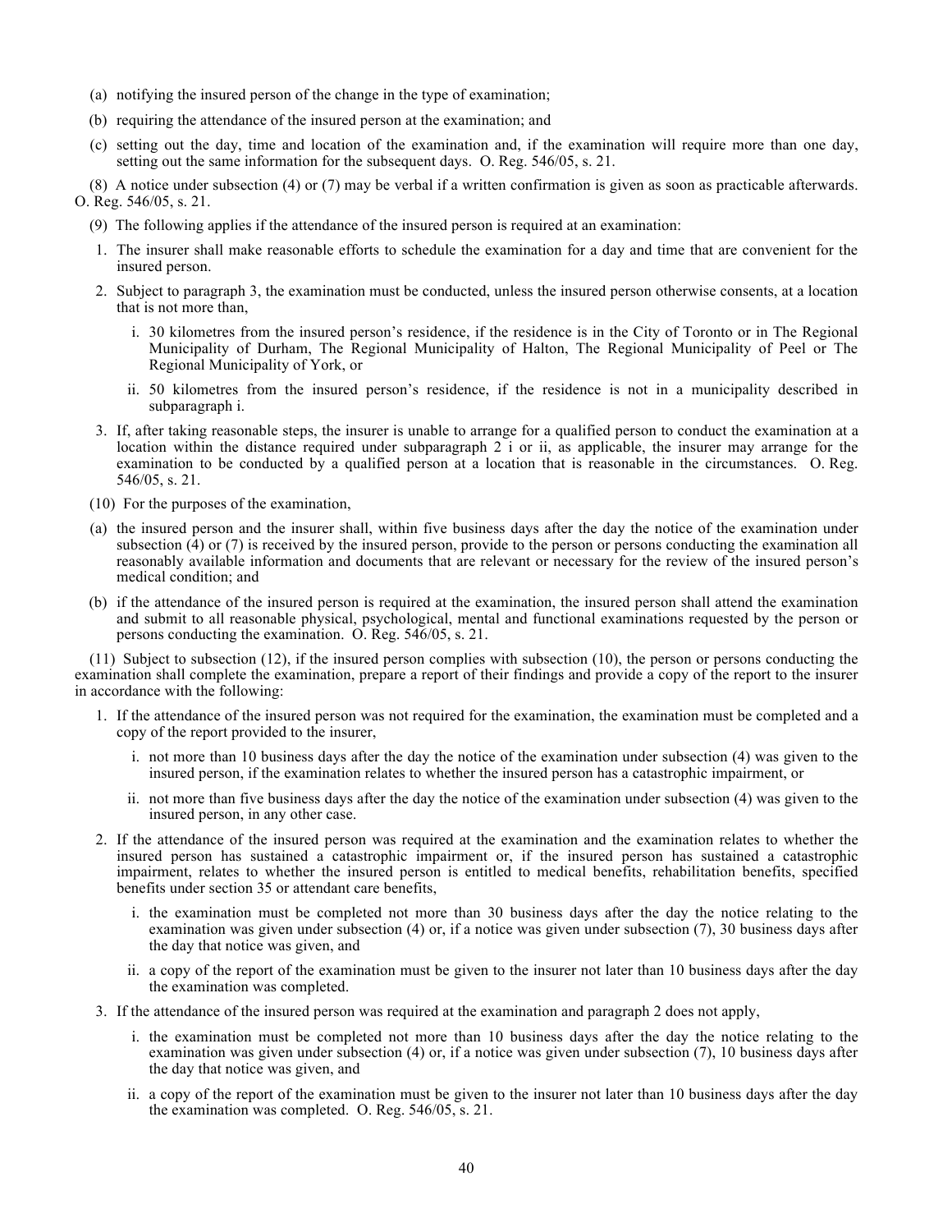(a) notifying the insured person of the change in the type of examination;

(b) requiring the attendance of the insured person at the examination; and

(c) setting out the day, time and location of the examination and, if the examination will require more than one day, setting out the same information for the subsequent days. O. Reg. 546/05, s. 21.

(8) A notice under subsection (4) or (7) may be verbal if a written confirmation is given as soon as practicable afterwards. O. Reg. 546/05, s. 21.

(9) The following applies if the attendance of the insured person is required at an examination:

1. The insurer shall make reasonable efforts to schedule the examination for a day and time that are convenient for the insured person.

2. Subject to paragraph 3, the examination must be conducted, unless the insured person otherwise consents, at a location that is not more than,

   i. 30 kilometres from the insured person's residence, if the residence is in the City of Toronto or in The Regional Municipality of Durham, The Regional Municipality of Halton, The Regional Municipality of Peel or The Regional Municipality of York, or

   ii. 50 kilometres from the insured person's residence, if the residence is not in a municipality described in subparagraph i.

3. If, after taking reasonable steps, the insurer is unable to arrange for a qualified person to conduct the examination at a location within the distance required under subparagraph 2 i or ii, as applicable, the insurer may arrange for the examination to be conducted by a qualified person at a location that is reasonable in the circumstances. O. Reg. 546/05, s. 21.

(10) For the purposes of the examination,

(a) the insured person and the insurer shall, within five business days after the day the notice of the examination under subsection (4) or (7) is received by the insured person, provide to the person or persons conducting the examination all reasonably available information and documents that are relevant or necessary for the review of the insured person's medical condition; and

(b) if the attendance of the insured person is required at the examination, the insured person shall attend the examination and submit to all reasonable physical, psychological, mental and functional examinations requested by the person or persons conducting the examination. O. Reg. 546/05, s. 21.

(11) Subject to subsection (12), if the insured person complies with subsection (10), the person or persons conducting the examination shall complete the examination, prepare a report of their findings and provide a copy of the report to the insurer in accordance with the following:

1. If the attendance of the insured person was not required for the examination, the examination must be completed and a copy of the report provided to the insurer,

   i. not more than 10 business days after the day the notice of the examination under subsection (4) was given to the insured person, if the examination relates to whether the insured person has a catastrophic impairment, or

   ii. not more than five business days after the day the notice of the examination under subsection (4) was given to the insured person, in any other case.

2. If the attendance of the insured person was required at the examination and the examination relates to whether the insured person has sustained a catastrophic impairment or, if the insured person has sustained a catastrophic impairment, relates to whether the insured person is entitled to medical benefits, rehabilitation benefits, specified benefits under section 35 or attendant care benefits,

   i. the examination must be completed not more than 30 business days after the day the notice relating to the examination was given under subsection (4) or, if a notice was given under subsection (7), 30 business days after the day that notice was given, and

   ii. a copy of the report of the examination must be given to the insurer not later than 10 business days after the day the examination was completed.

3. If the attendance of the insured person was required at the examination and paragraph 2 does not apply,

   i. the examination must be completed not more than 10 business days after the day the notice relating to the examination was given under subsection (4) or, if a notice was given under subsection (7), 10 business days after the day that notice was given, and

   ii. a copy of the report of the examination must be given to the insurer not later than 10 business days after the day the examination was completed. O. Reg. 546/05, s. 21.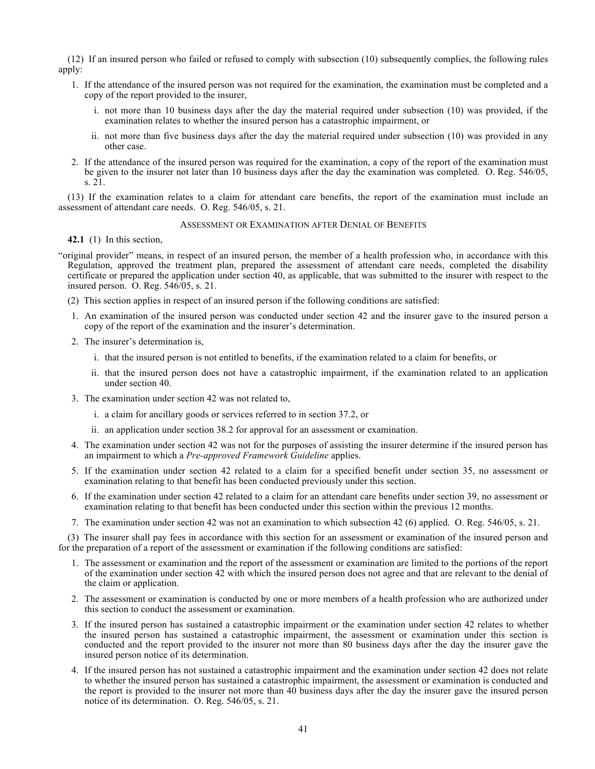(12) If an insured person who failed or refused to comply with subsection (10) subsequently complies, the following rules apply:

1. If the attendance of the insured person was not required for the examination, the examination must be completed and a copy of the report provided to the insurer,

   i. not more than 10 business days after the day the material required under subsection (10) was provided, if the examination relates to whether the insured person has a catastrophic impairment, or

   ii. not more than five business days after the day the material required under subsection (10) was provided in any other case.

2. If the attendance of the insured person was required for the examination, a copy of the report of the examination must be given to the insurer not later than 10 business days after the day the examination was completed. O. Reg. 546/05, s. 21.

(13) If the examination relates to a claim for attendant care benefits, the report of the examination must include an assessment of attendant care needs. O. Reg. 546/05, s. 21.

### Assessment or Examination after Denial of Benefits

**42.1** (1) In this section,

"original provider" means, in respect of an insured person, the member of a health profession who, in accordance with this Regulation, approved the treatment plan, prepared the assessment of attendant care needs, completed the disability certificate or prepared the application under section 40, as applicable, that was submitted to the insurer with respect to the insured person. O. Reg. 546/05, s. 21.

(2) This section applies in respect of an insured person if the following conditions are satisfied:

1. An examination of the insured person was conducted under section 42 and the insurer gave to the insured person a copy of the report of the examination and the insurer's determination.

2. The insurer's determination is,

   i. that the insured person is not entitled to benefits, if the examination related to a claim for benefits, or

   ii. that the insured person does not have a catastrophic impairment, if the examination related to an application under section 40.

3. The examination under section 42 was not related to,

   i. a claim for ancillary goods or services referred to in section 37.2, or

   ii. an application under section 38.2 for approval for an assessment or examination.

4. The examination under section 42 was not for the purposes of assisting the insurer determine if the insured person has an impairment to which a *Pre-approved Framework Guideline* applies.

5. If the examination under section 42 related to a claim for a specified benefit under section 35, no assessment or examination relating to that benefit has been conducted previously under this section.

6. If the examination under section 42 related to a claim for an attendant care benefits under section 39, no assessment or examination relating to that benefit has been conducted under this section within the previous 12 months.

7. The examination under section 42 was not an examination to which subsection 42 (6) applied. O. Reg. 546/05, s. 21.

(3) The insurer shall pay fees in accordance with this section for an assessment or examination of the insured person and for the preparation of a report of the assessment or examination if the following conditions are satisfied:

1. The assessment or examination and the report of the assessment or examination are limited to the portions of the report of the examination under section 42 with which the insured person does not agree and that are relevant to the denial of the claim or application.

2. The assessment or examination is conducted by one or more members of a health profession who are authorized under this section to conduct the assessment or examination.

3. If the insured person has sustained a catastrophic impairment or the examination under section 42 relates to whether the insured person has sustained a catastrophic impairment, the assessment or examination under this section is conducted and the report provided to the insurer not more than 80 business days after the day the insurer gave the insured person notice of its determination.

4. If the insured person has not sustained a catastrophic impairment and the examination under section 42 does not relate to whether the insured person has sustained a catastrophic impairment, the assessment or examination is conducted and the report is provided to the insurer not more than 40 business days after the day the insurer gave the insured person notice of its determination. O. Reg. 546/05, s. 21.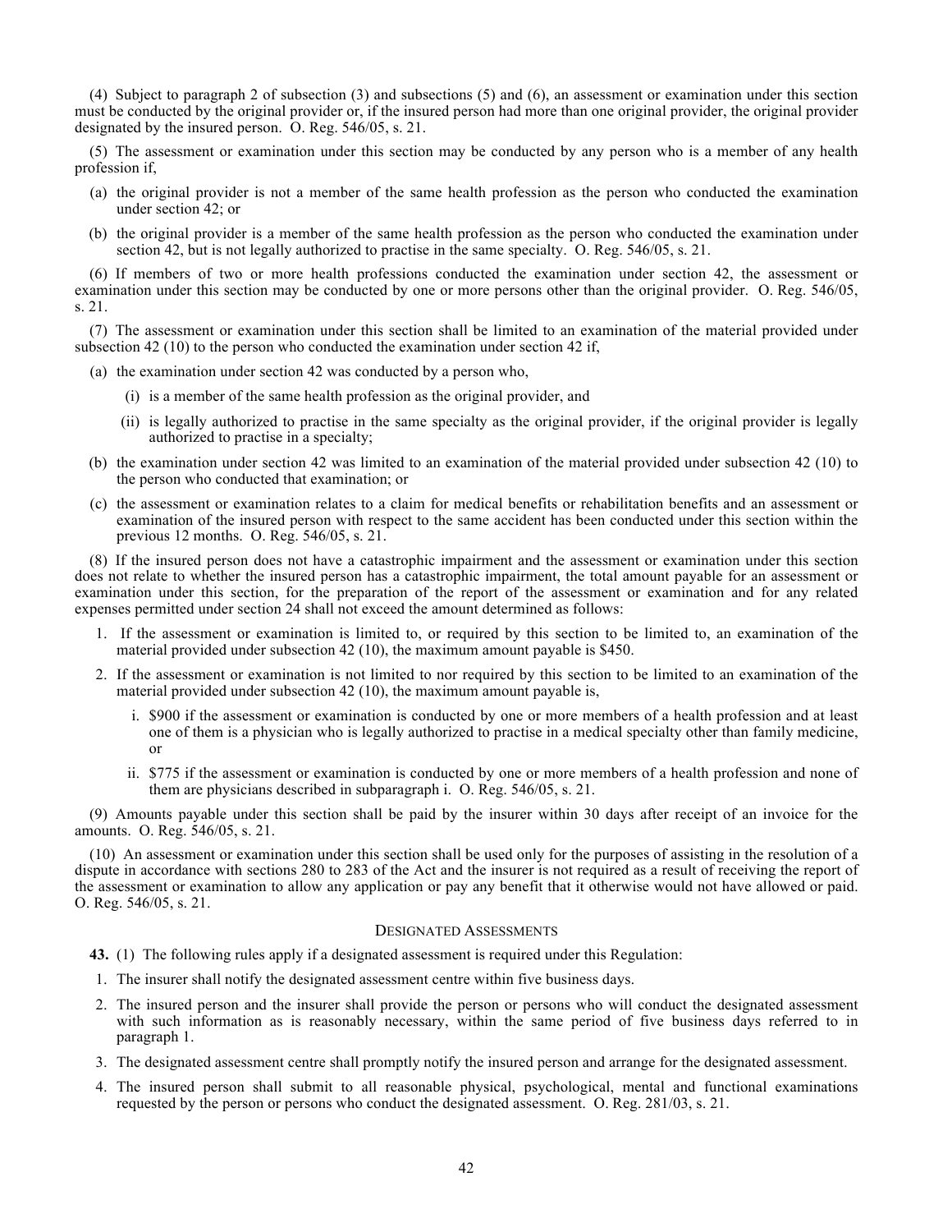(4) Subject to paragraph 2 of subsection (3) and subsections (5) and (6), an assessment or examination under this section must be conducted by the original provider or, if the insured person had more than one original provider, the original provider designated by the insured person. O. Reg. 546/05, s. 21.

(5) The assessment or examination under this section may be conducted by any person who is a member of any health profession if,

- (a) the original provider is not a member of the same health profession as the person who conducted the examination under section 42; or
- (b) the original provider is a member of the same health profession as the person who conducted the examination under section 42, but is not legally authorized to practise in the same specialty. O. Reg. 546/05, s. 21.

(6) If members of two or more health professions conducted the examination under section 42, the assessment or examination under this section may be conducted by one or more persons other than the original provider. O. Reg. 546/05, s. 21.

(7) The assessment or examination under this section shall be limited to an examination of the material provided under subsection 42 (10) to the person who conducted the examination under section 42 if,

- (a) the examination under section 42 was conducted by a person who,
  - (i) is a member of the same health profession as the original provider, and
  - (ii) is legally authorized to practise in the same specialty as the original provider, if the original provider is legally authorized to practise in a specialty;
- (b) the examination under section 42 was limited to an examination of the material provided under subsection 42 (10) to the person who conducted that examination; or
- (c) the assessment or examination relates to a claim for medical benefits or rehabilitation benefits and an assessment or examination of the insured person with respect to the same accident has been conducted under this section within the previous 12 months. O. Reg. 546/05, s. 21.

(8) If the insured person does not have a catastrophic impairment and the assessment or examination under this section does not relate to whether the insured person has a catastrophic impairment, the total amount payable for an assessment or examination under this section, for the preparation of the report of the assessment or examination and for any related expenses permitted under section 24 shall not exceed the amount determined as follows:

1. If the assessment or examination is limited to, or required by this section to be limited to, an examination of the material provided under subsection 42 (10), the maximum amount payable is $450.
2. If the assessment or examination is not limited to nor required by this section to be limited to an examination of the material provided under subsection 42 (10), the maximum amount payable is,
   - i. $900 if the assessment or examination is conducted by one or more members of a health profession and at least one of them is a physician who is legally authorized to practise in a medical specialty other than family medicine, or
   - ii. $775 if the assessment or examination is conducted by one or more members of a health profession and none of them are physicians described in subparagraph i. O. Reg. 546/05, s. 21.

(9) Amounts payable under this section shall be paid by the insurer within 30 days after receipt of an invoice for the amounts. O. Reg. 546/05, s. 21.

(10) An assessment or examination under this section shall be used only for the purposes of assisting in the resolution of a dispute in accordance with sections 280 to 283 of the Act and the insurer is not required as a result of receiving the report of the assessment or examination to allow any application or pay any benefit that it otherwise would not have allowed or paid. O. Reg. 546/05, s. 21.

### DESIGNATED ASSESSMENTS

**43.** (1) The following rules apply if a designated assessment is required under this Regulation:

1. The insurer shall notify the designated assessment centre within five business days.
2. The insured person and the insurer shall provide the person or persons who will conduct the designated assessment with such information as is reasonably necessary, within the same period of five business days referred to in paragraph 1.
3. The designated assessment centre shall promptly notify the insured person and arrange for the designated assessment.
4. The insured person shall submit to all reasonable physical, psychological, mental and functional examinations requested by the person or persons who conduct the designated assessment. O. Reg. 281/03, s. 21.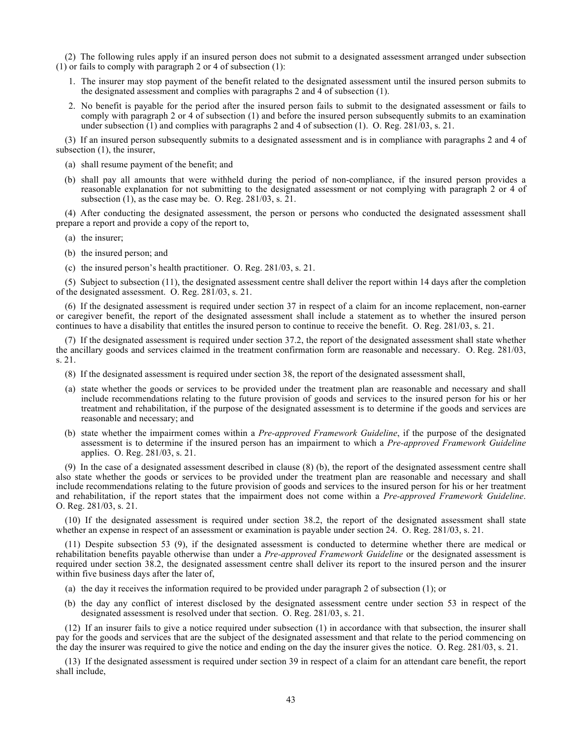(2) The following rules apply if an insured person does not submit to a designated assessment arranged under subsection (1) or fails to comply with paragraph 2 or 4 of subsection (1):

1. The insurer may stop payment of the benefit related to the designated assessment until the insured person submits to the designated assessment and complies with paragraphs 2 and 4 of subsection (1).
2. No benefit is payable for the period after the insured person fails to submit to the designated assessment or fails to comply with paragraph 2 or 4 of subsection (1) and before the insured person subsequently submits to an examination under subsection (1) and complies with paragraphs 2 and 4 of subsection (1). O. Reg. 281/03, s. 21.

(3) If an insured person subsequently submits to a designated assessment and is in compliance with paragraphs 2 and 4 of subsection (1), the insurer,

(a) shall resume payment of the benefit; and

(b) shall pay all amounts that were withheld during the period of non-compliance, if the insured person provides a reasonable explanation for not submitting to the designated assessment or not complying with paragraph 2 or 4 of subsection (1), as the case may be. O. Reg. 281/03, s. 21.

(4) After conducting the designated assessment, the person or persons who conducted the designated assessment shall prepare a report and provide a copy of the report to,

(a) the insurer;

(b) the insured person; and

(c) the insured person's health practitioner. O. Reg. 281/03, s. 21.

(5) Subject to subsection (11), the designated assessment centre shall deliver the report within 14 days after the completion of the designated assessment. O. Reg. 281/03, s. 21.

(6) If the designated assessment is required under section 37 in respect of a claim for an income replacement, non-earner or caregiver benefit, the report of the designated assessment shall include a statement as to whether the insured person continues to have a disability that entitles the insured person to continue to receive the benefit. O. Reg. 281/03, s. 21.

(7) If the designated assessment is required under section 37.2, the report of the designated assessment shall state whether the ancillary goods and services claimed in the treatment confirmation form are reasonable and necessary. O. Reg. 281/03, s. 21.

(8) If the designated assessment is required under section 38, the report of the designated assessment shall,

(a) state whether the goods or services to be provided under the treatment plan are reasonable and necessary and shall include recommendations relating to the future provision of goods and services to the insured person for his or her treatment and rehabilitation, if the purpose of the designated assessment is to determine if the goods and services are reasonable and necessary; and

(b) state whether the impairment comes within a *Pre-approved Framework Guideline*, if the purpose of the designated assessment is to determine if the insured person has an impairment to which a *Pre-approved Framework Guideline* applies. O. Reg. 281/03, s. 21.

(9) In the case of a designated assessment described in clause (8) (b), the report of the designated assessment centre shall also state whether the goods or services to be provided under the treatment plan are reasonable and necessary and shall include recommendations relating to the future provision of goods and services to the insured person for his or her treatment and rehabilitation, if the report states that the impairment does not come within a *Pre-approved Framework Guideline*. O. Reg. 281/03, s. 21.

(10) If the designated assessment is required under section 38.2, the report of the designated assessment shall state whether an expense in respect of an assessment or examination is payable under section 24. O. Reg. 281/03, s. 21.

(11) Despite subsection 53 (9), if the designated assessment is conducted to determine whether there are medical or rehabilitation benefits payable otherwise than under a *Pre-approved Framework Guideline* or the designated assessment is required under section 38.2, the designated assessment centre shall deliver its report to the insured person and the insurer within five business days after the later of,

(a) the day it receives the information required to be provided under paragraph 2 of subsection (1); or

(b) the day any conflict of interest disclosed by the designated assessment centre under section 53 in respect of the designated assessment is resolved under that section. O. Reg. 281/03, s. 21.

(12) If an insurer fails to give a notice required under subsection (1) in accordance with that subsection, the insurer shall pay for the goods and services that are the subject of the designated assessment and that relate to the period commencing on the day the insurer was required to give the notice and ending on the day the insurer gives the notice. O. Reg. 281/03, s. 21.

(13) If the designated assessment is required under section 39 in respect of a claim for an attendant care benefit, the report shall include,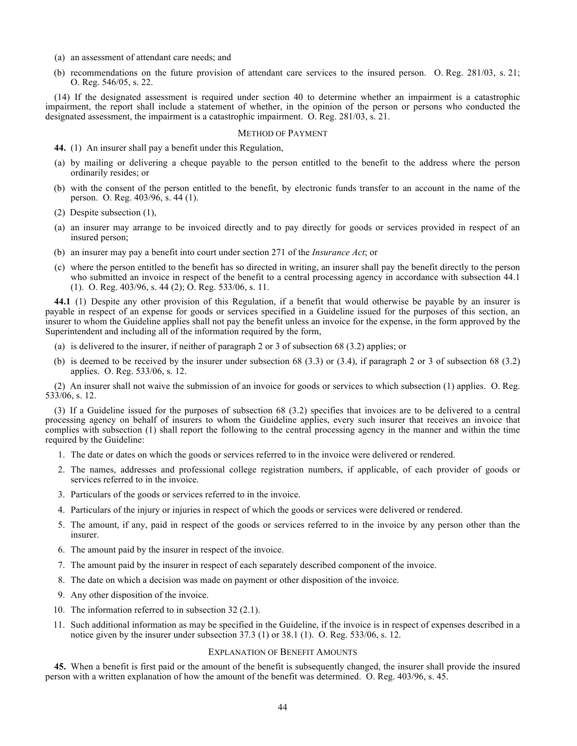(a) an assessment of attendant care needs; and

(b) recommendations on the future provision of attendant care services to the insured person. O. Reg. 281/03, s. 21; O. Reg. 546/05, s. 22.

(14) If the designated assessment is required under section 40 to determine whether an impairment is a catastrophic impairment, the report shall include a statement of whether, in the opinion of the person or persons who conducted the designated assessment, the impairment is a catastrophic impairment. O. Reg. 281/03, s. 21.

### METHOD OF PAYMENT

**44.** (1) An insurer shall pay a benefit under this Regulation,

(a) by mailing or delivering a cheque payable to the person entitled to the benefit to the address where the person ordinarily resides; or

(b) with the consent of the person entitled to the benefit, by electronic funds transfer to an account in the name of the person. O. Reg. 403/96, s. 44 (1).

(2) Despite subsection (1),

(a) an insurer may arrange to be invoiced directly and to pay directly for goods or services provided in respect of an insured person;

(b) an insurer may pay a benefit into court under section 271 of the *Insurance Act*; or

(c) where the person entitled to the benefit has so directed in writing, an insurer shall pay the benefit directly to the person who submitted an invoice in respect of the benefit to a central processing agency in accordance with subsection 44.1 (1). O. Reg. 403/96, s. 44 (2); O. Reg. 533/06, s. 11.

**44.1** (1) Despite any other provision of this Regulation, if a benefit that would otherwise be payable by an insurer is payable in respect of an expense for goods or services specified in a Guideline issued for the purposes of this section, an insurer to whom the Guideline applies shall not pay the benefit unless an invoice for the expense, in the form approved by the Superintendent and including all of the information required by the form,

(a) is delivered to the insurer, if neither of paragraph 2 or 3 of subsection 68 (3.2) applies; or

(b) is deemed to be received by the insurer under subsection 68 (3.3) or (3.4), if paragraph 2 or 3 of subsection 68 (3.2) applies. O. Reg. 533/06, s. 12.

(2) An insurer shall not waive the submission of an invoice for goods or services to which subsection (1) applies. O. Reg. 533/06, s. 12.

(3) If a Guideline issued for the purposes of subsection 68 (3.2) specifies that invoices are to be delivered to a central processing agency on behalf of insurers to whom the Guideline applies, every such insurer that receives an invoice that complies with subsection (1) shall report the following to the central processing agency in the manner and within the time required by the Guideline:

1. The date or dates on which the goods or services referred to in the invoice were delivered or rendered.
2. The names, addresses and professional college registration numbers, if applicable, of each provider of goods or services referred to in the invoice.
3. Particulars of the goods or services referred to in the invoice.
4. Particulars of the injury or injuries in respect of which the goods or services were delivered or rendered.
5. The amount, if any, paid in respect of the goods or services referred to in the invoice by any person other than the insurer.
6. The amount paid by the insurer in respect of the invoice.
7. The amount paid by the insurer in respect of each separately described component of the invoice.
8. The date on which a decision was made on payment or other disposition of the invoice.
9. Any other disposition of the invoice.
10. The information referred to in subsection 32 (2.1).
11. Such additional information as may be specified in the Guideline, if the invoice is in respect of expenses described in a notice given by the insurer under subsection 37.3 (1) or 38.1 (1). O. Reg. 533/06, s. 12.

### EXPLANATION OF BENEFIT AMOUNTS

**45.** When a benefit is first paid or the amount of the benefit is subsequently changed, the insurer shall provide the insured person with a written explanation of how the amount of the benefit was determined. O. Reg. 403/96, s. 45.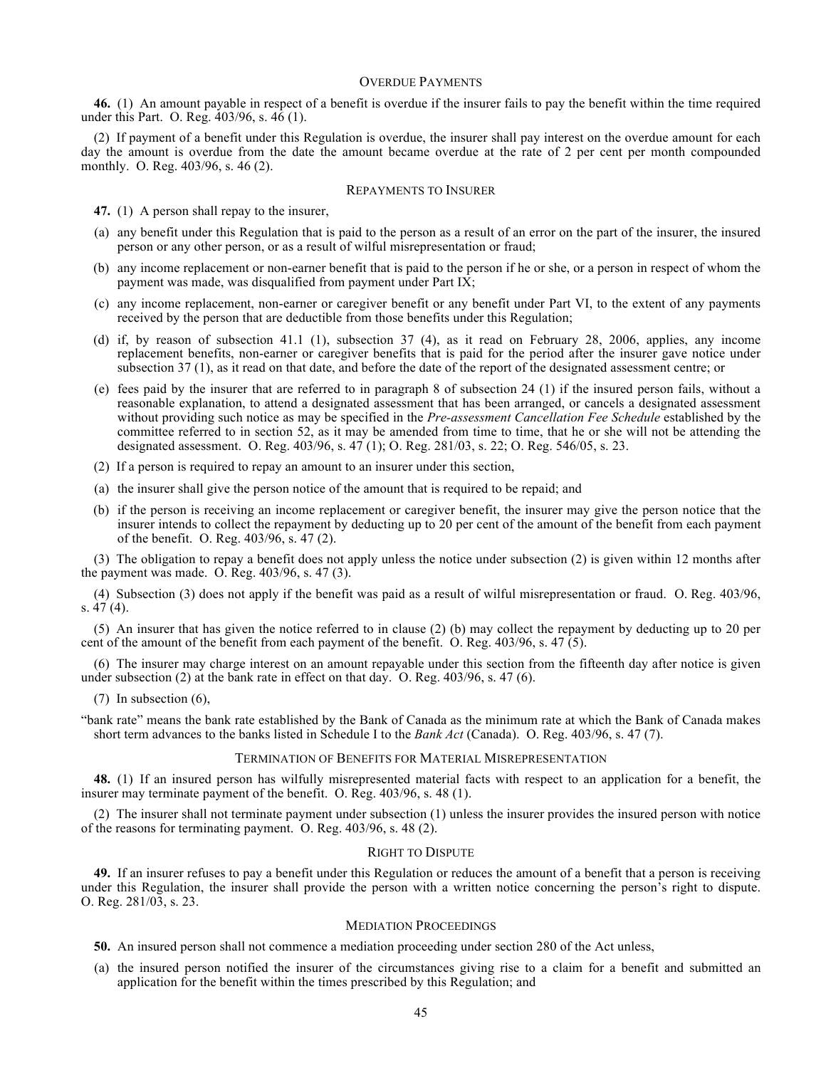### OVERDUE PAYMENTS

**46.** (1) An amount payable in respect of a benefit is overdue if the insurer fails to pay the benefit within the time required under this Part. O. Reg. 403/96, s. 46 (1).

(2) If payment of a benefit under this Regulation is overdue, the insurer shall pay interest on the overdue amount for each day the amount is overdue from the date the amount became overdue at the rate of 2 per cent per month compounded monthly. O. Reg. 403/96, s. 46 (2).

### REPAYMENTS TO INSURER

**47.** (1) A person shall repay to the insurer,

(a) any benefit under this Regulation that is paid to the person as a result of an error on the part of the insurer, the insured person or any other person, or as a result of wilful misrepresentation or fraud;

(b) any income replacement or non-earner benefit that is paid to the person if he or she, or a person in respect of whom the payment was made, was disqualified from payment under Part IX;

(c) any income replacement, non-earner or caregiver benefit or any benefit under Part VI, to the extent of any payments received by the person that are deductible from those benefits under this Regulation;

(d) if, by reason of subsection 41.1 (1), subsection 37 (4), as it read on February 28, 2006, applies, any income replacement benefits, non-earner or caregiver benefits that is paid for the period after the insurer gave notice under subsection 37 (1), as it read on that date, and before the date of the report of the designated assessment centre; or

(e) fees paid by the insurer that are referred to in paragraph 8 of subsection 24 (1) if the insured person fails, without a reasonable explanation, to attend a designated assessment that has been arranged, or cancels a designated assessment without providing such notice as may be specified in the *Pre-assessment Cancellation Fee Schedule* established by the committee referred to in section 52, as it may be amended from time to time, that he or she will not be attending the designated assessment. O. Reg. 403/96, s. 47 (1); O. Reg. 281/03, s. 22; O. Reg. 546/05, s. 23.

(2) If a person is required to repay an amount to an insurer under this section,

(a) the insurer shall give the person notice of the amount that is required to be repaid; and

(b) if the person is receiving an income replacement or caregiver benefit, the insurer may give the person notice that the insurer intends to collect the repayment by deducting up to 20 per cent of the amount of the benefit from each payment of the benefit. O. Reg. 403/96, s. 47 (2).

(3) The obligation to repay a benefit does not apply unless the notice under subsection (2) is given within 12 months after the payment was made. O. Reg. 403/96, s. 47 (3).

(4) Subsection (3) does not apply if the benefit was paid as a result of wilful misrepresentation or fraud. O. Reg. 403/96, s. 47 (4).

(5) An insurer that has given the notice referred to in clause (2) (b) may collect the repayment by deducting up to 20 per cent of the amount of the benefit from each payment of the benefit. O. Reg. 403/96, s. 47 (5).

(6) The insurer may charge interest on an amount repayable under this section from the fifteenth day after notice is given under subsection (2) at the bank rate in effect on that day. O. Reg. 403/96, s. 47 (6).

(7) In subsection (6),

"bank rate" means the bank rate established by the Bank of Canada as the minimum rate at which the Bank of Canada makes short term advances to the banks listed in Schedule I to the *Bank Act* (Canada). O. Reg. 403/96, s. 47 (7).

### TERMINATION OF BENEFITS FOR MATERIAL MISREPRESENTATION

**48.** (1) If an insured person has wilfully misrepresented material facts with respect to an application for a benefit, the insurer may terminate payment of the benefit. O. Reg. 403/96, s. 48 (1).

(2) The insurer shall not terminate payment under subsection (1) unless the insurer provides the insured person with notice of the reasons for terminating payment. O. Reg. 403/96, s. 48 (2).

### RIGHT TO DISPUTE

**49.** If an insurer refuses to pay a benefit under this Regulation or reduces the amount of a benefit that a person is receiving under this Regulation, the insurer shall provide the person with a written notice concerning the person's right to dispute. O. Reg. 281/03, s. 23.

### MEDIATION PROCEEDINGS

**50.** An insured person shall not commence a mediation proceeding under section 280 of the Act unless,

(a) the insured person notified the insurer of the circumstances giving rise to a claim for a benefit and submitted an application for the benefit within the times prescribed by this Regulation; and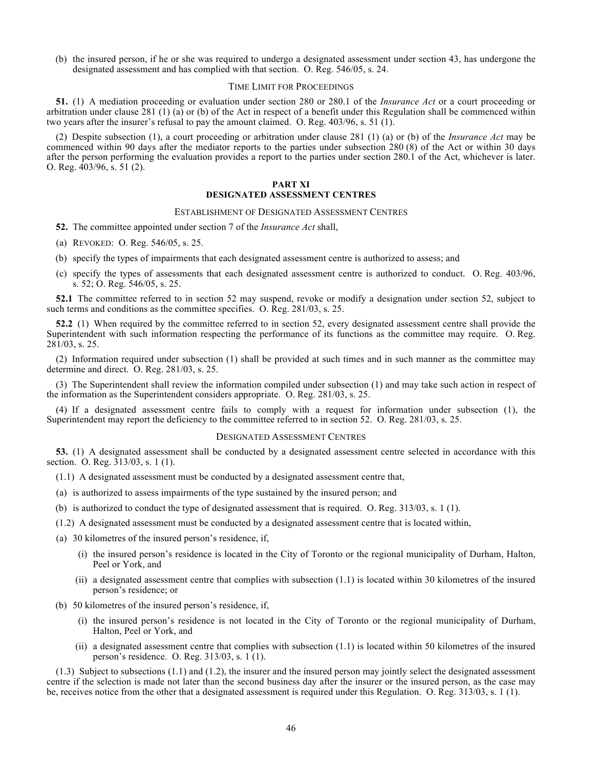(b) the insured person, if he or she was required to undergo a designated assessment under section 43, has undergone the designated assessment and has complied with that section. O. Reg. 546/05, s. 24.

### TIME LIMIT FOR PROCEEDINGS

**51.** (1) A mediation proceeding or evaluation under section 280 or 280.1 of the *Insurance Act* or a court proceeding or arbitration under clause 281 (1) (a) or (b) of the Act in respect of a benefit under this Regulation shall be commenced within two years after the insurer's refusal to pay the amount claimed. O. Reg. 403/96, s. 51 (1).

(2) Despite subsection (1), a court proceeding or arbitration under clause 281 (1) (a) or (b) of the *Insurance Act* may be commenced within 90 days after the mediator reports to the parties under subsection 280 (8) of the Act or within 30 days after the person performing the evaluation provides a report to the parties under section 280.1 of the Act, whichever is later. O. Reg. 403/96, s. 51 (2).

## PART XI
## DESIGNATED ASSESSMENT CENTRES

### ESTABLISHMENT OF DESIGNATED ASSESSMENT CENTRES

**52.** The committee appointed under section 7 of the *Insurance Act* shall,

(a) REVOKED: O. Reg. 546/05, s. 25.

(b) specify the types of impairments that each designated assessment centre is authorized to assess; and

(c) specify the types of assessments that each designated assessment centre is authorized to conduct. O. Reg. 403/96, s. 52; O. Reg. 546/05, s. 25.

**52.1** The committee referred to in section 52 may suspend, revoke or modify a designation under section 52, subject to such terms and conditions as the committee specifies. O. Reg. 281/03, s. 25.

**52.2** (1) When required by the committee referred to in section 52, every designated assessment centre shall provide the Superintendent with such information respecting the performance of its functions as the committee may require. O. Reg. 281/03, s. 25.

(2) Information required under subsection (1) shall be provided at such times and in such manner as the committee may determine and direct. O. Reg. 281/03, s. 25.

(3) The Superintendent shall review the information compiled under subsection (1) and may take such action in respect of the information as the Superintendent considers appropriate. O. Reg. 281/03, s. 25.

(4) If a designated assessment centre fails to comply with a request for information under subsection (1), the Superintendent may report the deficiency to the committee referred to in section 52. O. Reg. 281/03, s. 25.

### DESIGNATED ASSESSMENT CENTRES

**53.** (1) A designated assessment shall be conducted by a designated assessment centre selected in accordance with this section. O. Reg. 313/03, s. 1 (1).

(1.1) A designated assessment must be conducted by a designated assessment centre that,

(a) is authorized to assess impairments of the type sustained by the insured person; and

(b) is authorized to conduct the type of designated assessment that is required. O. Reg. 313/03, s. 1 (1).

(1.2) A designated assessment must be conducted by a designated assessment centre that is located within,

(a) 30 kilometres of the insured person's residence, if,

  (i) the insured person's residence is located in the City of Toronto or the regional municipality of Durham, Halton, Peel or York, and

  (ii) a designated assessment centre that complies with subsection (1.1) is located within 30 kilometres of the insured person's residence; or

(b) 50 kilometres of the insured person's residence, if,

  (i) the insured person's residence is not located in the City of Toronto or the regional municipality of Durham, Halton, Peel or York, and

  (ii) a designated assessment centre that complies with subsection (1.1) is located within 50 kilometres of the insured person's residence. O. Reg. 313/03, s. 1 (1).

(1.3) Subject to subsections (1.1) and (1.2), the insurer and the insured person may jointly select the designated assessment centre if the selection is made not later than the second business day after the insurer or the insured person, as the case may be, receives notice from the other that a designated assessment is required under this Regulation. O. Reg. 313/03, s. 1 (1).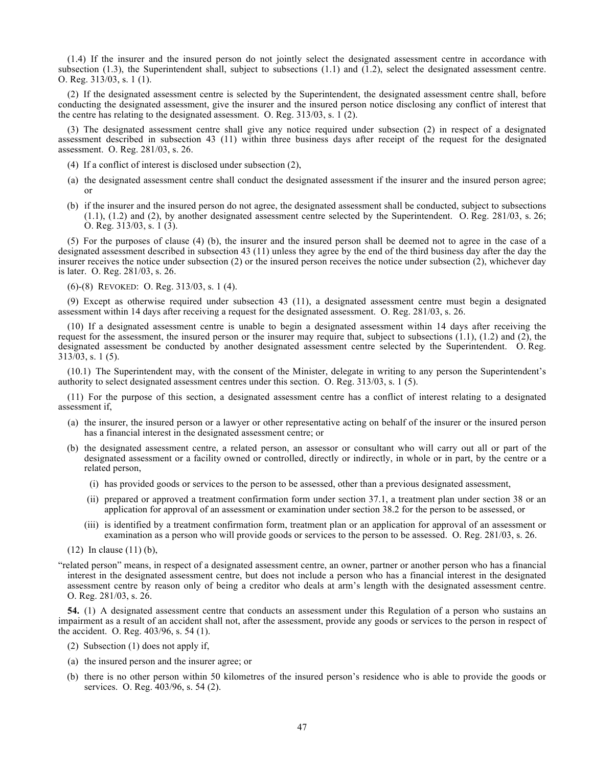(1.4) If the insurer and the insured person do not jointly select the designated assessment centre in accordance with subsection (1.3), the Superintendent shall, subject to subsections (1.1) and (1.2), select the designated assessment centre. O. Reg. 313/03, s. 1 (1).

(2) If the designated assessment centre is selected by the Superintendent, the designated assessment centre shall, before conducting the designated assessment, give the insurer and the insured person notice disclosing any conflict of interest that the centre has relating to the designated assessment. O. Reg. 313/03, s. 1 (2).

(3) The designated assessment centre shall give any notice required under subsection (2) in respect of a designated assessment described in subsection 43 (11) within three business days after receipt of the request for the designated assessment. O. Reg. 281/03, s. 26.

(4) If a conflict of interest is disclosed under subsection (2),

(a) the designated assessment centre shall conduct the designated assessment if the insurer and the insured person agree; or

(b) if the insurer and the insured person do not agree, the designated assessment shall be conducted, subject to subsections (1.1), (1.2) and (2), by another designated assessment centre selected by the Superintendent. O. Reg. 281/03, s. 26; O. Reg. 313/03, s. 1 (3).

(5) For the purposes of clause (4) (b), the insurer and the insured person shall be deemed not to agree in the case of a designated assessment described in subsection 43 (11) unless they agree by the end of the third business day after the day the insurer receives the notice under subsection (2) or the insured person receives the notice under subsection (2), whichever day is later. O. Reg. 281/03, s. 26.

(6)-(8) REVOKED: O. Reg. 313/03, s. 1 (4).

(9) Except as otherwise required under subsection 43 (11), a designated assessment centre must begin a designated assessment within 14 days after receiving a request for the designated assessment. O. Reg. 281/03, s. 26.

(10) If a designated assessment centre is unable to begin a designated assessment within 14 days after receiving the request for the assessment, the insured person or the insurer may require that, subject to subsections (1.1), (1.2) and (2), the designated assessment be conducted by another designated assessment centre selected by the Superintendent. O. Reg. 313/03, s. 1 (5).

(10.1) The Superintendent may, with the consent of the Minister, delegate in writing to any person the Superintendent's authority to select designated assessment centres under this section. O. Reg. 313/03, s. 1 (5).

(11) For the purpose of this section, a designated assessment centre has a conflict of interest relating to a designated assessment if,

(a) the insurer, the insured person or a lawyer or other representative acting on behalf of the insurer or the insured person has a financial interest in the designated assessment centre; or

(b) the designated assessment centre, a related person, an assessor or consultant who will carry out all or part of the designated assessment or a facility owned or controlled, directly or indirectly, in whole or in part, by the centre or a related person,

 (i) has provided goods or services to the person to be assessed, other than a previous designated assessment,

 (ii) prepared or approved a treatment confirmation form under section 37.1, a treatment plan under section 38 or an application for approval of an assessment or examination under section 38.2 for the person to be assessed, or

 (iii) is identified by a treatment confirmation form, treatment plan or an application for approval of an assessment or examination as a person who will provide goods or services to the person to be assessed. O. Reg. 281/03, s. 26.

(12) In clause (11) (b),

"related person" means, in respect of a designated assessment centre, an owner, partner or another person who has a financial interest in the designated assessment centre, but does not include a person who has a financial interest in the designated assessment centre by reason only of being a creditor who deals at arm's length with the designated assessment centre. O. Reg. 281/03, s. 26.

**54.** (1) A designated assessment centre that conducts an assessment under this Regulation of a person who sustains an impairment as a result of an accident shall not, after the assessment, provide any goods or services to the person in respect of the accident. O. Reg. 403/96, s. 54 (1).

(2) Subsection (1) does not apply if,

(a) the insured person and the insurer agree; or

(b) there is no other person within 50 kilometres of the insured person's residence who is able to provide the goods or services. O. Reg. 403/96, s. 54 (2).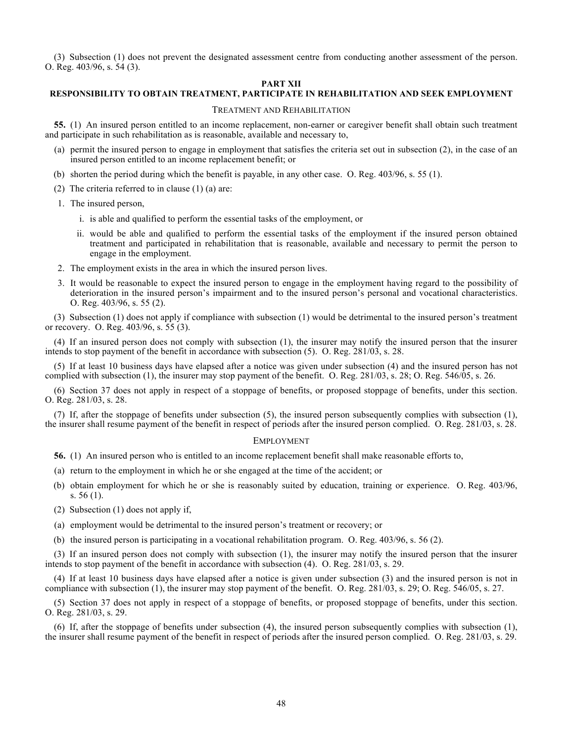(3) Subsection (1) does not prevent the designated assessment centre from conducting another assessment of the person. O. Reg. 403/96, s. 54 (3).

## PART XII
## RESPONSIBILITY TO OBTAIN TREATMENT, PARTICIPATE IN REHABILITATION AND SEEK EMPLOYMENT

### TREATMENT AND REHABILITATION

**55.** (1) An insured person entitled to an income replacement, non-earner or caregiver benefit shall obtain such treatment and participate in such rehabilitation as is reasonable, available and necessary to,

(a) permit the insured person to engage in employment that satisfies the criteria set out in subsection (2), in the case of an insured person entitled to an income replacement benefit; or

(b) shorten the period during which the benefit is payable, in any other case. O. Reg. 403/96, s. 55 (1).

(2) The criteria referred to in clause (1) (a) are:

1. The insured person,

   i. is able and qualified to perform the essential tasks of the employment, or

   ii. would be able and qualified to perform the essential tasks of the employment if the insured person obtained treatment and participated in rehabilitation that is reasonable, available and necessary to permit the person to engage in the employment.

2. The employment exists in the area in which the insured person lives.

3. It would be reasonable to expect the insured person to engage in the employment having regard to the possibility of deterioration in the insured person's impairment and to the insured person's personal and vocational characteristics. O. Reg. 403/96, s. 55 (2).

(3) Subsection (1) does not apply if compliance with subsection (1) would be detrimental to the insured person's treatment or recovery. O. Reg. 403/96, s. 55 (3).

(4) If an insured person does not comply with subsection (1), the insurer may notify the insured person that the insurer intends to stop payment of the benefit in accordance with subsection (5). O. Reg. 281/03, s. 28.

(5) If at least 10 business days have elapsed after a notice was given under subsection (4) and the insured person has not complied with subsection (1), the insurer may stop payment of the benefit. O. Reg. 281/03, s. 28; O. Reg. 546/05, s. 26.

(6) Section 37 does not apply in respect of a stoppage of benefits, or proposed stoppage of benefits, under this section. O. Reg. 281/03, s. 28.

(7) If, after the stoppage of benefits under subsection (5), the insured person subsequently complies with subsection (1), the insurer shall resume payment of the benefit in respect of periods after the insured person complied. O. Reg. 281/03, s. 28.

### EMPLOYMENT

**56.** (1) An insured person who is entitled to an income replacement benefit shall make reasonable efforts to,

(a) return to the employment in which he or she engaged at the time of the accident; or

(b) obtain employment for which he or she is reasonably suited by education, training or experience. O. Reg. 403/96, s. 56 (1).

(2) Subsection (1) does not apply if,

(a) employment would be detrimental to the insured person's treatment or recovery; or

(b) the insured person is participating in a vocational rehabilitation program. O. Reg. 403/96, s. 56 (2).

(3) If an insured person does not comply with subsection (1), the insurer may notify the insured person that the insurer intends to stop payment of the benefit in accordance with subsection (4). O. Reg. 281/03, s. 29.

(4) If at least 10 business days have elapsed after a notice is given under subsection (3) and the insured person is not in compliance with subsection (1), the insurer may stop payment of the benefit. O. Reg. 281/03, s. 29; O. Reg. 546/05, s. 27.

(5) Section 37 does not apply in respect of a stoppage of benefits, or proposed stoppage of benefits, under this section. O. Reg. 281/03, s. 29.

(6) If, after the stoppage of benefits under subsection (4), the insured person subsequently complies with subsection (1), the insurer shall resume payment of the benefit in respect of periods after the insured person complied. O. Reg. 281/03, s. 29.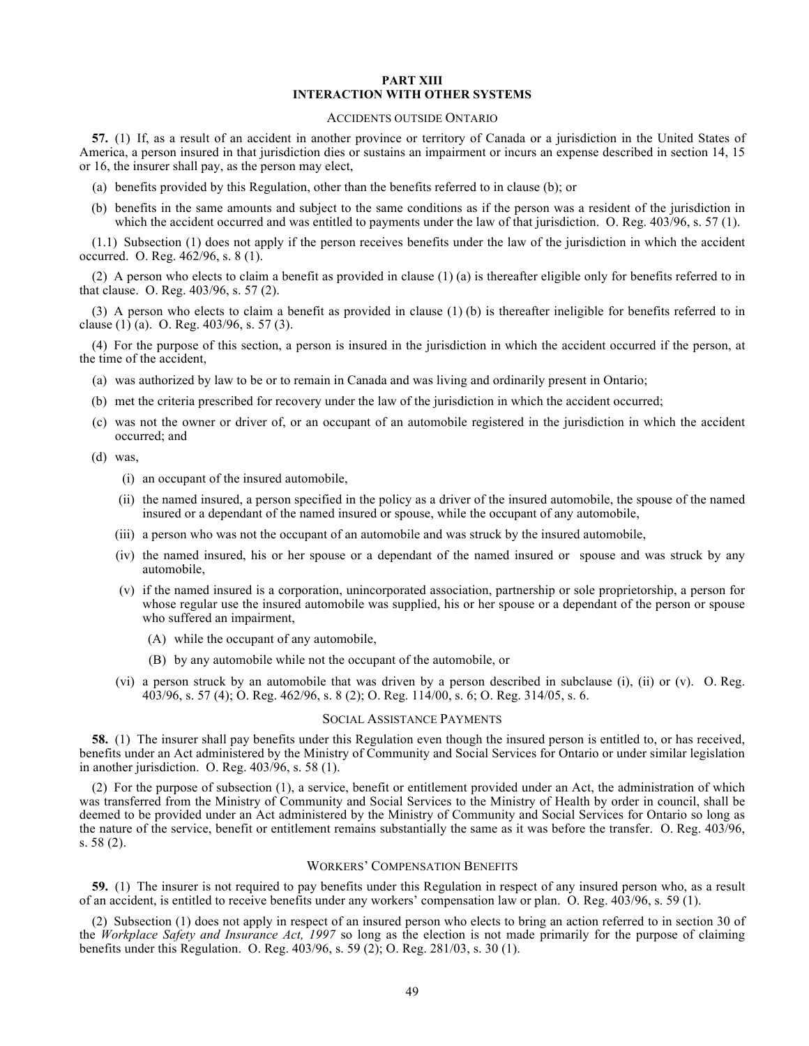## PART XIII
## INTERACTION WITH OTHER SYSTEMS

### ACCIDENTS OUTSIDE ONTARIO

**57.** (1) If, as a result of an accident in another province or territory of Canada or a jurisdiction in the United States of America, a person insured in that jurisdiction dies or sustains an impairment or incurs an expense described in section 14, 15 or 16, the insurer shall pay, as the person may elect,

(a) benefits provided by this Regulation, other than the benefits referred to in clause (b); or

(b) benefits in the same amounts and subject to the same conditions as if the person was a resident of the jurisdiction in which the accident occurred and was entitled to payments under the law of that jurisdiction. O. Reg. 403/96, s. 57 (1).

(1.1) Subsection (1) does not apply if the person receives benefits under the law of the jurisdiction in which the accident occurred. O. Reg. 462/96, s. 8 (1).

(2) A person who elects to claim a benefit as provided in clause (1) (a) is thereafter eligible only for benefits referred to in that clause. O. Reg. 403/96, s. 57 (2).

(3) A person who elects to claim a benefit as provided in clause (1) (b) is thereafter ineligible for benefits referred to in clause (1) (a). O. Reg. 403/96, s. 57 (3).

(4) For the purpose of this section, a person is insured in the jurisdiction in which the accident occurred if the person, at the time of the accident,

(a) was authorized by law to be or to remain in Canada and was living and ordinarily present in Ontario;

(b) met the criteria prescribed for recovery under the law of the jurisdiction in which the accident occurred;

(c) was not the owner or driver of, or an occupant of an automobile registered in the jurisdiction in which the accident occurred; and

(d) was,

(i) an occupant of the insured automobile,

(ii) the named insured, a person specified in the policy as a driver of the insured automobile, the spouse of the named insured or a dependant of the named insured or spouse, while the occupant of any automobile,

(iii) a person who was not the occupant of an automobile and was struck by the insured automobile,

(iv) the named insured, his or her spouse or a dependant of the named insured or spouse and was struck by any automobile,

(v) if the named insured is a corporation, unincorporated association, partnership or sole proprietorship, a person for whose regular use the insured automobile was supplied, his or her spouse or a dependant of the person or spouse who suffered an impairment,

(A) while the occupant of any automobile,

(B) by any automobile while not the occupant of the automobile, or

(vi) a person struck by an automobile that was driven by a person described in subclause (i), (ii) or (v). O. Reg. 403/96, s. 57 (4); O. Reg. 462/96, s. 8 (2); O. Reg. 114/00, s. 6; O. Reg. 314/05, s. 6.

### SOCIAL ASSISTANCE PAYMENTS

**58.** (1) The insurer shall pay benefits under this Regulation even though the insured person is entitled to, or has received, benefits under an Act administered by the Ministry of Community and Social Services for Ontario or under similar legislation in another jurisdiction. O. Reg. 403/96, s. 58 (1).

(2) For the purpose of subsection (1), a service, benefit or entitlement provided under an Act, the administration of which was transferred from the Ministry of Community and Social Services to the Ministry of Health by order in council, shall be deemed to be provided under an Act administered by the Ministry of Community and Social Services for Ontario so long as the nature of the service, benefit or entitlement remains substantially the same as it was before the transfer. O. Reg. 403/96, s. 58 (2).

### WORKERS' COMPENSATION BENEFITS

**59.** (1) The insurer is not required to pay benefits under this Regulation in respect of any insured person who, as a result of an accident, is entitled to receive benefits under any workers' compensation law or plan. O. Reg. 403/96, s. 59 (1).

(2) Subsection (1) does not apply in respect of an insured person who elects to bring an action referred to in section 30 of the *Workplace Safety and Insurance Act, 1997* so long as the election is not made primarily for the purpose of claiming benefits under this Regulation. O. Reg. 403/96, s. 59 (2); O. Reg. 281/03, s. 30 (1).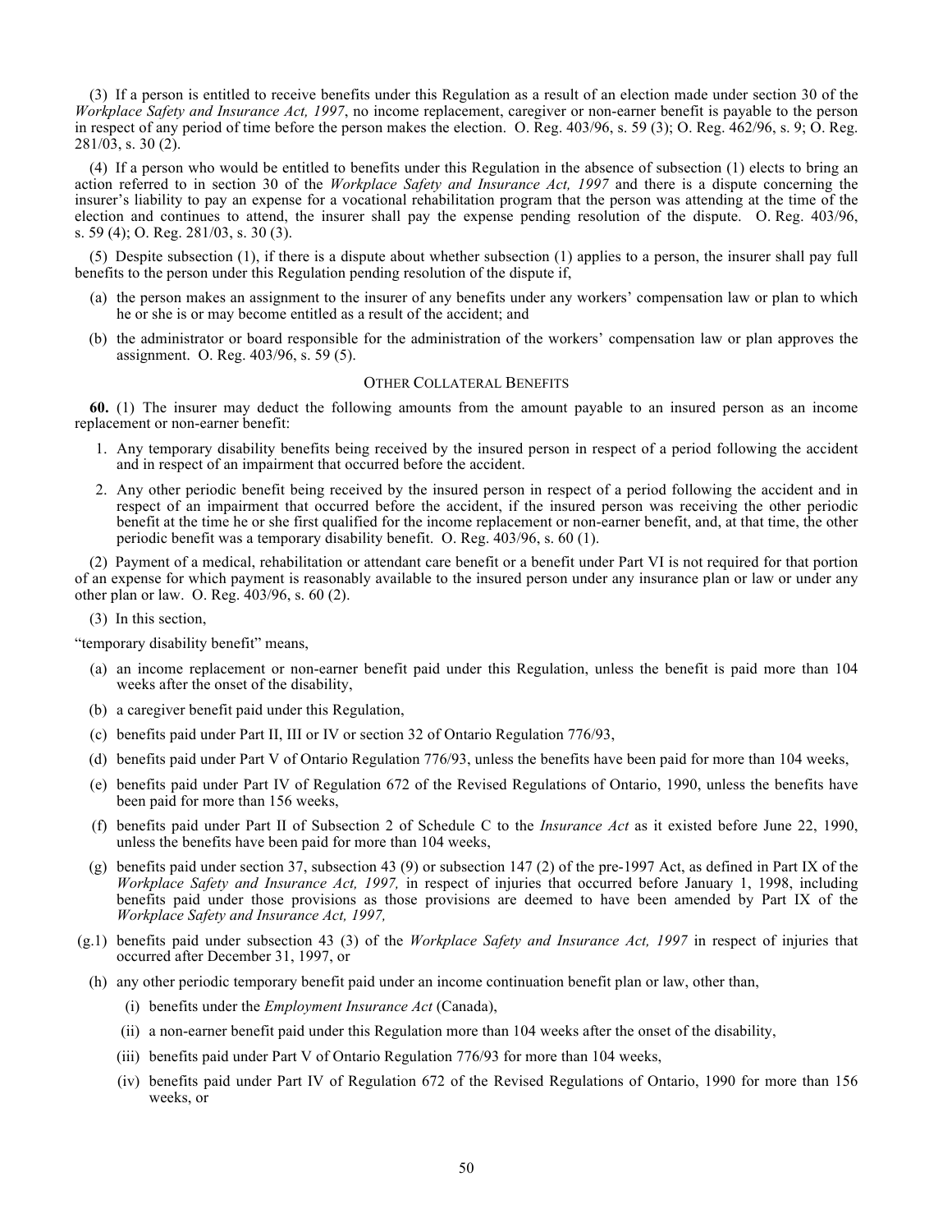(3) If a person is entitled to receive benefits under this Regulation as a result of an election made under section 30 of the *Workplace Safety and Insurance Act, 1997*, no income replacement, caregiver or non-earner benefit is payable to the person in respect of any period of time before the person makes the election. O. Reg. 403/96, s. 59 (3); O. Reg. 462/96, s. 9; O. Reg. 281/03, s. 30 (2).

(4) If a person who would be entitled to benefits under this Regulation in the absence of subsection (1) elects to bring an action referred to in section 30 of the *Workplace Safety and Insurance Act, 1997* and there is a dispute concerning the insurer's liability to pay an expense for a vocational rehabilitation program that the person was attending at the time of the election and continues to attend, the insurer shall pay the expense pending resolution of the dispute. O. Reg. 403/96, s. 59 (4); O. Reg. 281/03, s. 30 (3).

(5) Despite subsection (1), if there is a dispute about whether subsection (1) applies to a person, the insurer shall pay full benefits to the person under this Regulation pending resolution of the dispute if,

- (a) the person makes an assignment to the insurer of any benefits under any workers' compensation law or plan to which he or she is or may become entitled as a result of the accident; and
- (b) the administrator or board responsible for the administration of the workers' compensation law or plan approves the assignment. O. Reg. 403/96, s. 59 (5).

OTHER COLLATERAL BENEFITS

**60.** (1) The insurer may deduct the following amounts from the amount payable to an insured person as an income replacement or non-earner benefit:

1. Any temporary disability benefits being received by the insured person in respect of a period following the accident and in respect of an impairment that occurred before the accident.
2. Any other periodic benefit being received by the insured person in respect of a period following the accident and in respect of an impairment that occurred before the accident, if the insured person was receiving the other periodic benefit at the time he or she first qualified for the income replacement or non-earner benefit, and, at that time, the other periodic benefit was a temporary disability benefit. O. Reg. 403/96, s. 60 (1).

(2) Payment of a medical, rehabilitation or attendant care benefit or a benefit under Part VI is not required for that portion of an expense for which payment is reasonably available to the insured person under any insurance plan or law or under any other plan or law. O. Reg. 403/96, s. 60 (2).

(3) In this section,

"temporary disability benefit" means,

- (a) an income replacement or non-earner benefit paid under this Regulation, unless the benefit is paid more than 104 weeks after the onset of the disability,
- (b) a caregiver benefit paid under this Regulation,
- (c) benefits paid under Part II, III or IV or section 32 of Ontario Regulation 776/93,
- (d) benefits paid under Part V of Ontario Regulation 776/93, unless the benefits have been paid for more than 104 weeks,
- (e) benefits paid under Part IV of Regulation 672 of the Revised Regulations of Ontario, 1990, unless the benefits have been paid for more than 156 weeks,
- (f) benefits paid under Part II of Subsection 2 of Schedule C to the *Insurance Act* as it existed before June 22, 1990, unless the benefits have been paid for more than 104 weeks,
- (g) benefits paid under section 37, subsection 43 (9) or subsection 147 (2) of the pre-1997 Act, as defined in Part IX of the *Workplace Safety and Insurance Act, 1997,* in respect of injuries that occurred before January 1, 1998, including benefits paid under those provisions as those provisions are deemed to have been amended by Part IX of the *Workplace Safety and Insurance Act, 1997,*
- (g.1) benefits paid under subsection 43 (3) of the *Workplace Safety and Insurance Act, 1997* in respect of injuries that occurred after December 31, 1997, or
- (h) any other periodic temporary benefit paid under an income continuation benefit plan or law, other than,
  - (i) benefits under the *Employment Insurance Act* (Canada),
  - (ii) a non-earner benefit paid under this Regulation more than 104 weeks after the onset of the disability,
  - (iii) benefits paid under Part V of Ontario Regulation 776/93 for more than 104 weeks,
  - (iv) benefits paid under Part IV of Regulation 672 of the Revised Regulations of Ontario, 1990 for more than 156 weeks, or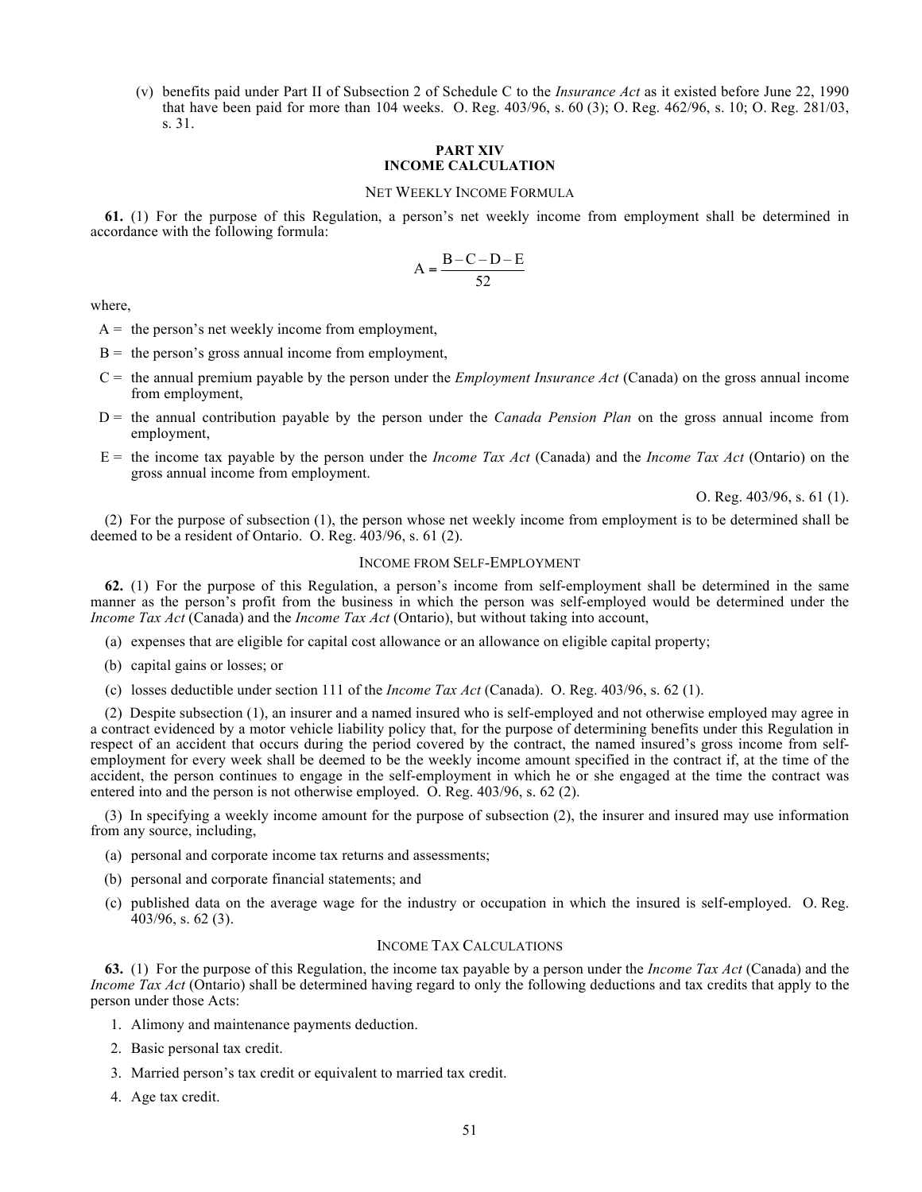(v) benefits paid under Part II of Subsection 2 of Schedule C to the *Insurance Act* as it existed before June 22, 1990 that have been paid for more than 104 weeks. O. Reg. 403/96, s. 60 (3); O. Reg. 462/96, s. 10; O. Reg. 281/03, s. 31.

## PART XIV
## INCOME CALCULATION

### NET WEEKLY INCOME FORMULA

**61.** (1) For the purpose of this Regulation, a person's net weekly income from employment shall be determined in accordance with the following formula:

$$A = \frac{B - C - D - E}{52}$$

where,

A = the person's net weekly income from employment,

B = the person's gross annual income from employment,

C = the annual premium payable by the person under the *Employment Insurance Act* (Canada) on the gross annual income from employment,

D = the annual contribution payable by the person under the *Canada Pension Plan* on the gross annual income from employment,

E = the income tax payable by the person under the *Income Tax Act* (Canada) and the *Income Tax Act* (Ontario) on the gross annual income from employment.

O. Reg. 403/96, s. 61 (1).

(2) For the purpose of subsection (1), the person whose net weekly income from employment is to be determined shall be deemed to be a resident of Ontario. O. Reg. 403/96, s. 61 (2).

### INCOME FROM SELF-EMPLOYMENT

**62.** (1) For the purpose of this Regulation, a person's income from self-employment shall be determined in the same manner as the person's profit from the business in which the person was self-employed would be determined under the *Income Tax Act* (Canada) and the *Income Tax Act* (Ontario), but without taking into account,

(a) expenses that are eligible for capital cost allowance or an allowance on eligible capital property;

(b) capital gains or losses; or

(c) losses deductible under section 111 of the *Income Tax Act* (Canada). O. Reg. 403/96, s. 62 (1).

(2) Despite subsection (1), an insurer and a named insured who is self-employed and not otherwise employed may agree in a contract evidenced by a motor vehicle liability policy that, for the purpose of determining benefits under this Regulation in respect of an accident that occurs during the period covered by the contract, the named insured's gross income from self-employment for every week shall be deemed to be the weekly income amount specified in the contract if, at the time of the accident, the person continues to engage in the self-employment in which he or she engaged at the time the contract was entered into and the person is not otherwise employed. O. Reg. 403/96, s. 62 (2).

(3) In specifying a weekly income amount for the purpose of subsection (2), the insurer and insured may use information from any source, including,

(a) personal and corporate income tax returns and assessments;

(b) personal and corporate financial statements; and

(c) published data on the average wage for the industry or occupation in which the insured is self-employed. O. Reg. 403/96, s. 62 (3).

### INCOME TAX CALCULATIONS

**63.** (1) For the purpose of this Regulation, the income tax payable by a person under the *Income Tax Act* (Canada) and the *Income Tax Act* (Ontario) shall be determined having regard to only the following deductions and tax credits that apply to the person under those Acts:

1. Alimony and maintenance payments deduction.
2. Basic personal tax credit.
3. Married person's tax credit or equivalent to married tax credit.
4. Age tax credit.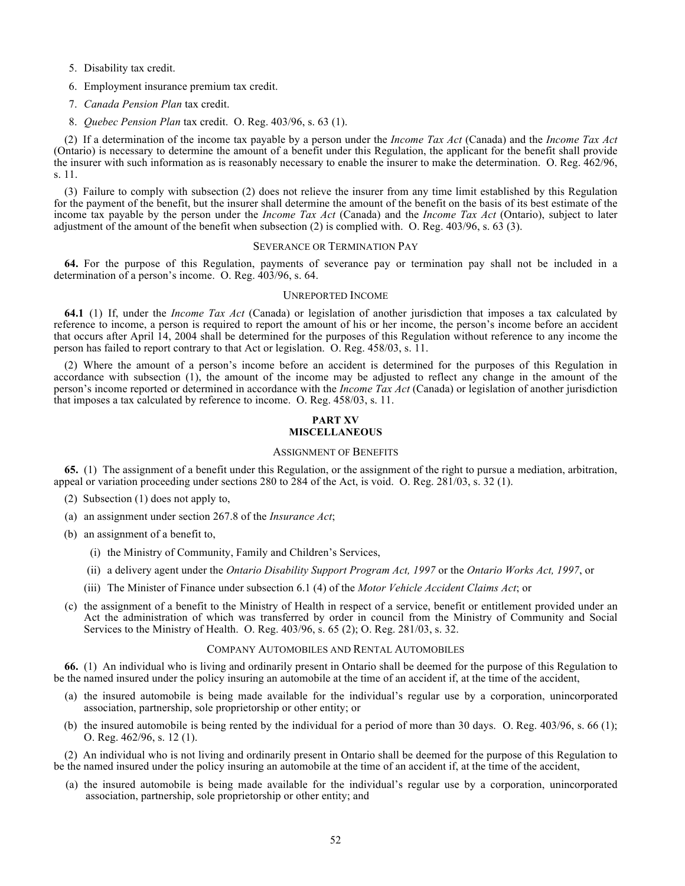5. Disability tax credit.

6. Employment insurance premium tax credit.

7. *Canada Pension Plan* tax credit.

8. *Quebec Pension Plan* tax credit. O. Reg. 403/96, s. 63 (1).

(2) If a determination of the income tax payable by a person under the *Income Tax Act* (Canada) and the *Income Tax Act* (Ontario) is necessary to determine the amount of a benefit under this Regulation, the applicant for the benefit shall provide the insurer with such information as is reasonably necessary to enable the insurer to make the determination. O. Reg. 462/96, s. 11.

(3) Failure to comply with subsection (2) does not relieve the insurer from any time limit established by this Regulation for the payment of the benefit, but the insurer shall determine the amount of the benefit on the basis of its best estimate of the income tax payable by the person under the *Income Tax Act* (Canada) and the *Income Tax Act* (Ontario), subject to later adjustment of the amount of the benefit when subsection (2) is complied with. O. Reg. 403/96, s. 63 (3).

### SEVERANCE OR TERMINATION PAY

**64.** For the purpose of this Regulation, payments of severance pay or termination pay shall not be included in a determination of a person's income. O. Reg. 403/96, s. 64.

### UNREPORTED INCOME

**64.1** (1) If, under the *Income Tax Act* (Canada) or legislation of another jurisdiction that imposes a tax calculated by reference to income, a person is required to report the amount of his or her income, the person's income before an accident that occurs after April 14, 2004 shall be determined for the purposes of this Regulation without reference to any income the person has failed to report contrary to that Act or legislation. O. Reg. 458/03, s. 11.

(2) Where the amount of a person's income before an accident is determined for the purposes of this Regulation in accordance with subsection (1), the amount of the income may be adjusted to reflect any change in the amount of the person's income reported or determined in accordance with the *Income Tax Act* (Canada) or legislation of another jurisdiction that imposes a tax calculated by reference to income. O. Reg. 458/03, s. 11.

## PART XV
## MISCELLANEOUS

### ASSIGNMENT OF BENEFITS

**65.** (1) The assignment of a benefit under this Regulation, or the assignment of the right to pursue a mediation, arbitration, appeal or variation proceeding under sections 280 to 284 of the Act, is void. O. Reg. 281/03, s. 32 (1).

(2) Subsection (1) does not apply to,

(a) an assignment under section 267.8 of the *Insurance Act*;

(b) an assignment of a benefit to,

(i) the Ministry of Community, Family and Children's Services,

(ii) a delivery agent under the *Ontario Disability Support Program Act, 1997* or the *Ontario Works Act, 1997*, or

(iii) The Minister of Finance under subsection 6.1 (4) of the *Motor Vehicle Accident Claims Act*; or

(c) the assignment of a benefit to the Ministry of Health in respect of a service, benefit or entitlement provided under an Act the administration of which was transferred by order in council from the Ministry of Community and Social Services to the Ministry of Health. O. Reg. 403/96, s. 65 (2); O. Reg. 281/03, s. 32.

### COMPANY AUTOMOBILES AND RENTAL AUTOMOBILES

**66.** (1) An individual who is living and ordinarily present in Ontario shall be deemed for the purpose of this Regulation to be the named insured under the policy insuring an automobile at the time of an accident if, at the time of the accident,

(a) the insured automobile is being made available for the individual's regular use by a corporation, unincorporated association, partnership, sole proprietorship or other entity; or

(b) the insured automobile is being rented by the individual for a period of more than 30 days. O. Reg. 403/96, s. 66 (1); O. Reg. 462/96, s. 12 (1).

(2) An individual who is not living and ordinarily present in Ontario shall be deemed for the purpose of this Regulation to be the named insured under the policy insuring an automobile at the time of an accident if, at the time of the accident,

(a) the insured automobile is being made available for the individual's regular use by a corporation, unincorporated association, partnership, sole proprietorship or other entity; and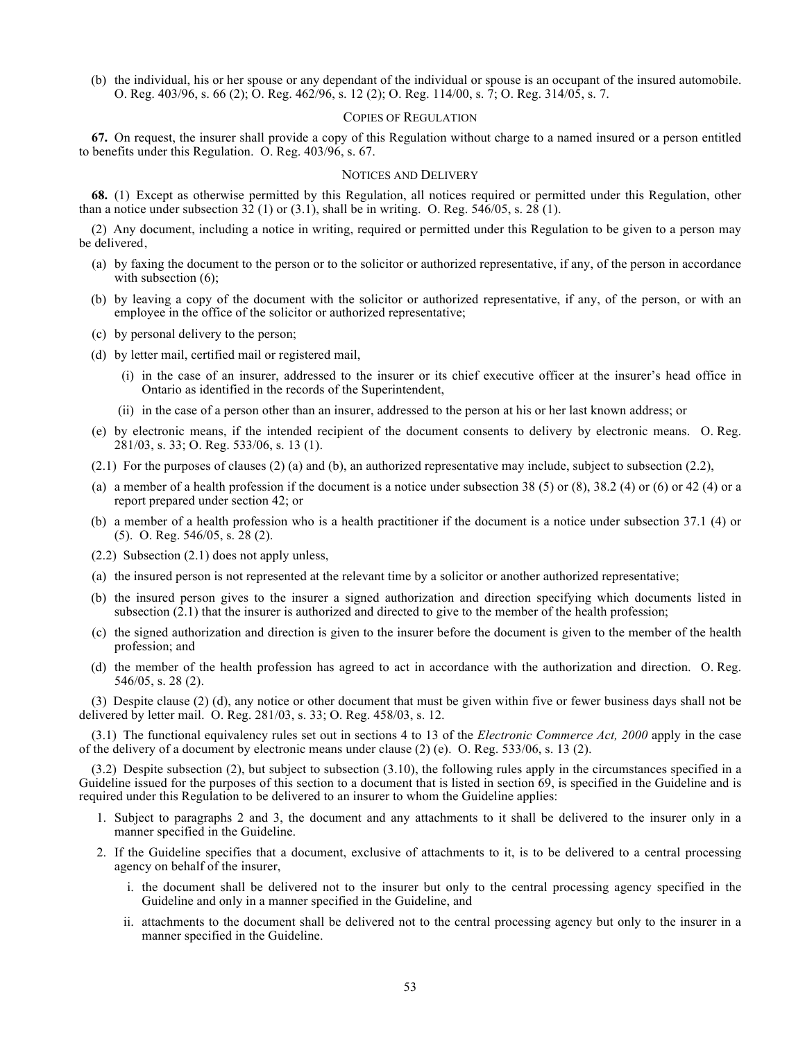(b) the individual, his or her spouse or any dependant of the individual or spouse is an occupant of the insured automobile. O. Reg. 403/96, s. 66 (2); O. Reg. 462/96, s. 12 (2); O. Reg. 114/00, s. 7; O. Reg. 314/05, s. 7.

### COPIES OF REGULATION

**67.** On request, the insurer shall provide a copy of this Regulation without charge to a named insured or a person entitled to benefits under this Regulation. O. Reg. 403/96, s. 67.

### NOTICES AND DELIVERY

**68.** (1) Except as otherwise permitted by this Regulation, all notices required or permitted under this Regulation, other than a notice under subsection 32 (1) or (3.1), shall be in writing. O. Reg. 546/05, s. 28 (1).

(2) Any document, including a notice in writing, required or permitted under this Regulation to be given to a person may be delivered,

(a) by faxing the document to the person or to the solicitor or authorized representative, if any, of the person in accordance with subsection (6);

(b) by leaving a copy of the document with the solicitor or authorized representative, if any, of the person, or with an employee in the office of the solicitor or authorized representative;

(c) by personal delivery to the person;

(d) by letter mail, certified mail or registered mail,

(i) in the case of an insurer, addressed to the insurer or its chief executive officer at the insurer's head office in Ontario as identified in the records of the Superintendent,

(ii) in the case of a person other than an insurer, addressed to the person at his or her last known address; or

(e) by electronic means, if the intended recipient of the document consents to delivery by electronic means. O. Reg. 281/03, s. 33; O. Reg. 533/06, s. 13 (1).

(2.1) For the purposes of clauses (2) (a) and (b), an authorized representative may include, subject to subsection (2.2),

(a) a member of a health profession if the document is a notice under subsection 38 (5) or (8), 38.2 (4) or (6) or 42 (4) or a report prepared under section 42; or

(b) a member of a health profession who is a health practitioner if the document is a notice under subsection 37.1 (4) or (5). O. Reg. 546/05, s. 28 (2).

(2.2) Subsection (2.1) does not apply unless,

(a) the insured person is not represented at the relevant time by a solicitor or another authorized representative;

(b) the insured person gives to the insurer a signed authorization and direction specifying which documents listed in subsection (2.1) that the insurer is authorized and directed to give to the member of the health profession;

(c) the signed authorization and direction is given to the insurer before the document is given to the member of the health profession; and

(d) the member of the health profession has agreed to act in accordance with the authorization and direction. O. Reg. 546/05, s. 28 (2).

(3) Despite clause (2) (d), any notice or other document that must be given within five or fewer business days shall not be delivered by letter mail. O. Reg. 281/03, s. 33; O. Reg. 458/03, s. 12.

(3.1) The functional equivalency rules set out in sections 4 to 13 of the *Electronic Commerce Act, 2000* apply in the case of the delivery of a document by electronic means under clause (2) (e). O. Reg. 533/06, s. 13 (2).

(3.2) Despite subsection (2), but subject to subsection (3.10), the following rules apply in the circumstances specified in a Guideline issued for the purposes of this section to a document that is listed in section 69, is specified in the Guideline and is required under this Regulation to be delivered to an insurer to whom the Guideline applies:

1. Subject to paragraphs 2 and 3, the document and any attachments to it shall be delivered to the insurer only in a manner specified in the Guideline.

2. If the Guideline specifies that a document, exclusive of attachments to it, is to be delivered to a central processing agency on behalf of the insurer,

   i. the document shall be delivered not to the insurer but only to the central processing agency specified in the Guideline and only in a manner specified in the Guideline, and

   ii. attachments to the document shall be delivered not to the central processing agency but only to the insurer in a manner specified in the Guideline.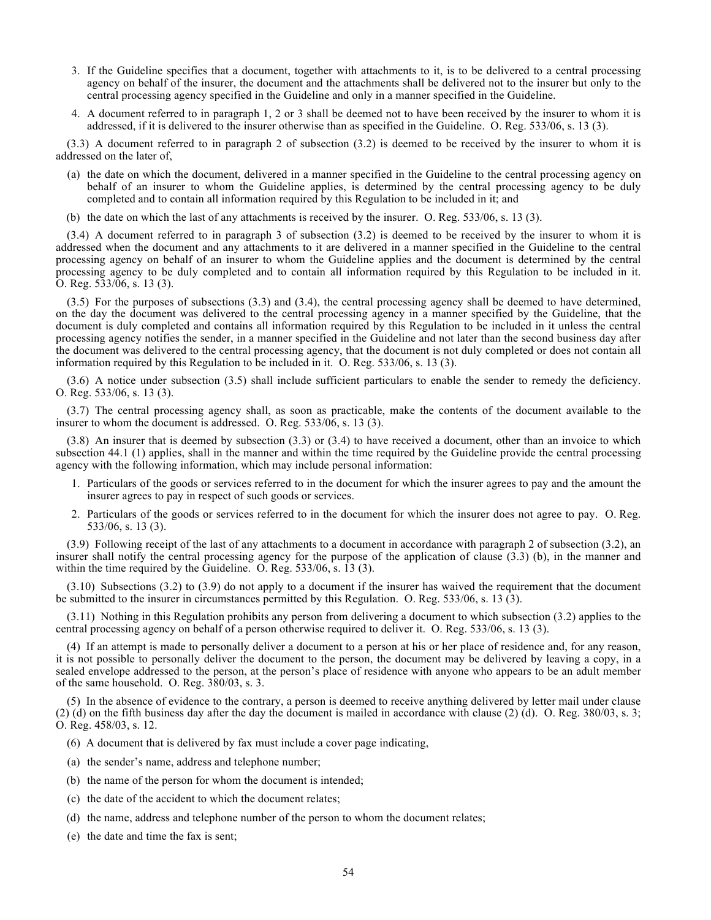3. If the Guideline specifies that a document, together with attachments to it, is to be delivered to a central processing agency on behalf of the insurer, the document and the attachments shall be delivered not to the insurer but only to the central processing agency specified in the Guideline and only in a manner specified in the Guideline.
4. A document referred to in paragraph 1, 2 or 3 shall be deemed not to have been received by the insurer to whom it is addressed, if it is delivered to the insurer otherwise than as specified in the Guideline. O. Reg. 533/06, s. 13 (3).

(3.3) A document referred to in paragraph 2 of subsection (3.2) is deemed to be received by the insurer to whom it is addressed on the later of,

(a) the date on which the document, delivered in a manner specified in the Guideline to the central processing agency on behalf of an insurer to whom the Guideline applies, is determined by the central processing agency to be duly completed and to contain all information required by this Regulation to be included in it; and

(b) the date on which the last of any attachments is received by the insurer. O. Reg. 533/06, s. 13 (3).

(3.4) A document referred to in paragraph 3 of subsection (3.2) is deemed to be received by the insurer to whom it is addressed when the document and any attachments to it are delivered in a manner specified in the Guideline to the central processing agency on behalf of an insurer to whom the Guideline applies and the document is determined by the central processing agency to be duly completed and to contain all information required by this Regulation to be included in it. O. Reg. 533/06, s. 13 (3).

(3.5) For the purposes of subsections (3.3) and (3.4), the central processing agency shall be deemed to have determined, on the day the document was delivered to the central processing agency in a manner specified by the Guideline, that the document is duly completed and contains all information required by this Regulation to be included in it unless the central processing agency notifies the sender, in a manner specified in the Guideline and not later than the second business day after the document was delivered to the central processing agency, that the document is not duly completed or does not contain all information required by this Regulation to be included in it. O. Reg. 533/06, s. 13 (3).

(3.6) A notice under subsection (3.5) shall include sufficient particulars to enable the sender to remedy the deficiency. O. Reg. 533/06, s. 13 (3).

(3.7) The central processing agency shall, as soon as practicable, make the contents of the document available to the insurer to whom the document is addressed. O. Reg. 533/06, s. 13 (3).

(3.8) An insurer that is deemed by subsection (3.3) or (3.4) to have received a document, other than an invoice to which subsection 44.1 (1) applies, shall in the manner and within the time required by the Guideline provide the central processing agency with the following information, which may include personal information:

1. Particulars of the goods or services referred to in the document for which the insurer agrees to pay and the amount the insurer agrees to pay in respect of such goods or services.
2. Particulars of the goods or services referred to in the document for which the insurer does not agree to pay. O. Reg. 533/06, s. 13 (3).

(3.9) Following receipt of the last of any attachments to a document in accordance with paragraph 2 of subsection (3.2), an insurer shall notify the central processing agency for the purpose of the application of clause (3.3) (b), in the manner and within the time required by the Guideline. O. Reg. 533/06, s. 13 (3).

(3.10) Subsections (3.2) to (3.9) do not apply to a document if the insurer has waived the requirement that the document be submitted to the insurer in circumstances permitted by this Regulation. O. Reg. 533/06, s. 13 (3).

(3.11) Nothing in this Regulation prohibits any person from delivering a document to which subsection (3.2) applies to the central processing agency on behalf of a person otherwise required to deliver it. O. Reg. 533/06, s. 13 (3).

(4) If an attempt is made to personally deliver a document to a person at his or her place of residence and, for any reason, it is not possible to personally deliver the document to the person, the document may be delivered by leaving a copy, in a sealed envelope addressed to the person, at the person's place of residence with anyone who appears to be an adult member of the same household. O. Reg. 380/03, s. 3.

(5) In the absence of evidence to the contrary, a person is deemed to receive anything delivered by letter mail under clause (2) (d) on the fifth business day after the day the document is mailed in accordance with clause (2) (d). O. Reg. 380/03, s. 3; O. Reg. 458/03, s. 12.

(6) A document that is delivered by fax must include a cover page indicating,

(a) the sender's name, address and telephone number;

(b) the name of the person for whom the document is intended;

(c) the date of the accident to which the document relates;

(d) the name, address and telephone number of the person to whom the document relates;

(e) the date and time the fax is sent;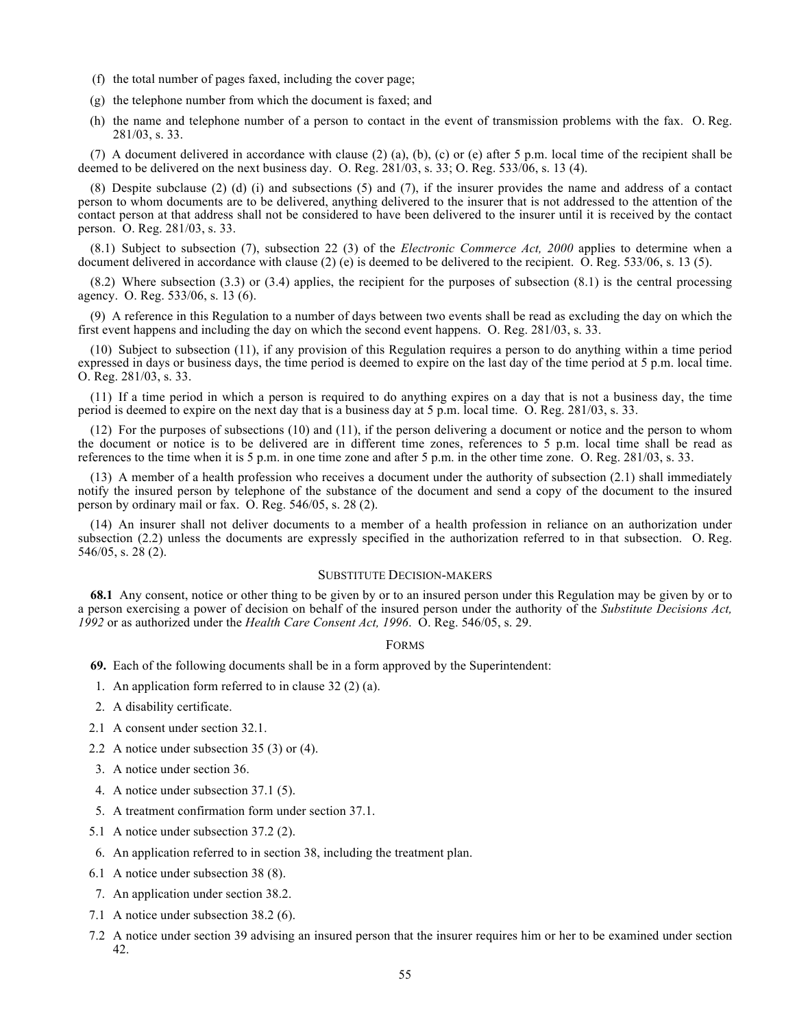(f) the total number of pages faxed, including the cover page;

(g) the telephone number from which the document is faxed; and

(h) the name and telephone number of a person to contact in the event of transmission problems with the fax. O. Reg. 281/03, s. 33.

(7) A document delivered in accordance with clause (2) (a), (b), (c) or (e) after 5 p.m. local time of the recipient shall be deemed to be delivered on the next business day. O. Reg. 281/03, s. 33; O. Reg. 533/06, s. 13 (4).

(8) Despite subclause (2) (d) (i) and subsections (5) and (7), if the insurer provides the name and address of a contact person to whom documents are to be delivered, anything delivered to the insurer that is not addressed to the attention of the contact person at that address shall not be considered to have been delivered to the insurer until it is received by the contact person. O. Reg. 281/03, s. 33.

(8.1) Subject to subsection (7), subsection 22 (3) of the *Electronic Commerce Act, 2000* applies to determine when a document delivered in accordance with clause (2) (e) is deemed to be delivered to the recipient. O. Reg. 533/06, s. 13 (5).

(8.2) Where subsection (3.3) or (3.4) applies, the recipient for the purposes of subsection (8.1) is the central processing agency. O. Reg. 533/06, s. 13 (6).

(9) A reference in this Regulation to a number of days between two events shall be read as excluding the day on which the first event happens and including the day on which the second event happens. O. Reg. 281/03, s. 33.

(10) Subject to subsection (11), if any provision of this Regulation requires a person to do anything within a time period expressed in days or business days, the time period is deemed to expire on the last day of the time period at 5 p.m. local time. O. Reg. 281/03, s. 33.

(11) If a time period in which a person is required to do anything expires on a day that is not a business day, the time period is deemed to expire on the next day that is a business day at 5 p.m. local time. O. Reg. 281/03, s. 33.

(12) For the purposes of subsections (10) and (11), if the person delivering a document or notice and the person to whom the document or notice is to be delivered are in different time zones, references to 5 p.m. local time shall be read as references to the time when it is 5 p.m. in one time zone and after 5 p.m. in the other time zone. O. Reg. 281/03, s. 33.

(13) A member of a health profession who receives a document under the authority of subsection (2.1) shall immediately notify the insured person by telephone of the substance of the document and send a copy of the document to the insured person by ordinary mail or fax. O. Reg. 546/05, s. 28 (2).

(14) An insurer shall not deliver documents to a member of a health profession in reliance on an authorization under subsection (2.2) unless the documents are expressly specified in the authorization referred to in that subsection. O. Reg. 546/05, s. 28 (2).

### SUBSTITUTE DECISION-MAKERS

**68.1** Any consent, notice or other thing to be given by or to an insured person under this Regulation may be given by or to a person exercising a power of decision on behalf of the insured person under the authority of the *Substitute Decisions Act, 1992* or as authorized under the *Health Care Consent Act, 1996*. O. Reg. 546/05, s. 29.

### FORMS

**69.** Each of the following documents shall be in a form approved by the Superintendent:

1. An application form referred to in clause 32 (2) (a).
2. A disability certificate.

2.1 A consent under section 32.1.

2.2 A notice under subsection 35 (3) or (4).

3. A notice under section 36.
4. A notice under subsection 37.1 (5).
5. A treatment confirmation form under section 37.1.

5.1 A notice under subsection 37.2 (2).

6. An application referred to in section 38, including the treatment plan.

6.1 A notice under subsection 38 (8).

7. An application under section 38.2.

7.1 A notice under subsection 38.2 (6).

7.2 A notice under section 39 advising an insured person that the insurer requires him or her to be examined under section 42.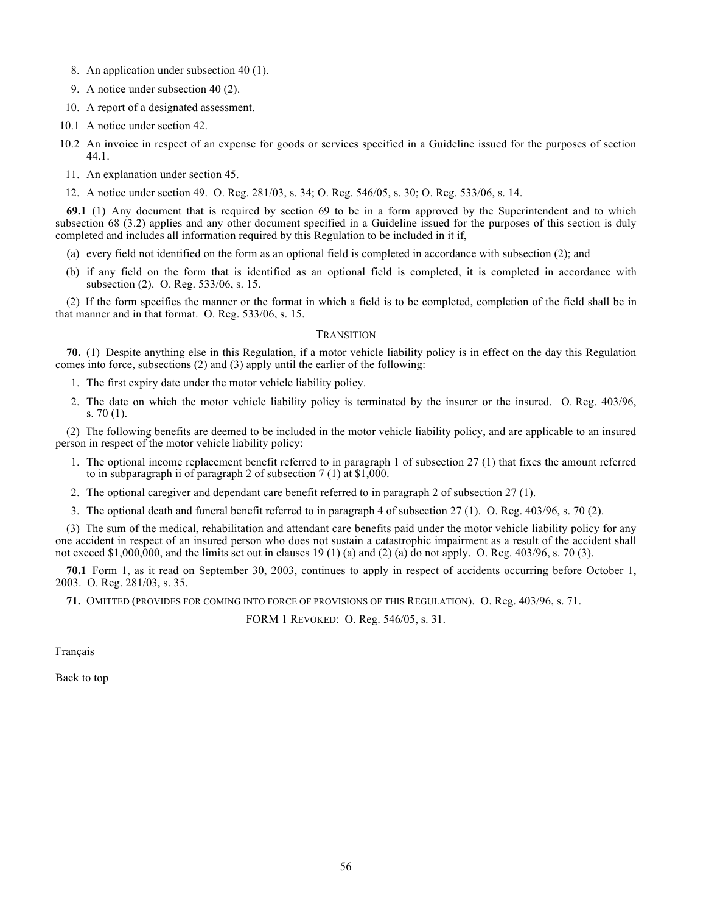8. An application under subsection 40 (1).
9. A notice under subsection 40 (2).
10. A report of a designated assessment.
10.1 A notice under section 42.
10.2 An invoice in respect of an expense for goods or services specified in a Guideline issued for the purposes of section 44.1.
11. An explanation under section 45.
12. A notice under section 49. O. Reg. 281/03, s. 34; O. Reg. 546/05, s. 30; O. Reg. 533/06, s. 14.

**69.1** (1) Any document that is required by section 69 to be in a form approved by the Superintendent and to which subsection 68 (3.2) applies and any other document specified in a Guideline issued for the purposes of this section is duly completed and includes all information required by this Regulation to be included in it if,

(a) every field not identified on the form as an optional field is completed in accordance with subsection (2); and

(b) if any field on the form that is identified as an optional field is completed, it is completed in accordance with subsection (2). O. Reg. 533/06, s. 15.

(2) If the form specifies the manner or the format in which a field is to be completed, completion of the field shall be in that manner and in that format. O. Reg. 533/06, s. 15.

### TRANSITION

**70.** (1) Despite anything else in this Regulation, if a motor vehicle liability policy is in effect on the day this Regulation comes into force, subsections (2) and (3) apply until the earlier of the following:

1. The first expiry date under the motor vehicle liability policy.
2. The date on which the motor vehicle liability policy is terminated by the insurer or the insured. O. Reg. 403/96, s. 70 (1).

(2) The following benefits are deemed to be included in the motor vehicle liability policy, and are applicable to an insured person in respect of the motor vehicle liability policy:

1. The optional income replacement benefit referred to in paragraph 1 of subsection 27 (1) that fixes the amount referred to in subparagraph ii of paragraph 2 of subsection 7 (1) at $1,000.
2. The optional caregiver and dependant care benefit referred to in paragraph 2 of subsection 27 (1).
3. The optional death and funeral benefit referred to in paragraph 4 of subsection 27 (1). O. Reg. 403/96, s. 70 (2).

(3) The sum of the medical, rehabilitation and attendant care benefits paid under the motor vehicle liability policy for any one accident in respect of an insured person who does not sustain a catastrophic impairment as a result of the accident shall not exceed $1,000,000, and the limits set out in clauses 19 (1) (a) and (2) (a) do not apply. O. Reg. 403/96, s. 70 (3).

**70.1** Form 1, as it read on September 30, 2003, continues to apply in respect of accidents occurring before October 1, 2003. O. Reg. 281/03, s. 35.

**71.** OMITTED (PROVIDES FOR COMING INTO FORCE OF PROVISIONS OF THIS REGULATION). O. Reg. 403/96, s. 71.

FORM 1 REVOKED: O. Reg. 546/05, s. 31.

Français

Back to top